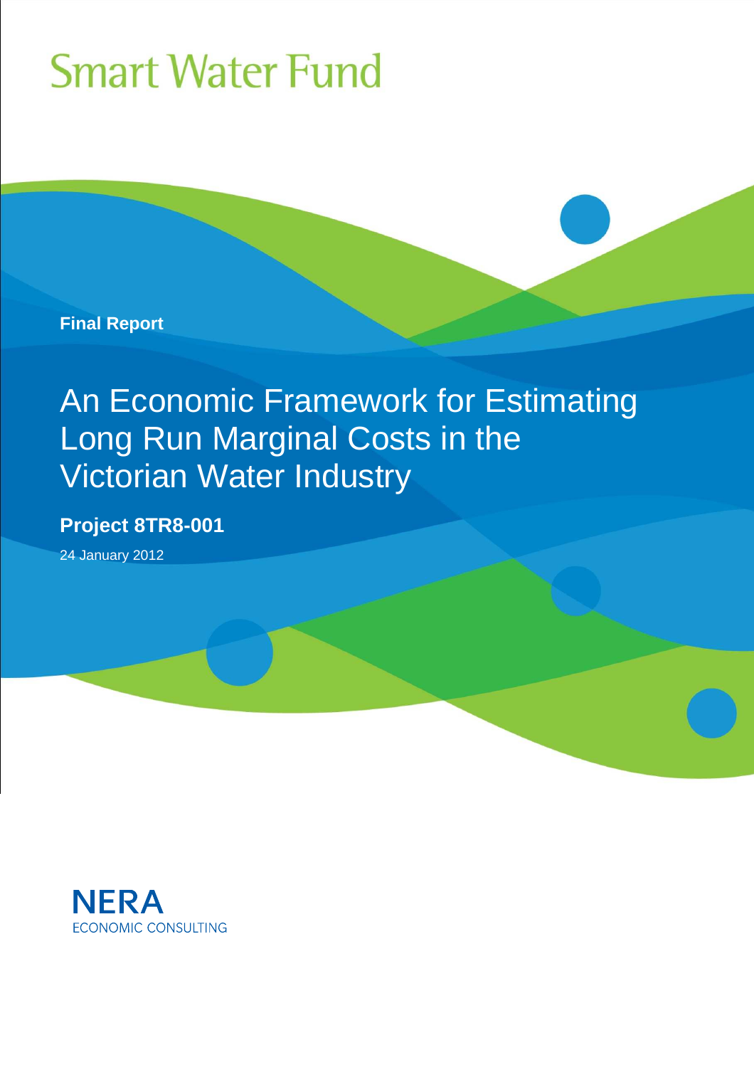Smart Water Fund

**Final Report**

# An Economic Framework for Estimating Long Run Marginal Costs in the Victorian Water Industry

**Project 8TR8-001**

24 January 2012

NERA
ECONOMIC CONSULTING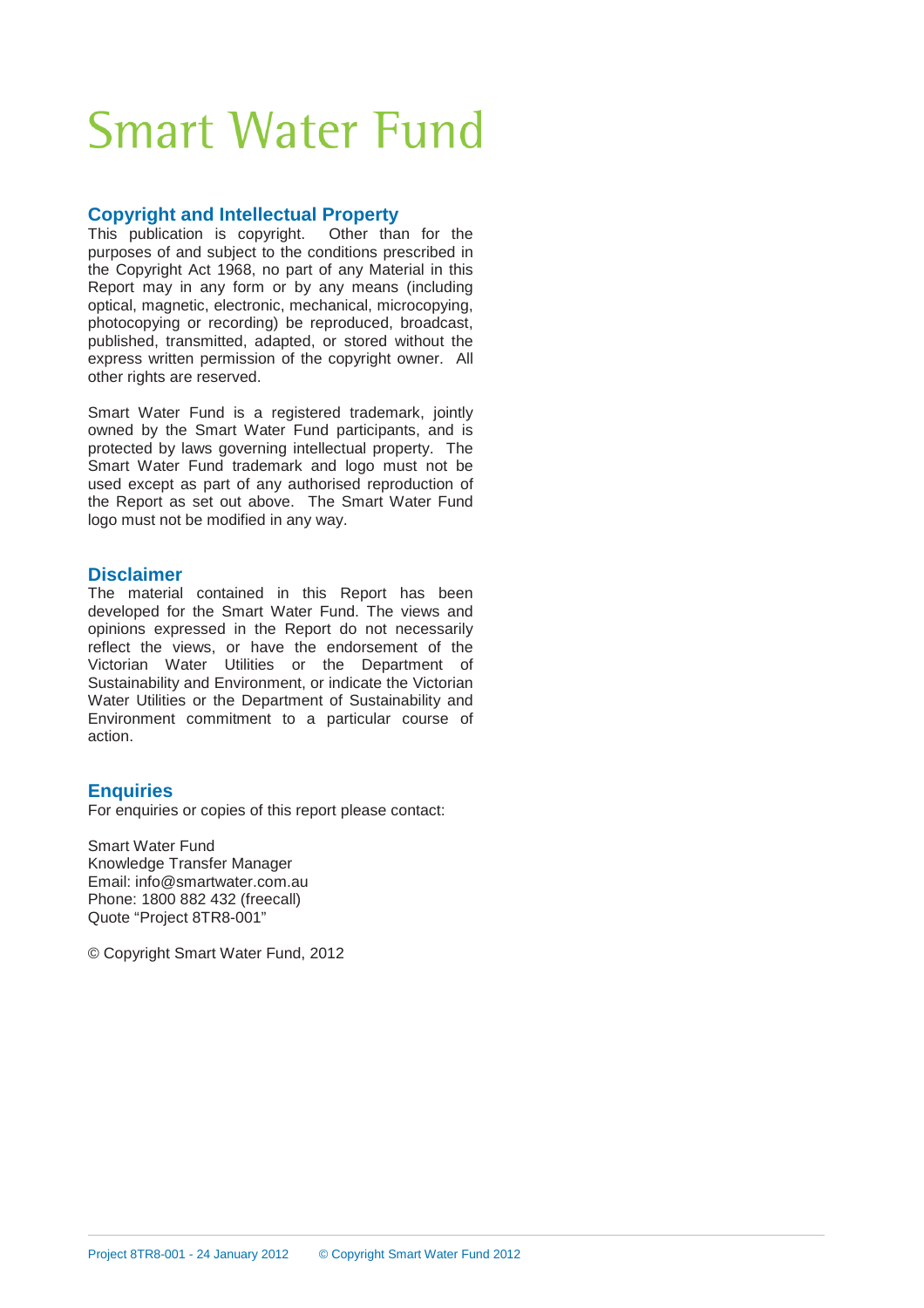# Smart Water Fund

## Copyright and Intellectual Property

This publication is copyright. Other than for the purposes of and subject to the conditions prescribed in the Copyright Act 1968, no part of any Material in this Report may in any form or by any means (including optical, magnetic, electronic, mechanical, microcopying, photocopying or recording) be reproduced, broadcast, published, transmitted, adapted, or stored without the express written permission of the copyright owner. All other rights are reserved.

Smart Water Fund is a registered trademark, jointly owned by the Smart Water Fund participants, and is protected by laws governing intellectual property. The Smart Water Fund trademark and logo must not be used except as part of any authorised reproduction of the Report as set out above. The Smart Water Fund logo must not be modified in any way.

## Disclaimer

The material contained in this Report has been developed for the Smart Water Fund. The views and opinions expressed in the Report do not necessarily reflect the views, or have the endorsement of the Victorian Water Utilities or the Department of Sustainability and Environment, or indicate the Victorian Water Utilities or the Department of Sustainability and Environment commitment to a particular course of action.

## Enquiries

For enquiries or copies of this report please contact:

Smart Water Fund
Knowledge Transfer Manager
Email: info@smartwater.com.au
Phone: 1800 882 432 (freecall)
Quote "Project 8TR8-001"

© Copyright Smart Water Fund, 2012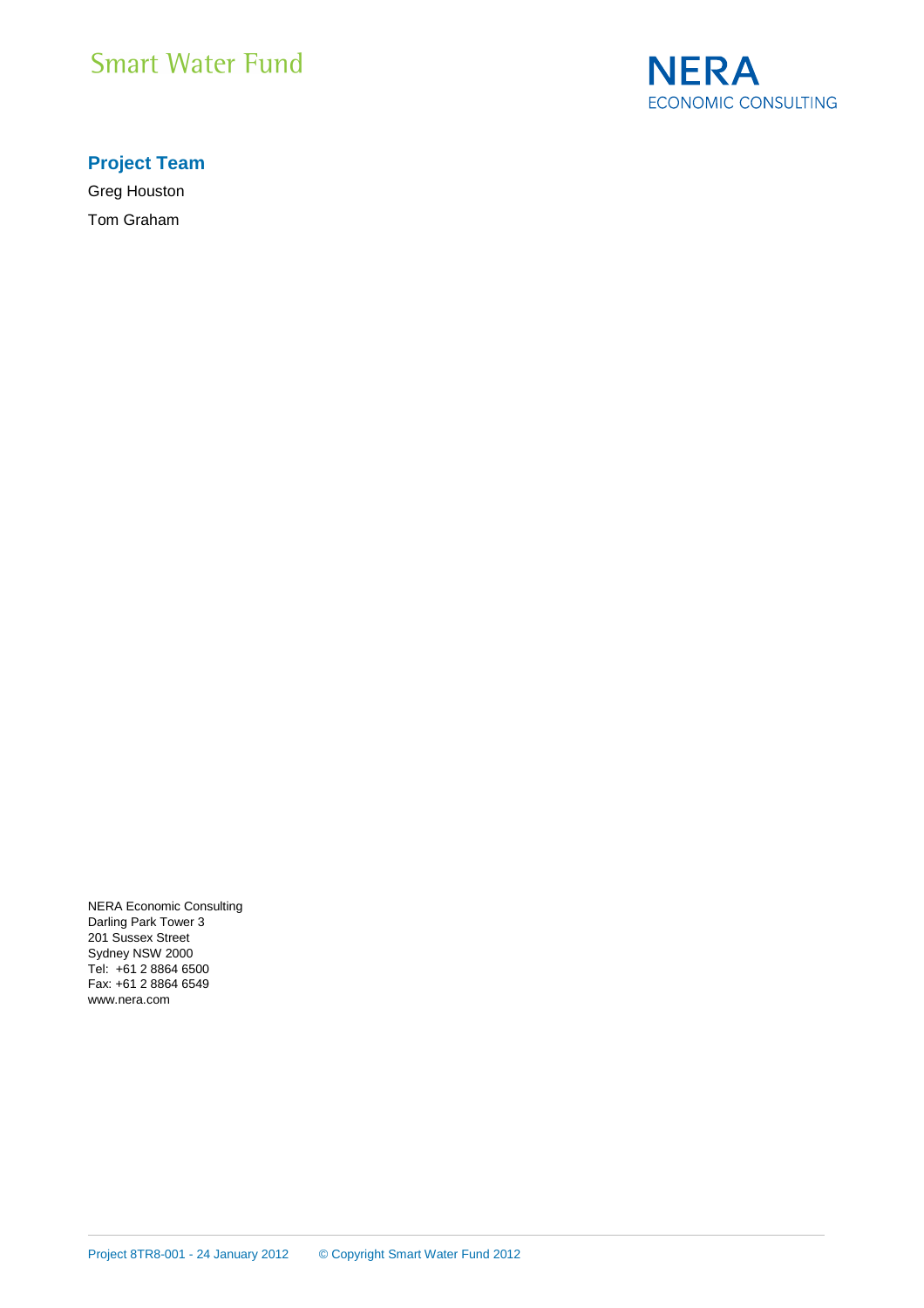## Project Team

Greg Houston

Tom Graham

NERA Economic Consulting
Darling Park Tower 3
201 Sussex Street
Sydney NSW 2000
Tel: +61 2 8864 6500
Fax: +61 2 8864 6549
www.nera.com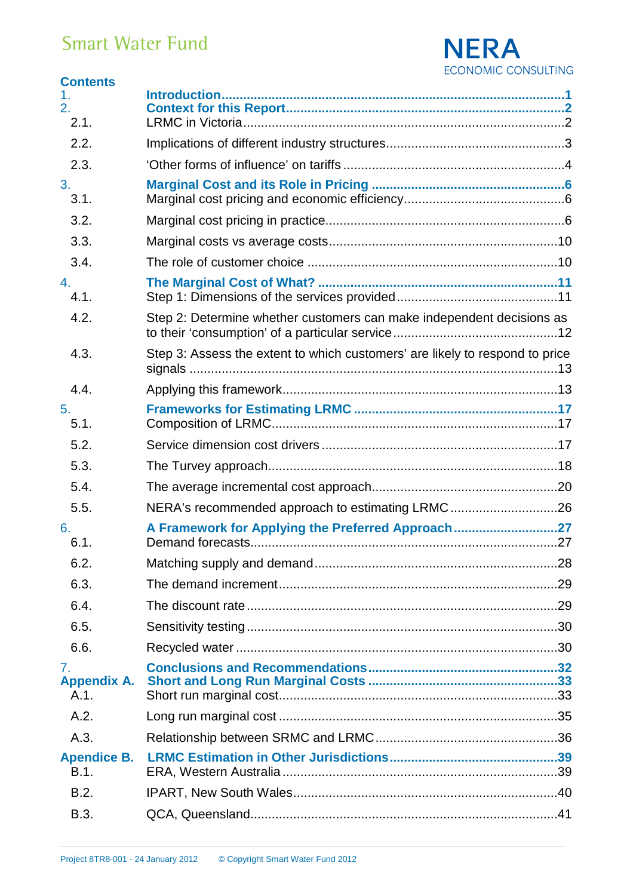## Contents

| | | |
|---|---|---|
| **1.** | **Introduction** | **1** |
| **2.** | **Context for this Report** | **2** |
| 2.1. | LRMC in Victoria | 2 |
| 2.2. | Implications of different industry structures | 3 |
| 2.3. | 'Other forms of influence' on tariffs | 4 |
| **3.** | **Marginal Cost and its Role in Pricing** | **6** |
| 3.1. | Marginal cost pricing and economic efficiency | 6 |
| 3.2. | Marginal cost pricing in practice | 6 |
| 3.3. | Marginal costs vs average costs | 10 |
| 3.4. | The role of customer choice | 10 |
| **4.** | **The Marginal Cost of What?** | **11** |
| 4.1. | Step 1: Dimensions of the services provided | 11 |
| 4.2. | Step 2: Determine whether customers can make independent decisions as to their 'consumption' of a particular service | 12 |
| 4.3. | Step 3: Assess the extent to which customers' are likely to respond to price signals | 13 |
| 4.4. | Applying this framework | 13 |
| **5.** | **Frameworks for Estimating LRMC** | **17** |
| 5.1. | Composition of LRMC | 17 |
| 5.2. | Service dimension cost drivers | 17 |
| 5.3. | The Turvey approach | 18 |
| 5.4. | The average incremental cost approach | 20 |
| 5.5. | NERA's recommended approach to estimating LRMC | 26 |
| **6.** | **A Framework for Applying the Preferred Approach** | **27** |
| 6.1. | Demand forecasts | 27 |
| 6.2. | Matching supply and demand | 28 |
| 6.3. | The demand increment | 29 |
| 6.4. | The discount rate | 29 |
| 6.5. | Sensitivity testing | 30 |
| 6.6. | Recycled water | 30 |
| **7.** | **Conclusions and Recommendations** | **32** |
| **Appendix A.** | **Short and Long Run Marginal Costs** | **33** |
| A.1. | Short run marginal cost | 33 |
| A.2. | Long run marginal cost | 35 |
| A.3. | Relationship between SRMC and LRMC | 36 |
| **Apendice B.** | **LRMC Estimation in Other Jurisdictions** | **39** |
| B.1. | ERA, Western Australia | 39 |
| B.2. | IPART, New South Wales | 40 |
| B.3. | QCA, Queensland | 41 |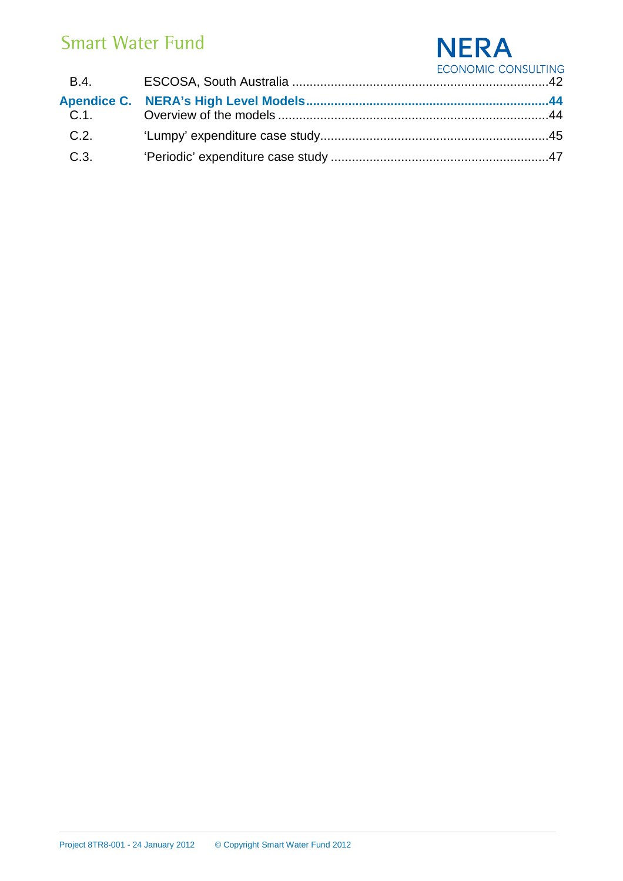| | | |
|---|---|---|
| B.4. | ESCOSA, South Australia | 42 |
| **Apendice C.** | **NERA's High Level Models** | **44** |
| C.1. | Overview of the models | 44 |
| C.2. | 'Lumpy' expenditure case study | 45 |
| C.3. | 'Periodic' expenditure case study | 47 |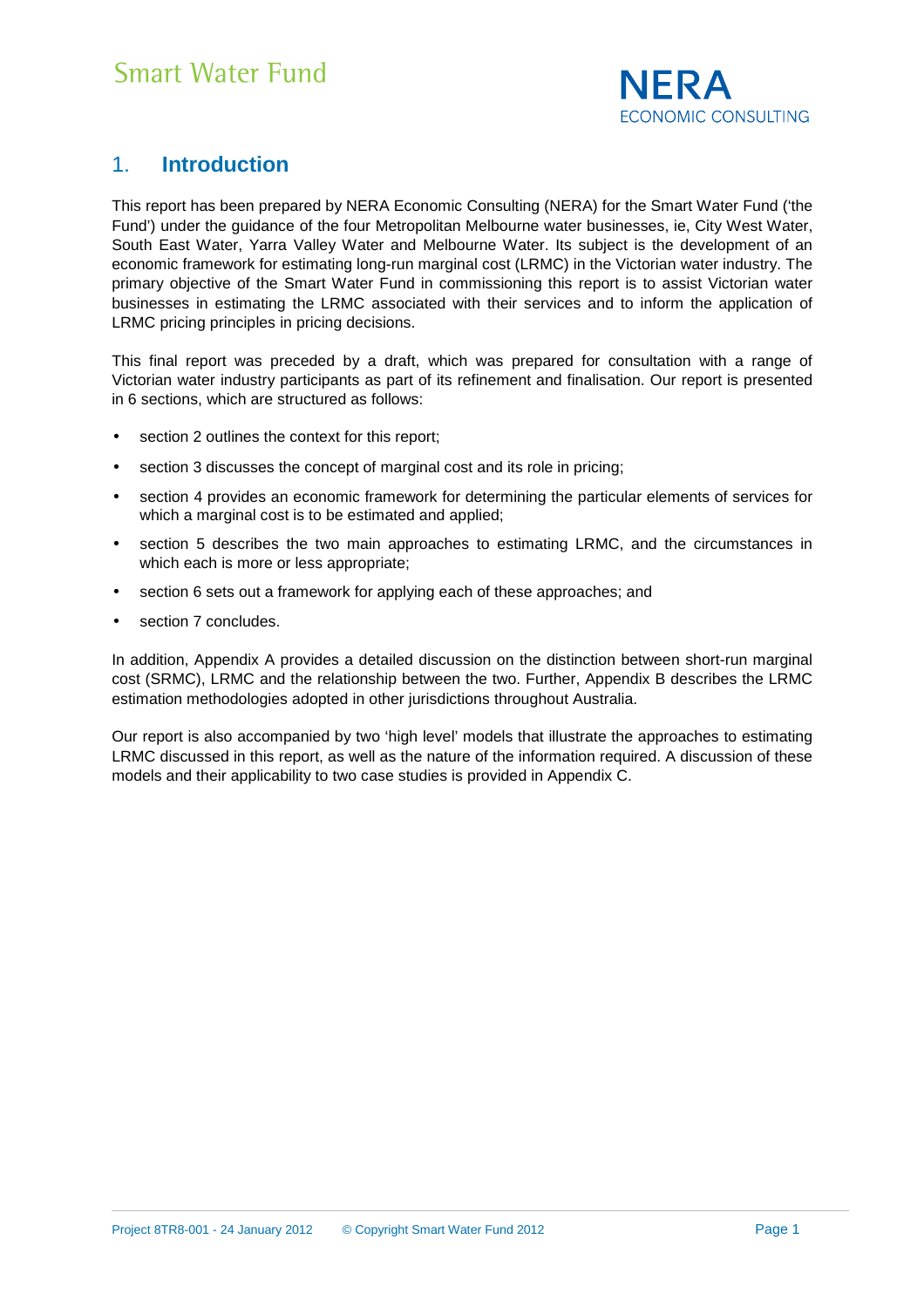# 1. Introduction

This report has been prepared by NERA Economic Consulting (NERA) for the Smart Water Fund ('the Fund') under the guidance of the four Metropolitan Melbourne water businesses, ie, City West Water, South East Water, Yarra Valley Water and Melbourne Water. Its subject is the development of an economic framework for estimating long-run marginal cost (LRMC) in the Victorian water industry. The primary objective of the Smart Water Fund in commissioning this report is to assist Victorian water businesses in estimating the LRMC associated with their services and to inform the application of LRMC pricing principles in pricing decisions.

This final report was preceded by a draft, which was prepared for consultation with a range of Victorian water industry participants as part of its refinement and finalisation. Our report is presented in 6 sections, which are structured as follows:

- section 2 outlines the context for this report;
- section 3 discusses the concept of marginal cost and its role in pricing;
- section 4 provides an economic framework for determining the particular elements of services for which a marginal cost is to be estimated and applied;
- section 5 describes the two main approaches to estimating LRMC, and the circumstances in which each is more or less appropriate;
- section 6 sets out a framework for applying each of these approaches; and
- section 7 concludes.

In addition, Appendix A provides a detailed discussion on the distinction between short-run marginal cost (SRMC), LRMC and the relationship between the two. Further, Appendix B describes the LRMC estimation methodologies adopted in other jurisdictions throughout Australia.

Our report is also accompanied by two 'high level' models that illustrate the approaches to estimating LRMC discussed in this report, as well as the nature of the information required. A discussion of these models and their applicability to two case studies is provided in Appendix C.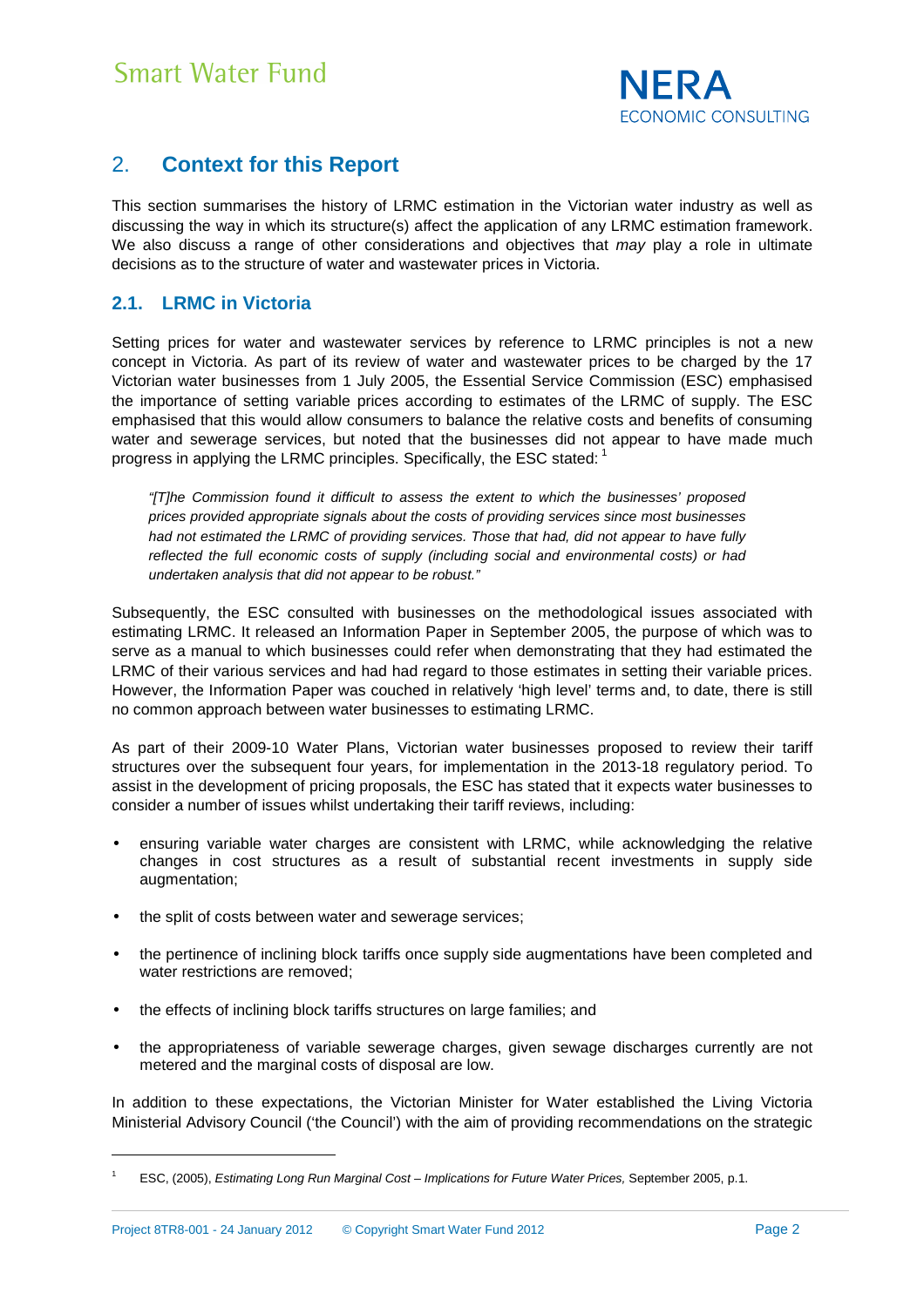## 2. Context for this Report

This section summarises the history of LRMC estimation in the Victorian water industry as well as discussing the way in which its structure(s) affect the application of any LRMC estimation framework. We also discuss a range of other considerations and objectives that *may* play a role in ultimate decisions as to the structure of water and wastewater prices in Victoria.

### 2.1. LRMC in Victoria

Setting prices for water and wastewater services by reference to LRMC principles is not a new concept in Victoria. As part of its review of water and wastewater prices to be charged by the 17 Victorian water businesses from 1 July 2005, the Essential Service Commission (ESC) emphasised the importance of setting variable prices according to estimates of the LRMC of supply. The ESC emphasised that this would allow consumers to balance the relative costs and benefits of consuming water and sewerage services, but noted that the businesses did not appear to have made much progress in applying the LRMC principles. Specifically, the ESC stated: [1]

> *"[T]he Commission found it difficult to assess the extent to which the businesses' proposed prices provided appropriate signals about the costs of providing services since most businesses had not estimated the LRMC of providing services. Those that had, did not appear to have fully reflected the full economic costs of supply (including social and environmental costs) or had undertaken analysis that did not appear to be robust."*

Subsequently, the ESC consulted with businesses on the methodological issues associated with estimating LRMC. It released an Information Paper in September 2005, the purpose of which was to serve as a manual to which businesses could refer when demonstrating that they had estimated the LRMC of their various services and had had regard to those estimates in setting their variable prices. However, the Information Paper was couched in relatively 'high level' terms and, to date, there is still no common approach between water businesses to estimating LRMC.

As part of their 2009-10 Water Plans, Victorian water businesses proposed to review their tariff structures over the subsequent four years, for implementation in the 2013-18 regulatory period. To assist in the development of pricing proposals, the ESC has stated that it expects water businesses to consider a number of issues whilst undertaking their tariff reviews, including:

- ensuring variable water charges are consistent with LRMC, while acknowledging the relative changes in cost structures as a result of substantial recent investments in supply side augmentation;
- the split of costs between water and sewerage services;
- the pertinence of inclining block tariffs once supply side augmentations have been completed and water restrictions are removed;
- the effects of inclining block tariffs structures on large families; and
- the appropriateness of variable sewerage charges, given sewage discharges currently are not metered and the marginal costs of disposal are low.

In addition to these expectations, the Victorian Minister for Water established the Living Victoria Ministerial Advisory Council ('the Council') with the aim of providing recommendations on the strategic

---

[1] ESC, (2005), *Estimating Long Run Marginal Cost – Implications for Future Water Prices,* September 2005, p.1.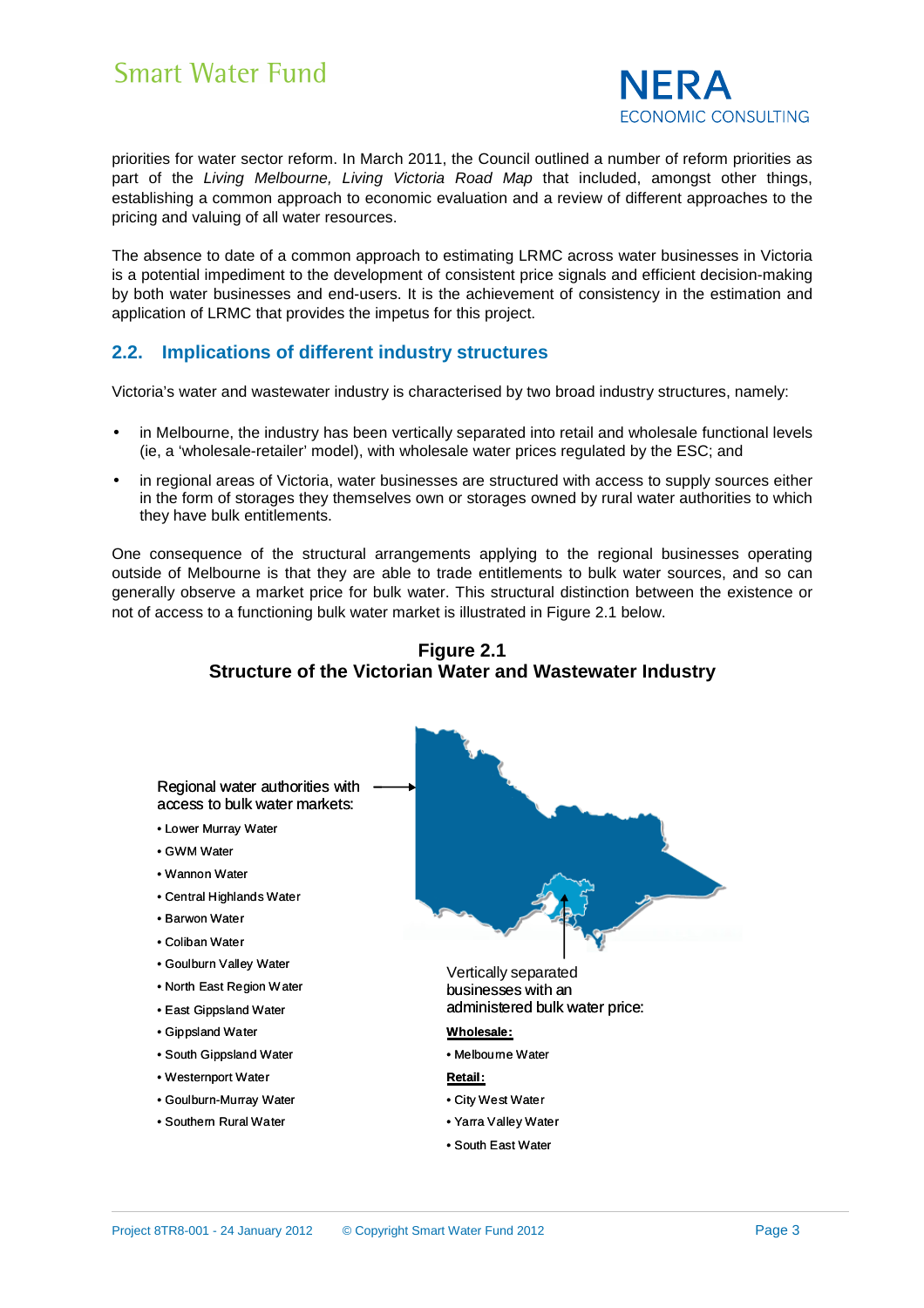priorities for water sector reform. In March 2011, the Council outlined a number of reform priorities as part of the *Living Melbourne, Living Victoria Road Map* that included, amongst other things, establishing a common approach to economic evaluation and a review of different approaches to the pricing and valuing of all water resources.

The absence to date of a common approach to estimating LRMC across water businesses in Victoria is a potential impediment to the development of consistent price signals and efficient decision-making by both water businesses and end-users. It is the achievement of consistency in the estimation and application of LRMC that provides the impetus for this project.

## 2.2. Implications of different industry structures

Victoria's water and wastewater industry is characterised by two broad industry structures, namely:

- in Melbourne, the industry has been vertically separated into retail and wholesale functional levels (ie, a 'wholesale-retailer' model), with wholesale water prices regulated by the ESC; and
- in regional areas of Victoria, water businesses are structured with access to supply sources either in the form of storages they themselves own or storages owned by rural water authorities to which they have bulk entitlements.

One consequence of the structural arrangements applying to the regional businesses operating outside of Melbourne is that they are able to trade entitlements to bulk water sources, and so can generally observe a market price for bulk water. This structural distinction between the existence or not of access to a functioning bulk water market is illustrated in Figure 2.1 below.

**Figure 2.1**
**Structure of the Victorian Water and Wastewater Industry**

Regional water authorities with access to bulk water markets:

- Lower Murray Water
- GWM Water
- Wannon Water
- Central Highlands Water
- Barwon Water
- Coliban Water
- Goulburn Valley Water
- North East Region Water
- East Gippsland Water
- Gippsland Water
- South Gippsland Water
- Westernport Water
- Goulburn-Murray Water
- Southern Rural Water

Vertically separated businesses with an administered bulk water price:

**Wholesale:**

- Melbourne Water

**Retail:**

- City West Water
- Yarra Valley Water
- South East Water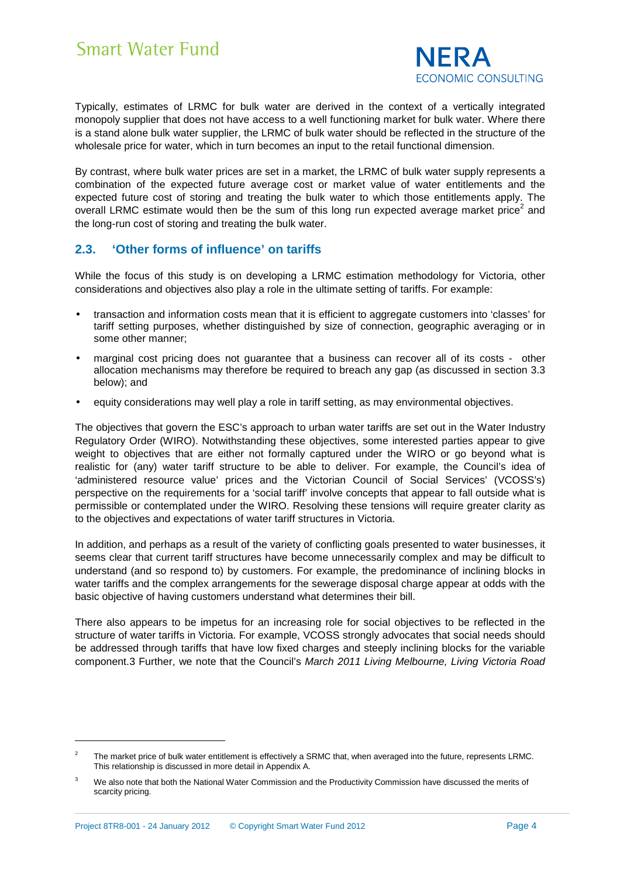Typically, estimates of LRMC for bulk water are derived in the context of a vertically integrated monopoly supplier that does not have access to a well functioning market for bulk water. Where there is a stand alone bulk water supplier, the LRMC of bulk water should be reflected in the structure of the wholesale price for water, which in turn becomes an input to the retail functional dimension.

By contrast, where bulk water prices are set in a market, the LRMC of bulk water supply represents a combination of the expected future average cost or market value of water entitlements and the expected future cost of storing and treating the bulk water to which those entitlements apply. The overall LRMC estimate would then be the sum of this long run expected average market price[2] and the long-run cost of storing and treating the bulk water.

## 2.3. 'Other forms of influence' on tariffs

While the focus of this study is on developing a LRMC estimation methodology for Victoria, other considerations and objectives also play a role in the ultimate setting of tariffs. For example:

- transaction and information costs mean that it is efficient to aggregate customers into 'classes' for tariff setting purposes, whether distinguished by size of connection, geographic averaging or in some other manner;
- marginal cost pricing does not guarantee that a business can recover all of its costs - other allocation mechanisms may therefore be required to breach any gap (as discussed in section 3.3 below); and
- equity considerations may well play a role in tariff setting, as may environmental objectives.

The objectives that govern the ESC's approach to urban water tariffs are set out in the Water Industry Regulatory Order (WIRO). Notwithstanding these objectives, some interested parties appear to give weight to objectives that are either not formally captured under the WIRO or go beyond what is realistic for (any) water tariff structure to be able to deliver. For example, the Council's idea of 'administered resource value' prices and the Victorian Council of Social Services' (VCOSS's) perspective on the requirements for a 'social tariff' involve concepts that appear to fall outside what is permissible or contemplated under the WIRO. Resolving these tensions will require greater clarity as to the objectives and expectations of water tariff structures in Victoria.

In addition, and perhaps as a result of the variety of conflicting goals presented to water businesses, it seems clear that current tariff structures have become unnecessarily complex and may be difficult to understand (and so respond to) by customers. For example, the predominance of inclining blocks in water tariffs and the complex arrangements for the sewerage disposal charge appear at odds with the basic objective of having customers understand what determines their bill.

There also appears to be impetus for an increasing role for social objectives to be reflected in the structure of water tariffs in Victoria. For example, VCOSS strongly advocates that social needs should be addressed through tariffs that have low fixed charges and steeply inclining blocks for the variable component.3 Further, we note that the Council's *March 2011 Living Melbourne, Living Victoria Road*

---

[2] The market price of bulk water entitlement is effectively a SRMC that, when averaged into the future, represents LRMC. This relationship is discussed in more detail in Appendix A.

[3] We also note that both the National Water Commission and the Productivity Commission have discussed the merits of scarcity pricing.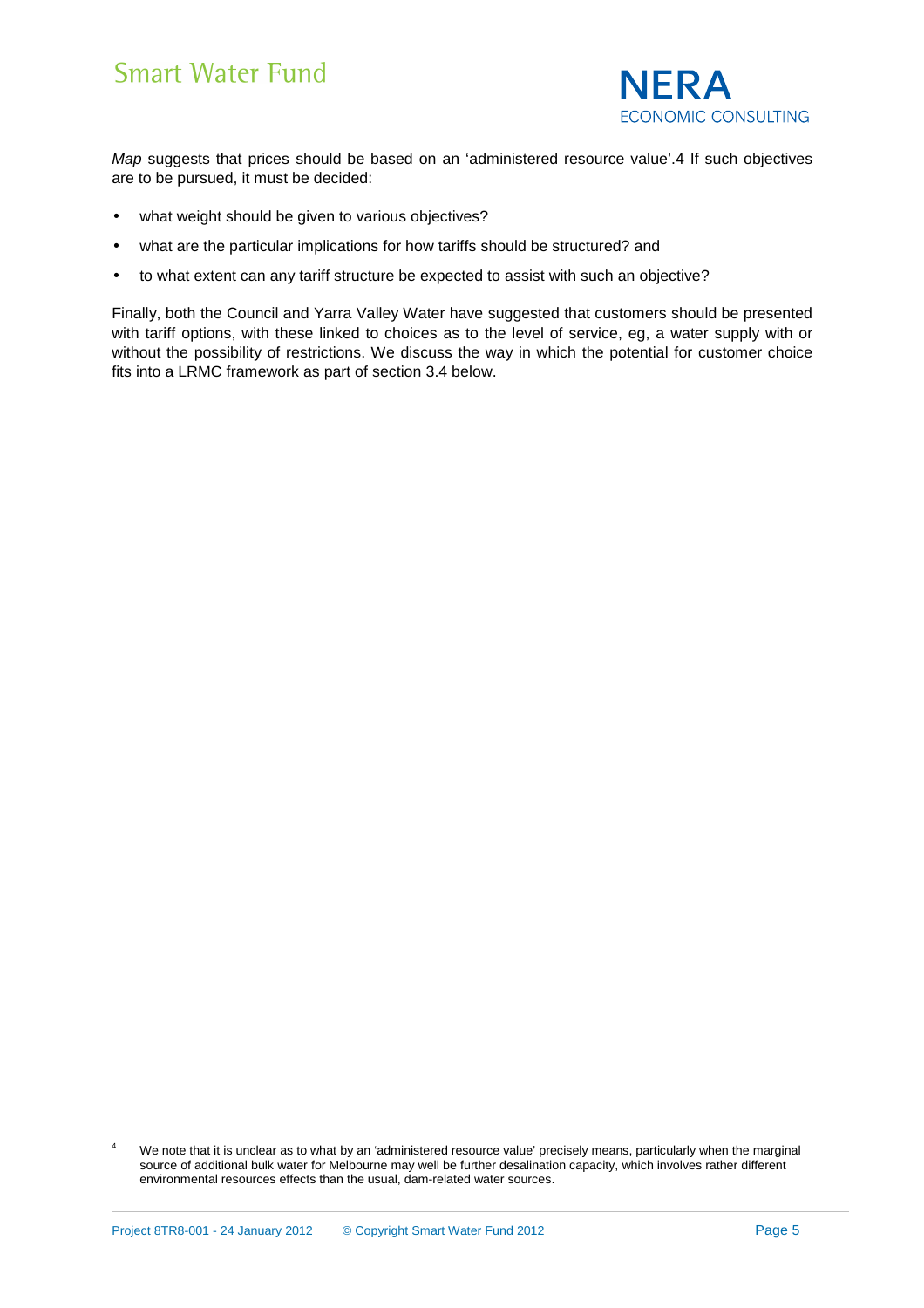*Map* suggests that prices should be based on an 'administered resource value'.[4] If such objectives are to be pursued, it must be decided:

- what weight should be given to various objectives?
- what are the particular implications for how tariffs should be structured? and
- to what extent can any tariff structure be expected to assist with such an objective?

Finally, both the Council and Yarra Valley Water have suggested that customers should be presented with tariff options, with these linked to choices as to the level of service, eg, a water supply with or without the possibility of restrictions. We discuss the way in which the potential for customer choice fits into a LRMC framework as part of section 3.4 below.

[4] We note that it is unclear as to what by an 'administered resource value' precisely means, particularly when the marginal source of additional bulk water for Melbourne may well be further desalination capacity, which involves rather different environmental resources effects than the usual, dam-related water sources.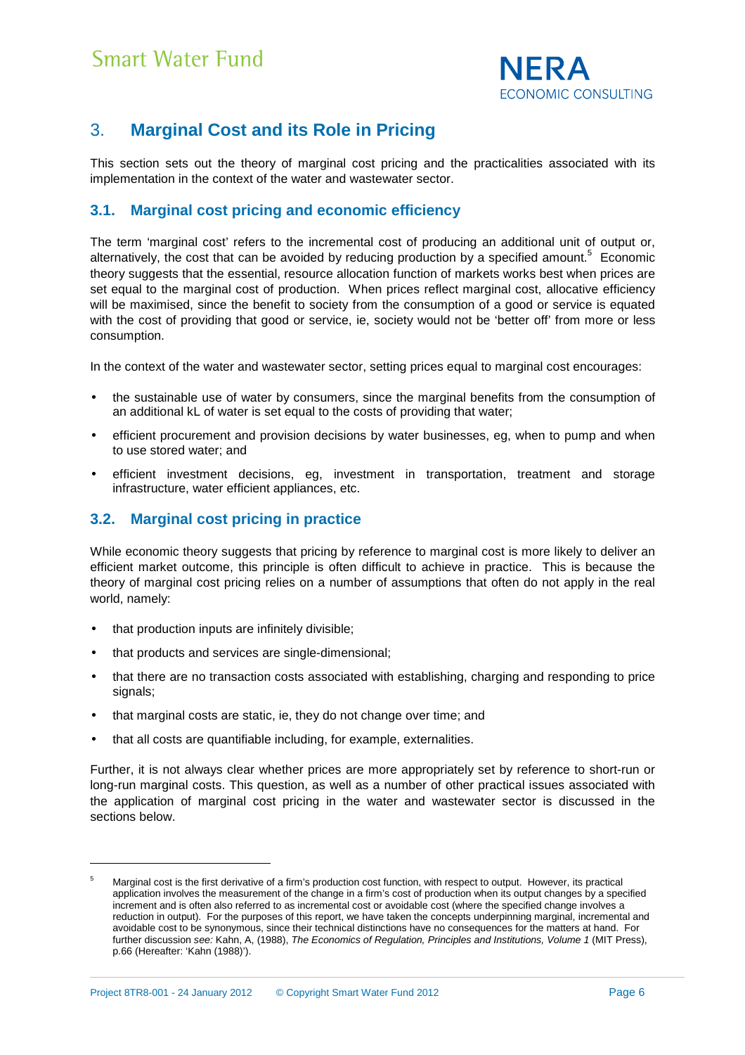# 3. Marginal Cost and its Role in Pricing

This section sets out the theory of marginal cost pricing and the practicalities associated with its implementation in the context of the water and wastewater sector.

## 3.1. Marginal cost pricing and economic efficiency

The term 'marginal cost' refers to the incremental cost of producing an additional unit of output or, alternatively, the cost that can be avoided by reducing production by a specified amount.[5] Economic theory suggests that the essential, resource allocation function of markets works best when prices are set equal to the marginal cost of production. When prices reflect marginal cost, allocative efficiency will be maximised, since the benefit to society from the consumption of a good or service is equated with the cost of providing that good or service, ie, society would not be 'better off' from more or less consumption.

In the context of the water and wastewater sector, setting prices equal to marginal cost encourages:

- the sustainable use of water by consumers, since the marginal benefits from the consumption of an additional kL of water is set equal to the costs of providing that water;
- efficient procurement and provision decisions by water businesses, eg, when to pump and when to use stored water; and
- efficient investment decisions, eg, investment in transportation, treatment and storage infrastructure, water efficient appliances, etc.

## 3.2. Marginal cost pricing in practice

While economic theory suggests that pricing by reference to marginal cost is more likely to deliver an efficient market outcome, this principle is often difficult to achieve in practice. This is because the theory of marginal cost pricing relies on a number of assumptions that often do not apply in the real world, namely:

- that production inputs are infinitely divisible;
- that products and services are single-dimensional;
- that there are no transaction costs associated with establishing, charging and responding to price signals;
- that marginal costs are static, ie, they do not change over time; and
- that all costs are quantifiable including, for example, externalities.

Further, it is not always clear whether prices are more appropriately set by reference to short-run or long-run marginal costs. This question, as well as a number of other practical issues associated with the application of marginal cost pricing in the water and wastewater sector is discussed in the sections below.

---

[5] Marginal cost is the first derivative of a firm's production cost function, with respect to output. However, its practical application involves the measurement of the change in a firm's cost of production when its output changes by a specified increment and is often also referred to as incremental cost or avoidable cost (where the specified change involves a reduction in output). For the purposes of this report, we have taken the concepts underpinning marginal, incremental and avoidable cost to be synonymous, since their technical distinctions have no consequences for the matters at hand. For further discussion *see:* Kahn, A, (1988), *The Economics of Regulation, Principles and Institutions, Volume 1* (MIT Press), p.66 (Hereafter: 'Kahn (1988)').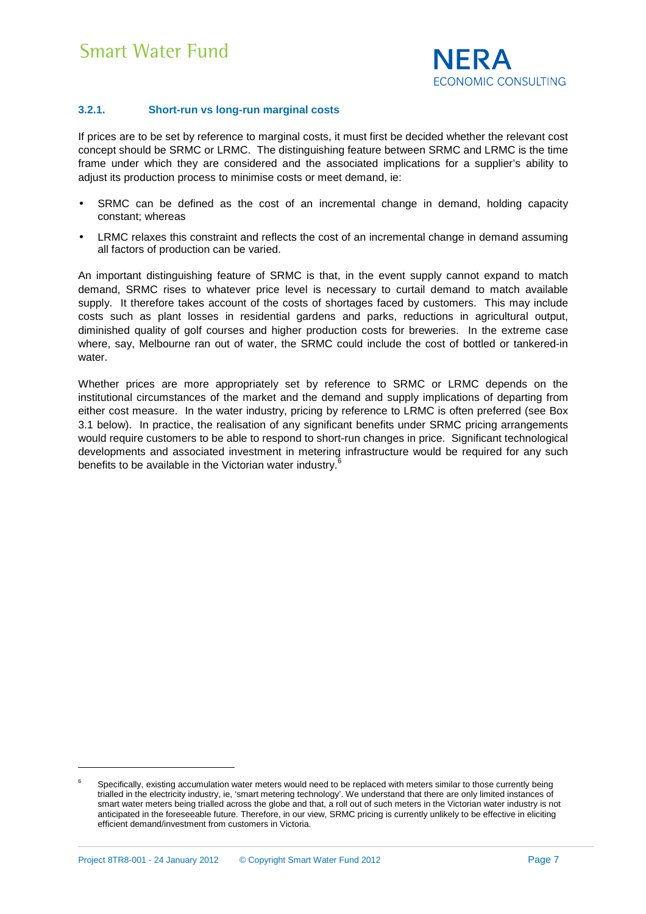### 3.2.1. Short-run vs long-run marginal costs

If prices are to be set by reference to marginal costs, it must first be decided whether the relevant cost concept should be SRMC or LRMC. The distinguishing feature between SRMC and LRMC is the time frame under which they are considered and the associated implications for a supplier's ability to adjust its production process to minimise costs or meet demand, ie:

- SRMC can be defined as the cost of an incremental change in demand, holding capacity constant; whereas
- LRMC relaxes this constraint and reflects the cost of an incremental change in demand assuming all factors of production can be varied.

An important distinguishing feature of SRMC is that, in the event supply cannot expand to match demand, SRMC rises to whatever price level is necessary to curtail demand to match available supply. It therefore takes account of the costs of shortages faced by customers. This may include costs such as plant losses in residential gardens and parks, reductions in agricultural output, diminished quality of golf courses and higher production costs for breweries. In the extreme case where, say, Melbourne ran out of water, the SRMC could include the cost of bottled or tankered-in water.

Whether prices are more appropriately set by reference to SRMC or LRMC depends on the institutional circumstances of the market and the demand and supply implications of departing from either cost measure. In the water industry, pricing by reference to LRMC is often preferred (see Box 3.1 below). In practice, the realisation of any significant benefits under SRMC pricing arrangements would require customers to be able to respond to short-run changes in price. Significant technological developments and associated investment in metering infrastructure would be required for any such benefits to be available in the Victorian water industry.[6]

---

[6] Specifically, existing accumulation water meters would need to be replaced with meters similar to those currently being trialled in the electricity industry, ie, 'smart metering technology'. We understand that there are only limited instances of smart water meters being trialled across the globe and that, a roll out of such meters in the Victorian water industry is not anticipated in the foreseeable future. Therefore, in our view, SRMC pricing is currently unlikely to be effective in eliciting efficient demand/investment from customers in Victoria.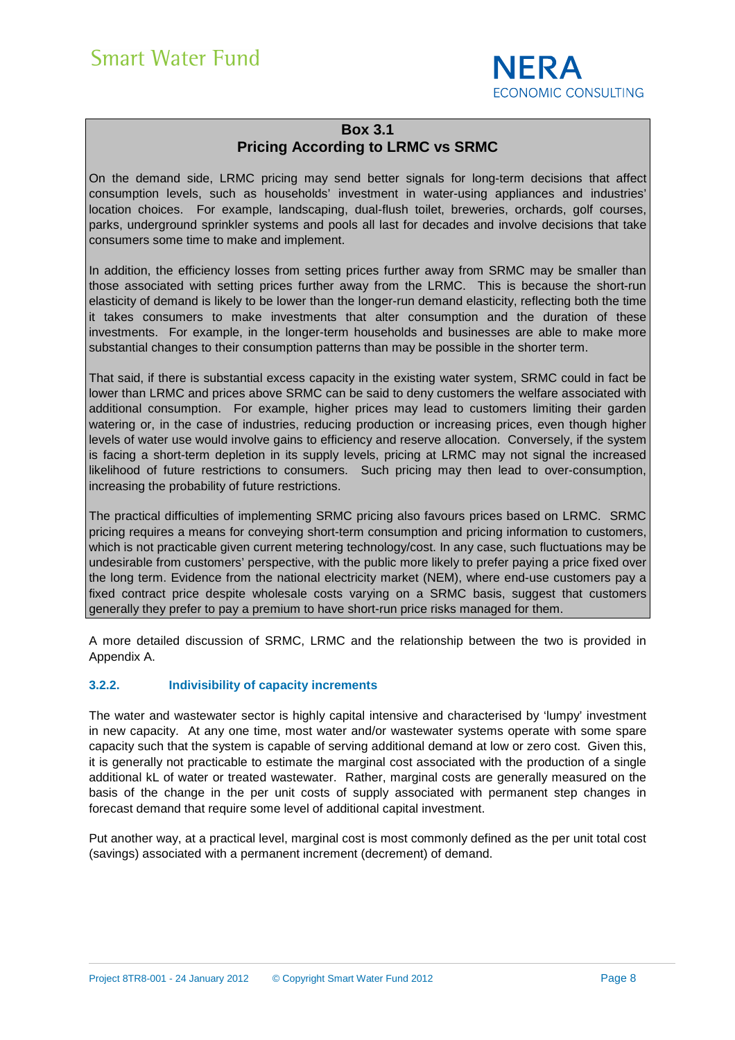**Box 3.1**
**Pricing According to LRMC vs SRMC**

On the demand side, LRMC pricing may send better signals for long-term decisions that affect consumption levels, such as households' investment in water-using appliances and industries' location choices. For example, landscaping, dual-flush toilet, breweries, orchards, golf courses, parks, underground sprinkler systems and pools all last for decades and involve decisions that take consumers some time to make and implement.

In addition, the efficiency losses from setting prices further away from SRMC may be smaller than those associated with setting prices further away from the LRMC. This is because the short-run elasticity of demand is likely to be lower than the longer-run demand elasticity, reflecting both the time it takes consumers to make investments that alter consumption and the duration of these investments. For example, in the longer-term households and businesses are able to make more substantial changes to their consumption patterns than may be possible in the shorter term.

That said, if there is substantial excess capacity in the existing water system, SRMC could in fact be lower than LRMC and prices above SRMC can be said to deny customers the welfare associated with additional consumption. For example, higher prices may lead to customers limiting their garden watering or, in the case of industries, reducing production or increasing prices, even though higher levels of water use would involve gains to efficiency and reserve allocation. Conversely, if the system is facing a short-term depletion in its supply levels, pricing at LRMC may not signal the increased likelihood of future restrictions to consumers. Such pricing may then lead to over-consumption, increasing the probability of future restrictions.

The practical difficulties of implementing SRMC pricing also favours prices based on LRMC. SRMC pricing requires a means for conveying short-term consumption and pricing information to customers, which is not practicable given current metering technology/cost. In any case, such fluctuations may be undesirable from customers' perspective, with the public more likely to prefer paying a price fixed over the long term. Evidence from the national electricity market (NEM), where end-use customers pay a fixed contract price despite wholesale costs varying on a SRMC basis, suggest that customers generally they prefer to pay a premium to have short-run price risks managed for them.

A more detailed discussion of SRMC, LRMC and the relationship between the two is provided in Appendix A.

### 3.2.2. Indivisibility of capacity increments

The water and wastewater sector is highly capital intensive and characterised by 'lumpy' investment in new capacity. At any one time, most water and/or wastewater systems operate with some spare capacity such that the system is capable of serving additional demand at low or zero cost. Given this, it is generally not practicable to estimate the marginal cost associated with the production of a single additional kL of water or treated wastewater. Rather, marginal costs are generally measured on the basis of the change in the per unit costs of supply associated with permanent step changes in forecast demand that require some level of additional capital investment.

Put another way, at a practical level, marginal cost is most commonly defined as the per unit total cost (savings) associated with a permanent increment (decrement) of demand.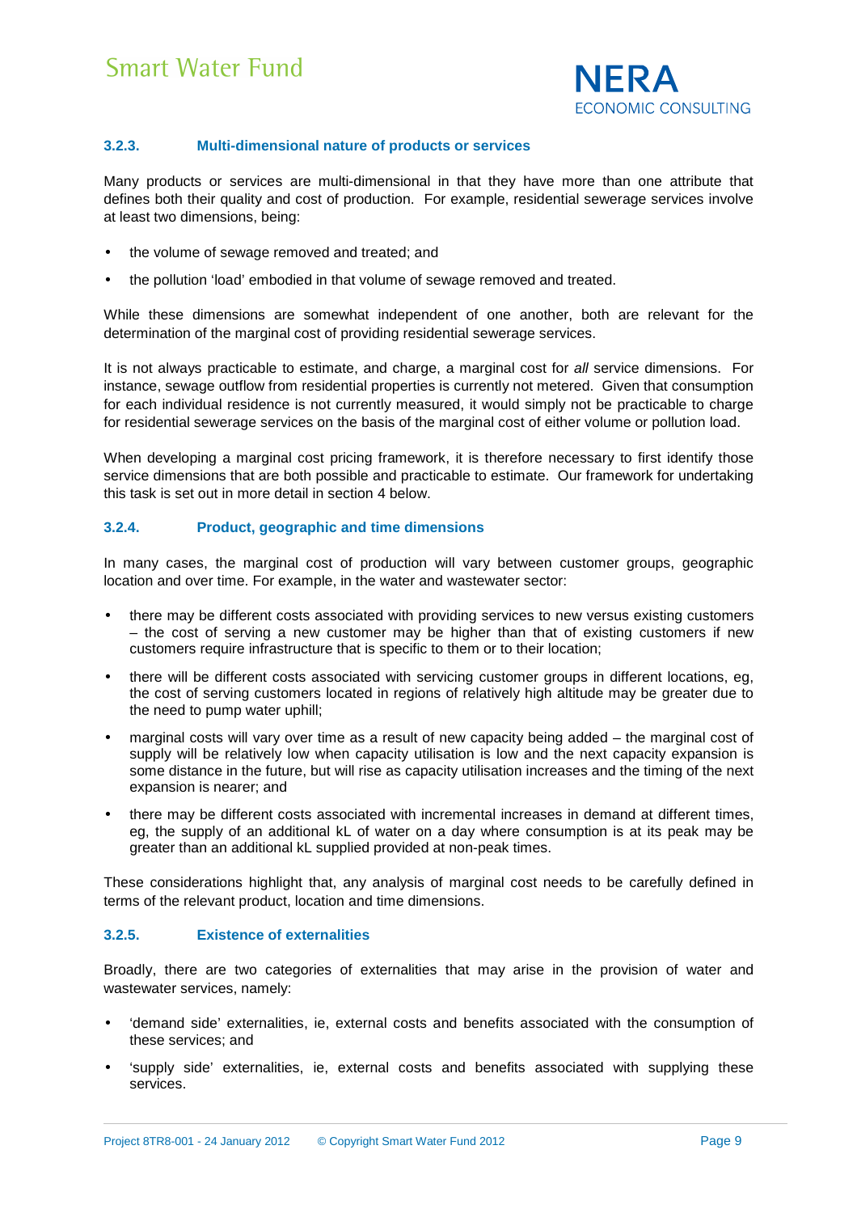### 3.2.3. Multi-dimensional nature of products or services

Many products or services are multi-dimensional in that they have more than one attribute that defines both their quality and cost of production. For example, residential sewerage services involve at least two dimensions, being:

- the volume of sewage removed and treated; and
- the pollution 'load' embodied in that volume of sewage removed and treated.

While these dimensions are somewhat independent of one another, both are relevant for the determination of the marginal cost of providing residential sewerage services.

It is not always practicable to estimate, and charge, a marginal cost for *all* service dimensions. For instance, sewage outflow from residential properties is currently not metered. Given that consumption for each individual residence is not currently measured, it would simply not be practicable to charge for residential sewerage services on the basis of the marginal cost of either volume or pollution load.

When developing a marginal cost pricing framework, it is therefore necessary to first identify those service dimensions that are both possible and practicable to estimate. Our framework for undertaking this task is set out in more detail in section 4 below.

### 3.2.4. Product, geographic and time dimensions

In many cases, the marginal cost of production will vary between customer groups, geographic location and over time. For example, in the water and wastewater sector:

- there may be different costs associated with providing services to new versus existing customers – the cost of serving a new customer may be higher than that of existing customers if new customers require infrastructure that is specific to them or to their location;
- there will be different costs associated with servicing customer groups in different locations, eg, the cost of serving customers located in regions of relatively high altitude may be greater due to the need to pump water uphill;
- marginal costs will vary over time as a result of new capacity being added – the marginal cost of supply will be relatively low when capacity utilisation is low and the next capacity expansion is some distance in the future, but will rise as capacity utilisation increases and the timing of the next expansion is nearer; and
- there may be different costs associated with incremental increases in demand at different times, eg, the supply of an additional kL of water on a day where consumption is at its peak may be greater than an additional kL supplied provided at non-peak times.

These considerations highlight that, any analysis of marginal cost needs to be carefully defined in terms of the relevant product, location and time dimensions.

### 3.2.5. Existence of externalities

Broadly, there are two categories of externalities that may arise in the provision of water and wastewater services, namely:

- 'demand side' externalities, ie, external costs and benefits associated with the consumption of these services; and
- 'supply side' externalities, ie, external costs and benefits associated with supplying these services.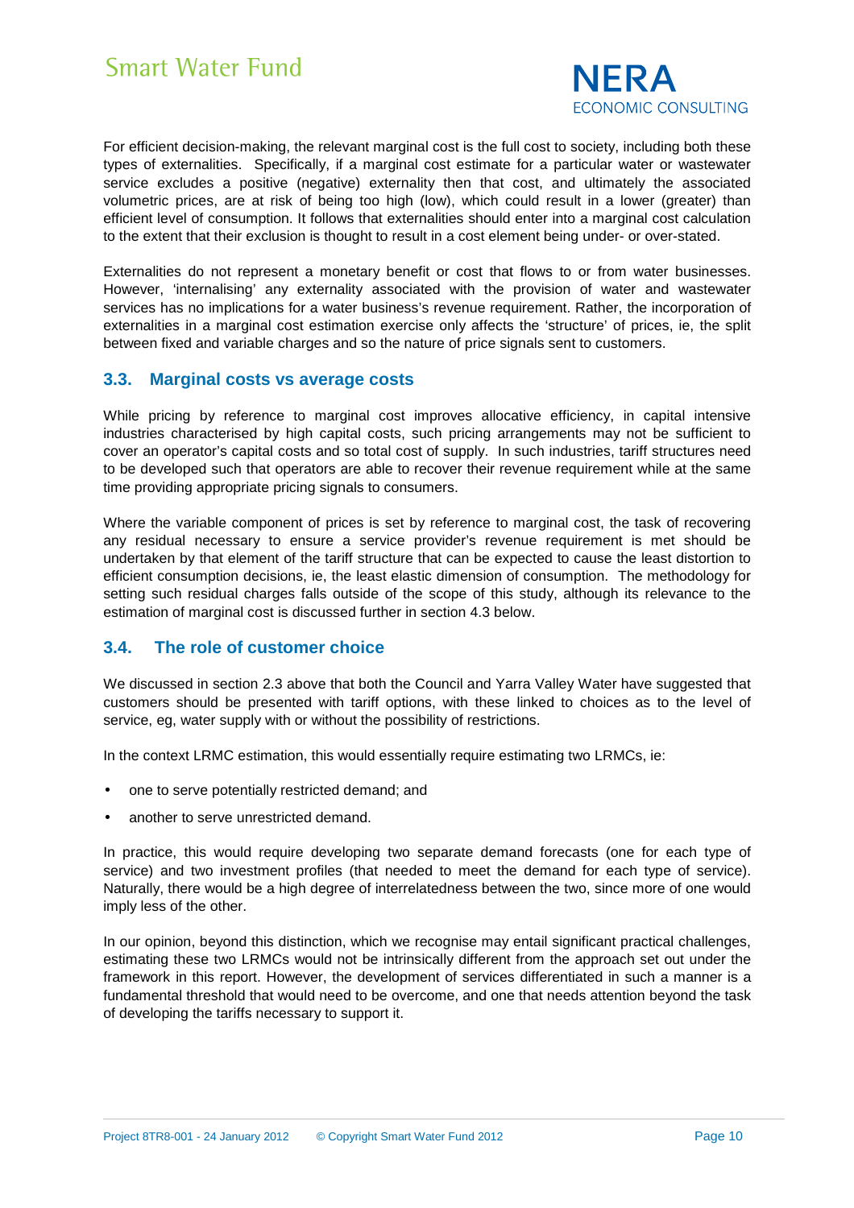For efficient decision-making, the relevant marginal cost is the full cost to society, including both these types of externalities. Specifically, if a marginal cost estimate for a particular water or wastewater service excludes a positive (negative) externality then that cost, and ultimately the associated volumetric prices, are at risk of being too high (low), which could result in a lower (greater) than efficient level of consumption. It follows that externalities should enter into a marginal cost calculation to the extent that their exclusion is thought to result in a cost element being under- or over-stated.

Externalities do not represent a monetary benefit or cost that flows to or from water businesses. However, 'internalising' any externality associated with the provision of water and wastewater services has no implications for a water business's revenue requirement. Rather, the incorporation of externalities in a marginal cost estimation exercise only affects the 'structure' of prices, ie, the split between fixed and variable charges and so the nature of price signals sent to customers.

## 3.3. Marginal costs vs average costs

While pricing by reference to marginal cost improves allocative efficiency, in capital intensive industries characterised by high capital costs, such pricing arrangements may not be sufficient to cover an operator's capital costs and so total cost of supply. In such industries, tariff structures need to be developed such that operators are able to recover their revenue requirement while at the same time providing appropriate pricing signals to consumers.

Where the variable component of prices is set by reference to marginal cost, the task of recovering any residual necessary to ensure a service provider's revenue requirement is met should be undertaken by that element of the tariff structure that can be expected to cause the least distortion to efficient consumption decisions, ie, the least elastic dimension of consumption. The methodology for setting such residual charges falls outside of the scope of this study, although its relevance to the estimation of marginal cost is discussed further in section 4.3 below.

## 3.4. The role of customer choice

We discussed in section 2.3 above that both the Council and Yarra Valley Water have suggested that customers should be presented with tariff options, with these linked to choices as to the level of service, eg, water supply with or without the possibility of restrictions.

In the context LRMC estimation, this would essentially require estimating two LRMCs, ie:

- one to serve potentially restricted demand; and
- another to serve unrestricted demand.

In practice, this would require developing two separate demand forecasts (one for each type of service) and two investment profiles (that needed to meet the demand for each type of service). Naturally, there would be a high degree of interrelatedness between the two, since more of one would imply less of the other.

In our opinion, beyond this distinction, which we recognise may entail significant practical challenges, estimating these two LRMCs would not be intrinsically different from the approach set out under the framework in this report. However, the development of services differentiated in such a manner is a fundamental threshold that would need to be overcome, and one that needs attention beyond the task of developing the tariffs necessary to support it.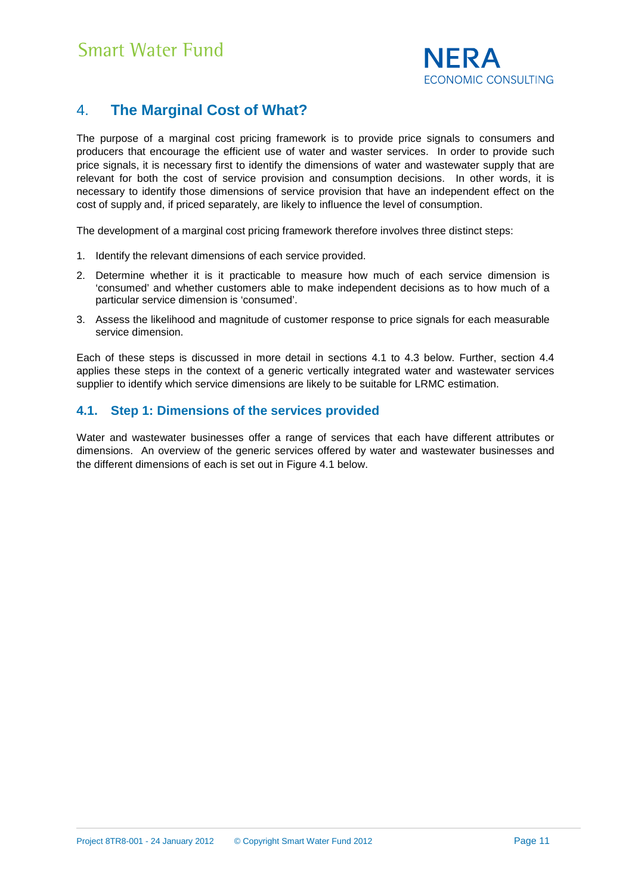## 4. The Marginal Cost of What?

The purpose of a marginal cost pricing framework is to provide price signals to consumers and producers that encourage the efficient use of water and waster services. In order to provide such price signals, it is necessary first to identify the dimensions of water and wastewater supply that are relevant for both the cost of service provision and consumption decisions. In other words, it is necessary to identify those dimensions of service provision that have an independent effect on the cost of supply and, if priced separately, are likely to influence the level of consumption.

The development of a marginal cost pricing framework therefore involves three distinct steps:

1. Identify the relevant dimensions of each service provided.
2. Determine whether it is it practicable to measure how much of each service dimension is 'consumed' and whether customers able to make independent decisions as to how much of a particular service dimension is 'consumed'.
3. Assess the likelihood and magnitude of customer response to price signals for each measurable service dimension.

Each of these steps is discussed in more detail in sections 4.1 to 4.3 below. Further, section 4.4 applies these steps in the context of a generic vertically integrated water and wastewater services supplier to identify which service dimensions are likely to be suitable for LRMC estimation.

### 4.1. Step 1: Dimensions of the services provided

Water and wastewater businesses offer a range of services that each have different attributes or dimensions. An overview of the generic services offered by water and wastewater businesses and the different dimensions of each is set out in Figure 4.1 below.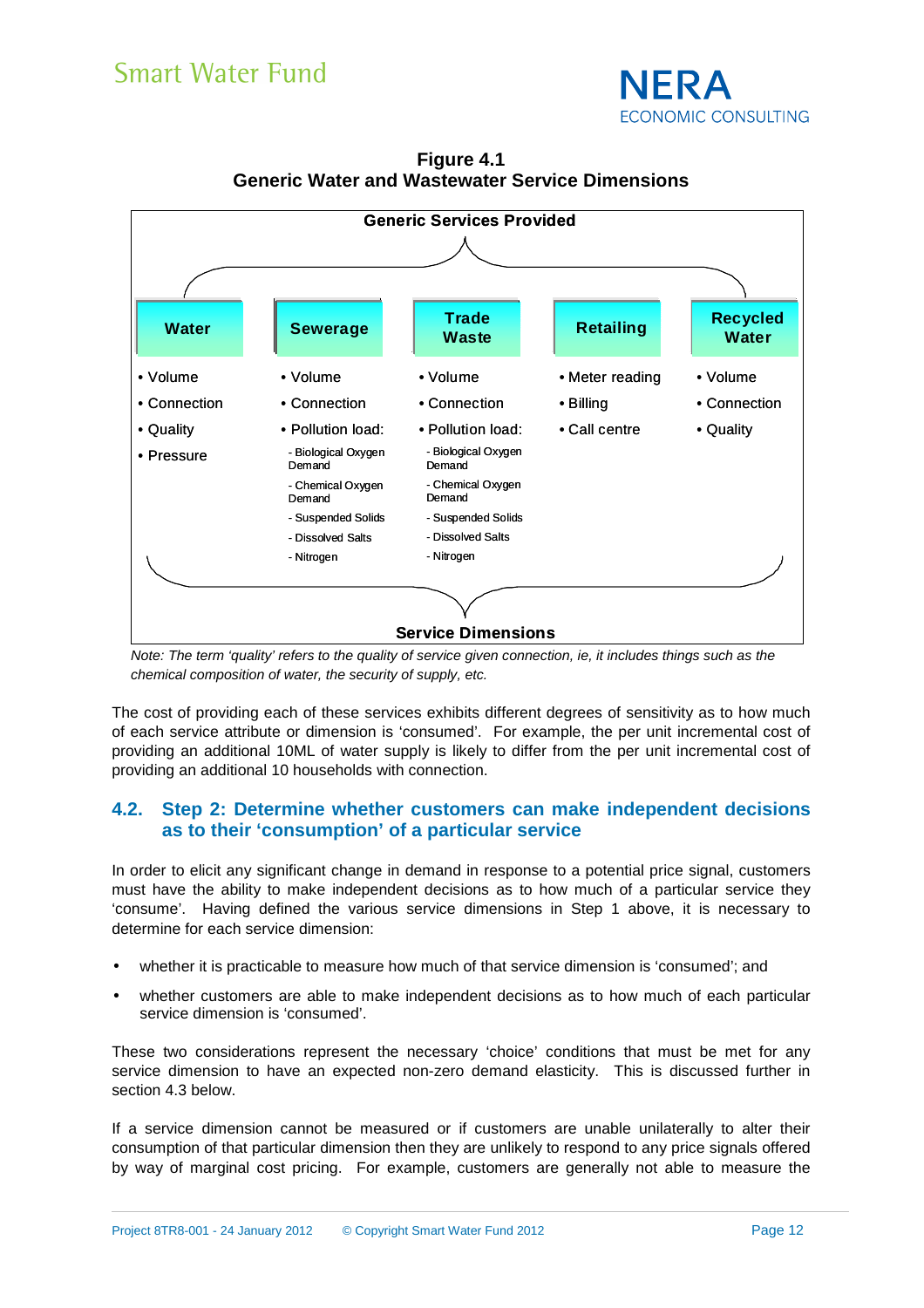**Figure 4.1**
**Generic Water and Wastewater Service Dimensions**

**Generic Services Provided**

| Water | Sewerage | Trade Waste | Retailing | Recycled Water |
|---|---|---|---|---|
| • Volume | • Volume | • Volume | • Meter reading | • Volume |
| • Connection | • Connection | • Connection | • Billing | • Connection |
| • Quality | • Pollution load: | • Pollution load: | • Call centre | • Quality |
| • Pressure | - Biological Oxygen Demand | - Biological Oxygen Demand | | |
| | - Chemical Oxygen Demand | - Chemical Oxygen Demand | | |
| | - Suspended Solids | - Suspended Solids | | |
| | - Dissolved Salts | - Dissolved Salts | | |
| | - Nitrogen | - Nitrogen | | |

**Service Dimensions**

*Note: The term 'quality' refers to the quality of service given connection, ie, it includes things such as the chemical composition of water, the security of supply, etc.*

The cost of providing each of these services exhibits different degrees of sensitivity as to how much of each service attribute or dimension is 'consumed'. For example, the per unit incremental cost of providing an additional 10ML of water supply is likely to differ from the per unit incremental cost of providing an additional 10 households with connection.

## 4.2. Step 2: Determine whether customers can make independent decisions as to their 'consumption' of a particular service

In order to elicit any significant change in demand in response to a potential price signal, customers must have the ability to make independent decisions as to how much of a particular service they 'consume'. Having defined the various service dimensions in Step 1 above, it is necessary to determine for each service dimension:

- whether it is practicable to measure how much of that service dimension is 'consumed'; and
- whether customers are able to make independent decisions as to how much of each particular service dimension is 'consumed'.

These two considerations represent the necessary 'choice' conditions that must be met for any service dimension to have an expected non-zero demand elasticity. This is discussed further in section 4.3 below.

If a service dimension cannot be measured or if customers are unable unilaterally to alter their consumption of that particular dimension then they are unlikely to respond to any price signals offered by way of marginal cost pricing. For example, customers are generally not able to measure the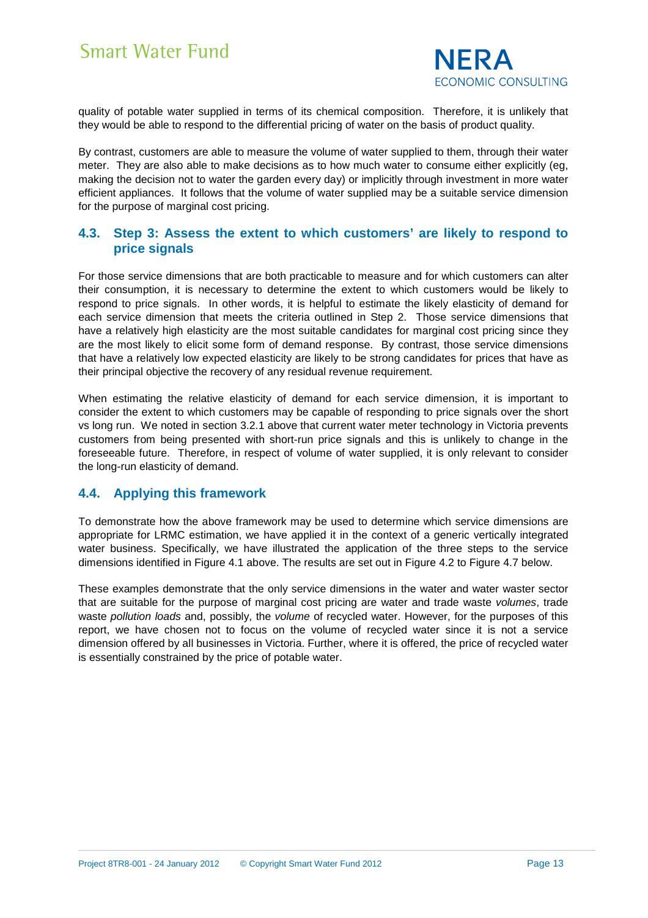quality of potable water supplied in terms of its chemical composition. Therefore, it is unlikely that they would be able to respond to the differential pricing of water on the basis of product quality.

By contrast, customers are able to measure the volume of water supplied to them, through their water meter. They are also able to make decisions as to how much water to consume either explicitly (eg, making the decision not to water the garden every day) or implicitly through investment in more water efficient appliances. It follows that the volume of water supplied may be a suitable service dimension for the purpose of marginal cost pricing.

## 4.3. Step 3: Assess the extent to which customers' are likely to respond to price signals

For those service dimensions that are both practicable to measure and for which customers can alter their consumption, it is necessary to determine the extent to which customers would be likely to respond to price signals. In other words, it is helpful to estimate the likely elasticity of demand for each service dimension that meets the criteria outlined in Step 2. Those service dimensions that have a relatively high elasticity are the most suitable candidates for marginal cost pricing since they are the most likely to elicit some form of demand response. By contrast, those service dimensions that have a relatively low expected elasticity are likely to be strong candidates for prices that have as their principal objective the recovery of any residual revenue requirement.

When estimating the relative elasticity of demand for each service dimension, it is important to consider the extent to which customers may be capable of responding to price signals over the short vs long run. We noted in section 3.2.1 above that current water meter technology in Victoria prevents customers from being presented with short-run price signals and this is unlikely to change in the foreseeable future. Therefore, in respect of volume of water supplied, it is only relevant to consider the long-run elasticity of demand.

## 4.4. Applying this framework

To demonstrate how the above framework may be used to determine which service dimensions are appropriate for LRMC estimation, we have applied it in the context of a generic vertically integrated water business. Specifically, we have illustrated the application of the three steps to the service dimensions identified in Figure 4.1 above. The results are set out in Figure 4.2 to Figure 4.7 below.

These examples demonstrate that the only service dimensions in the water and water waster sector that are suitable for the purpose of marginal cost pricing are water and trade waste *volumes*, trade waste *pollution loads* and, possibly, the *volume* of recycled water. However, for the purposes of this report, we have chosen not to focus on the volume of recycled water since it is not a service dimension offered by all businesses in Victoria. Further, where it is offered, the price of recycled water is essentially constrained by the price of potable water.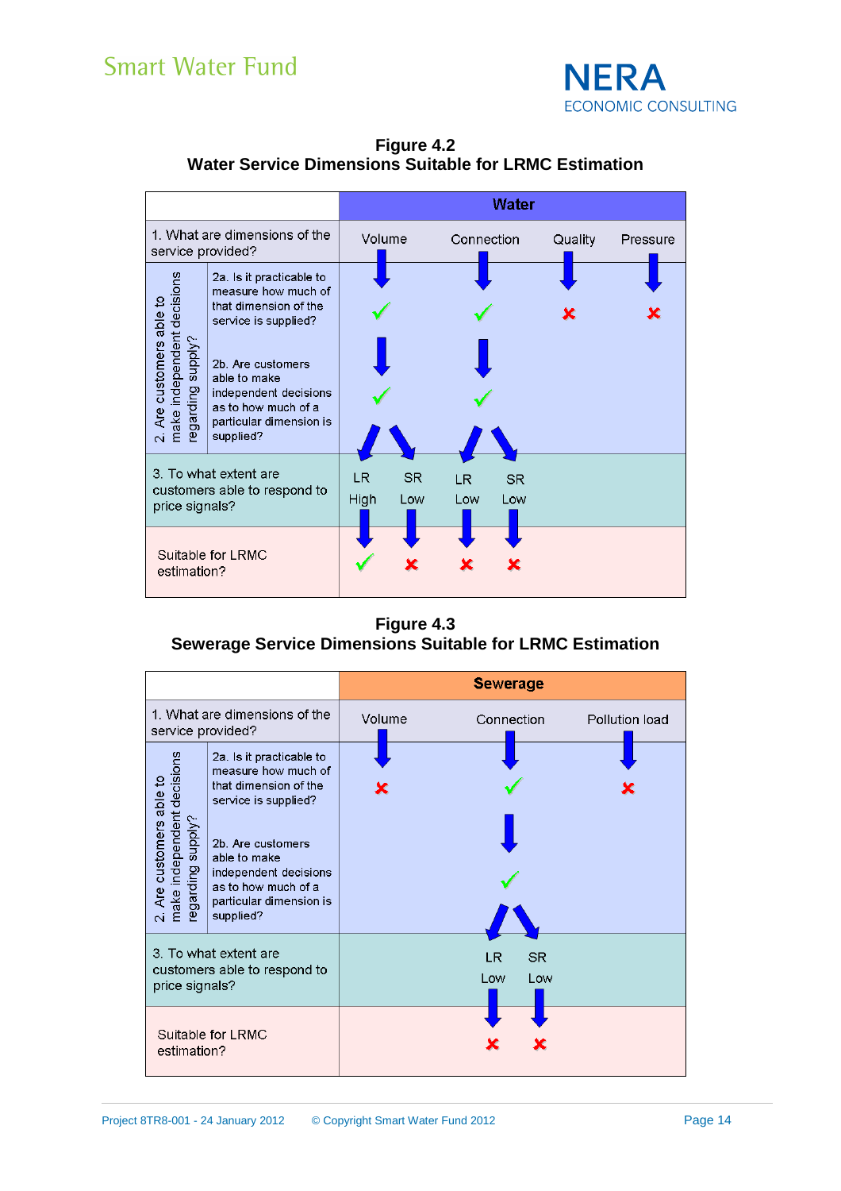**Figure 4.2**
**Water Service Dimensions Suitable for LRMC Estimation**

| | Water | | | | | |
|---|---|---|---|---|---|---|
| 1. What are dimensions of the service provided? | Volume | | Connection | | Quality | Pressure |
| 2. Are customers able to make independent decisions regarding supply? 2a. Is it practicable to measure how much of that dimension of the service is supplied? | ✓ | | ✓ | | ✗ | ✗ |
| 2b. Are customers able to make independent decisions as to how much of a particular dimension is supplied? | ✓ | | ✓ | | | |
| 3. To what extent are customers able to respond to price signals? | LR High | SR Low | LR Low | SR Low | | |
| Suitable for LRMC estimation? | ✓ | ✗ | ✗ | ✗ | | |

**Figure 4.3**
**Sewerage Service Dimensions Suitable for LRMC Estimation**

| | Sewerage | | | |
|---|---|---|---|---|
| 1. What are dimensions of the service provided? | Volume | Connection | | Pollution load |
| 2. Are customers able to make independent decisions regarding supply? 2a. Is it practicable to measure how much of that dimension of the service is supplied? | ✗ | ✓ | | ✗ |
| 2b. Are customers able to make independent decisions as to how much of a particular dimension is supplied? | | ✓ | | |
| 3. To what extent are customers able to respond to price signals? | | LR Low | SR Low | |
| Suitable for LRMC estimation? | | ✗ | ✗ | |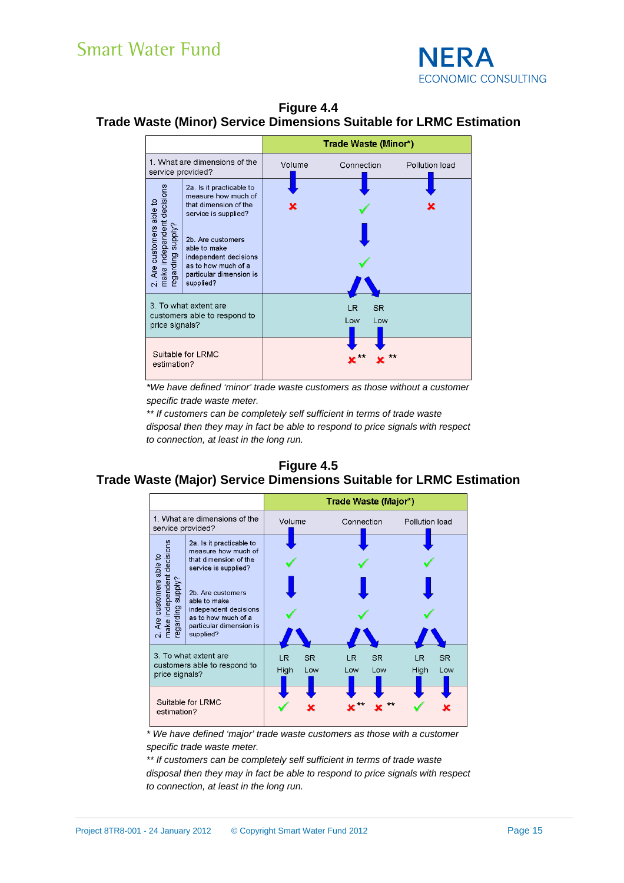**Figure 4.4**
**Trade Waste (Minor) Service Dimensions Suitable for LRMC Estimation**

| | | Trade Waste (Minor*) | | | |
|---|---|---|---|---|---|
| 1. What are dimensions of the service provided? | | Volume | Connection | | Pollution load |
| 2. Are customers able to make independent decisions regarding supply? | 2a. Is it practicable to measure how much of that dimension of the service is supplied? | ✗ | ✓ | | ✗ |
| | 2b. Are customers able to make independent decisions as to how much of a particular dimension is supplied? | | ✓ | | |
| 3. To what extent are customers able to respond to price signals? | | | LR Low | SR Low | |
| Suitable for LRMC estimation? | | | ✗** | ✗** | |

*We have defined 'minor' trade waste customers as those without a customer specific trade waste meter.*

*** If customers can be completely self sufficient in terms of trade waste disposal then they may in fact be able to respond to price signals with respect to connection, at least in the long run.*

**Figure 4.5**
**Trade Waste (Major) Service Dimensions Suitable for LRMC Estimation**

| | | Trade Waste (Major*) | | | | | |
|---|---|---|---|---|---|---|---|
| 1. What are dimensions of the service provided? | | Volume | | Connection | | Pollution load | |
| 2. Are customers able to make independent decisions regarding supply? | 2a. Is it practicable to measure how much of that dimension of the service is supplied? | ✓ | | ✓ | | ✓ | |
| | 2b. Are customers able to make independent decisions as to how much of a particular dimension is supplied? | ✓ | | ✓ | | ✓ | |
| 3. To what extent are customers able to respond to price signals? | | LR High | SR Low | LR Low | SR Low | LR High | SR Low |
| Suitable for LRMC estimation? | | ✓ | ✗ | ✗** | ✗** | ✓ | ✗ |

** We have defined 'major' trade waste customers as those with a customer specific trade waste meter.*

*** If customers can be completely self sufficient in terms of trade waste disposal then they may in fact be able to respond to price signals with respect to connection, at least in the long run.*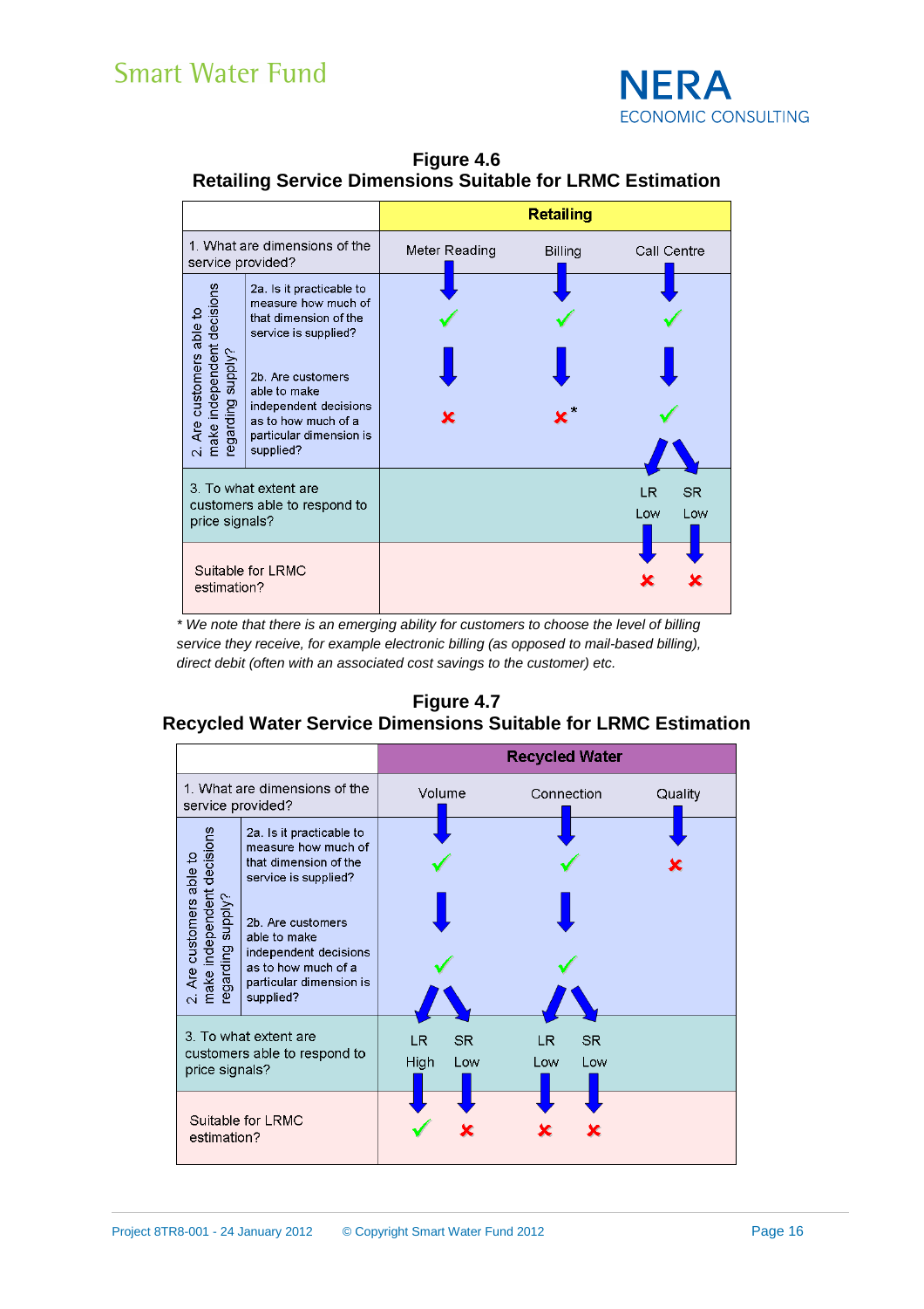**Figure 4.6**
**Retailing Service Dimensions Suitable for LRMC Estimation**

| | | Retailing | | | |
|---|---|---|---|---|---|
| 1. What are dimensions of the service provided? | | Meter Reading | Billing | Call Centre | |
| 2. Are customers able to make independent decisions regarding supply? | 2a. Is it practicable to measure how much of that dimension of the service is supplied? | ✓ | ✓ | ✓ | |
| | 2b. Are customers able to make independent decisions as to how much of a particular dimension is supplied? | ✗ | ✗* | ✓ | |
| 3. To what extent are customers able to respond to price signals? | | | | LR Low | SR Low |
| Suitable for LRMC estimation? | | | | ✗ | ✗ |

*\* We note that there is an emerging ability for customers to choose the level of billing service they receive, for example electronic billing (as opposed to mail-based billing), direct debit (often with an associated cost savings to the customer) etc.*

**Figure 4.7**
**Recycled Water Service Dimensions Suitable for LRMC Estimation**

| | | Recycled Water | | | | |
|---|---|---|---|---|---|---|
| 1. What are dimensions of the service provided? | | Volume | | Connection | | Quality |
| 2. Are customers able to make independent decisions regarding supply? | 2a. Is it practicable to measure how much of that dimension of the service is supplied? | ✓ | | ✓ | | ✗ |
| | 2b. Are customers able to make independent decisions as to how much of a particular dimension is supplied? | ✓ | | ✓ | | |
| 3. To what extent are customers able to respond to price signals? | | LR High | SR Low | LR Low | SR Low | |
| Suitable for LRMC estimation? | | ✓ | ✗ | ✗ | ✗ | |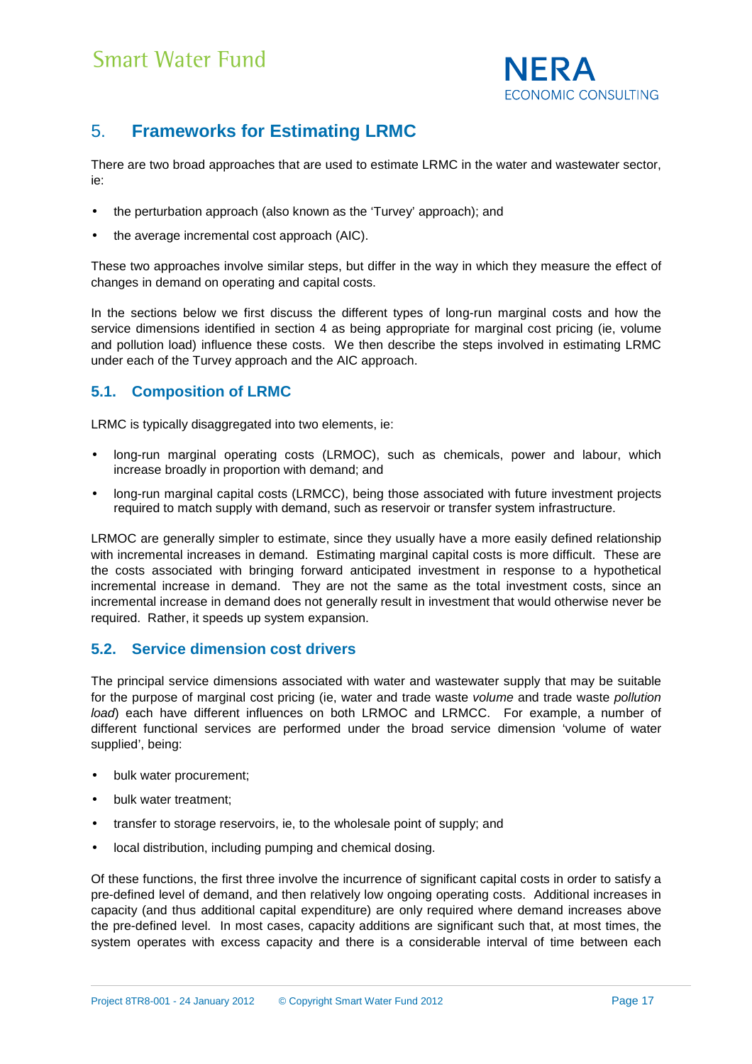# 5. Frameworks for Estimating LRMC

There are two broad approaches that are used to estimate LRMC in the water and wastewater sector, ie:

- the perturbation approach (also known as the 'Turvey' approach); and
- the average incremental cost approach (AIC).

These two approaches involve similar steps, but differ in the way in which they measure the effect of changes in demand on operating and capital costs.

In the sections below we first discuss the different types of long-run marginal costs and how the service dimensions identified in section 4 as being appropriate for marginal cost pricing (ie, volume and pollution load) influence these costs. We then describe the steps involved in estimating LRMC under each of the Turvey approach and the AIC approach.

## 5.1. Composition of LRMC

LRMC is typically disaggregated into two elements, ie:

- long-run marginal operating costs (LRMOC), such as chemicals, power and labour, which increase broadly in proportion with demand; and
- long-run marginal capital costs (LRMCC), being those associated with future investment projects required to match supply with demand, such as reservoir or transfer system infrastructure.

LRMOC are generally simpler to estimate, since they usually have a more easily defined relationship with incremental increases in demand. Estimating marginal capital costs is more difficult. These are the costs associated with bringing forward anticipated investment in response to a hypothetical incremental increase in demand. They are not the same as the total investment costs, since an incremental increase in demand does not generally result in investment that would otherwise never be required. Rather, it speeds up system expansion.

## 5.2. Service dimension cost drivers

The principal service dimensions associated with water and wastewater supply that may be suitable for the purpose of marginal cost pricing (ie, water and trade waste *volume* and trade waste *pollution load*) each have different influences on both LRMOC and LRMCC. For example, a number of different functional services are performed under the broad service dimension 'volume of water supplied', being:

- bulk water procurement;
- bulk water treatment;
- transfer to storage reservoirs, ie, to the wholesale point of supply; and
- local distribution, including pumping and chemical dosing.

Of these functions, the first three involve the incurrence of significant capital costs in order to satisfy a pre-defined level of demand, and then relatively low ongoing operating costs. Additional increases in capacity (and thus additional capital expenditure) are only required where demand increases above the pre-defined level. In most cases, capacity additions are significant such that, at most times, the system operates with excess capacity and there is a considerable interval of time between each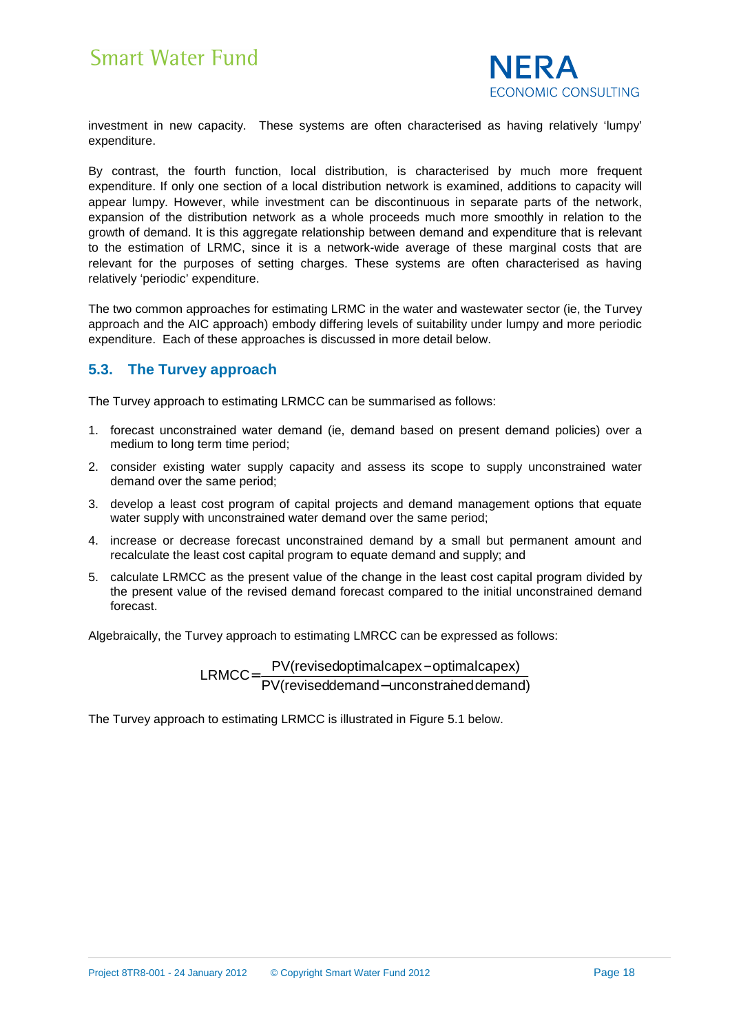investment in new capacity. These systems are often characterised as having relatively 'lumpy' expenditure.

By contrast, the fourth function, local distribution, is characterised by much more frequent expenditure. If only one section of a local distribution network is examined, additions to capacity will appear lumpy. However, while investment can be discontinuous in separate parts of the network, expansion of the distribution network as a whole proceeds much more smoothly in relation to the growth of demand. It is this aggregate relationship between demand and expenditure that is relevant to the estimation of LRMC, since it is a network-wide average of these marginal costs that are relevant for the purposes of setting charges. These systems are often characterised as having relatively 'periodic' expenditure.

The two common approaches for estimating LRMC in the water and wastewater sector (ie, the Turvey approach and the AIC approach) embody differing levels of suitability under lumpy and more periodic expenditure. Each of these approaches is discussed in more detail below.

## 5.3. The Turvey approach

The Turvey approach to estimating LRMCC can be summarised as follows:

1. forecast unconstrained water demand (ie, demand based on present demand policies) over a medium to long term time period;
2. consider existing water supply capacity and assess its scope to supply unconstrained water demand over the same period;
3. develop a least cost program of capital projects and demand management options that equate water supply with unconstrained water demand over the same period;
4. increase or decrease forecast unconstrained demand by a small but permanent amount and recalculate the least cost capital program to equate demand and supply; and
5. calculate LRMCC as the present value of the change in the least cost capital program divided by the present value of the revised demand forecast compared to the initial unconstrained demand forecast.

Algebraically, the Turvey approach to estimating LMRCC can be expressed as follows:

$$\text{LRMCC} = \frac{\text{PV(revised optimal capex} - \text{optimal capex)}}{\text{PV(revised demand} - \text{unconstrained demand)}}$$

The Turvey approach to estimating LRMCC is illustrated in Figure 5.1 below.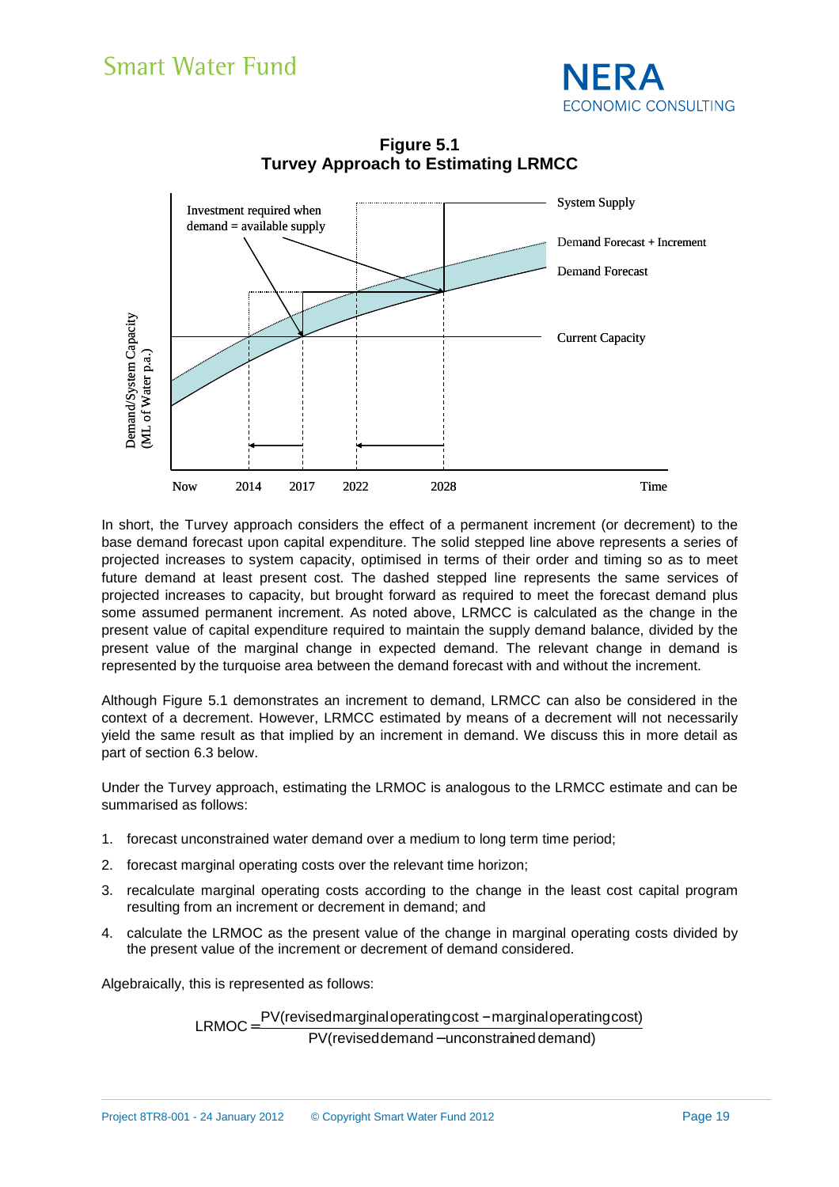**Figure 5.1**
**Turvey Approach to Estimating LRMCC**

In short, the Turvey approach considers the effect of a permanent increment (or decrement) to the base demand forecast upon capital expenditure. The solid stepped line above represents a series of projected increases to system capacity, optimised in terms of their order and timing so as to meet future demand at least present cost. The dashed stepped line represents the same services of projected increases to capacity, but brought forward as required to meet the forecast demand plus some assumed permanent increment. As noted above, LRMCC is calculated as the change in the present value of capital expenditure required to maintain the supply demand balance, divided by the present value of the marginal change in expected demand. The relevant change in demand is represented by the turquoise area between the demand forecast with and without the increment.

Although Figure 5.1 demonstrates an increment to demand, LRMCC can also be considered in the context of a decrement. However, LRMCC estimated by means of a decrement will not necessarily yield the same result as that implied by an increment in demand. We discuss this in more detail as part of section 6.3 below.

Under the Turvey approach, estimating the LRMOC is analogous to the LRMCC estimate and can be summarised as follows:

1. forecast unconstrained water demand over a medium to long term time period;
2. forecast marginal operating costs over the relevant time horizon;
3. recalculate marginal operating costs according to the change in the least cost capital program resulting from an increment or decrement in demand; and
4. calculate the LRMOC as the present value of the change in marginal operating costs divided by the present value of the increment or decrement of demand considered.

Algebraically, this is represented as follows:

$$\text{LRMOC} = \frac{\text{PV(revised marginal operating cost} - \text{marginal operating cost)}}{\text{PV(revised demand} - \text{unconstrained demand)}}$$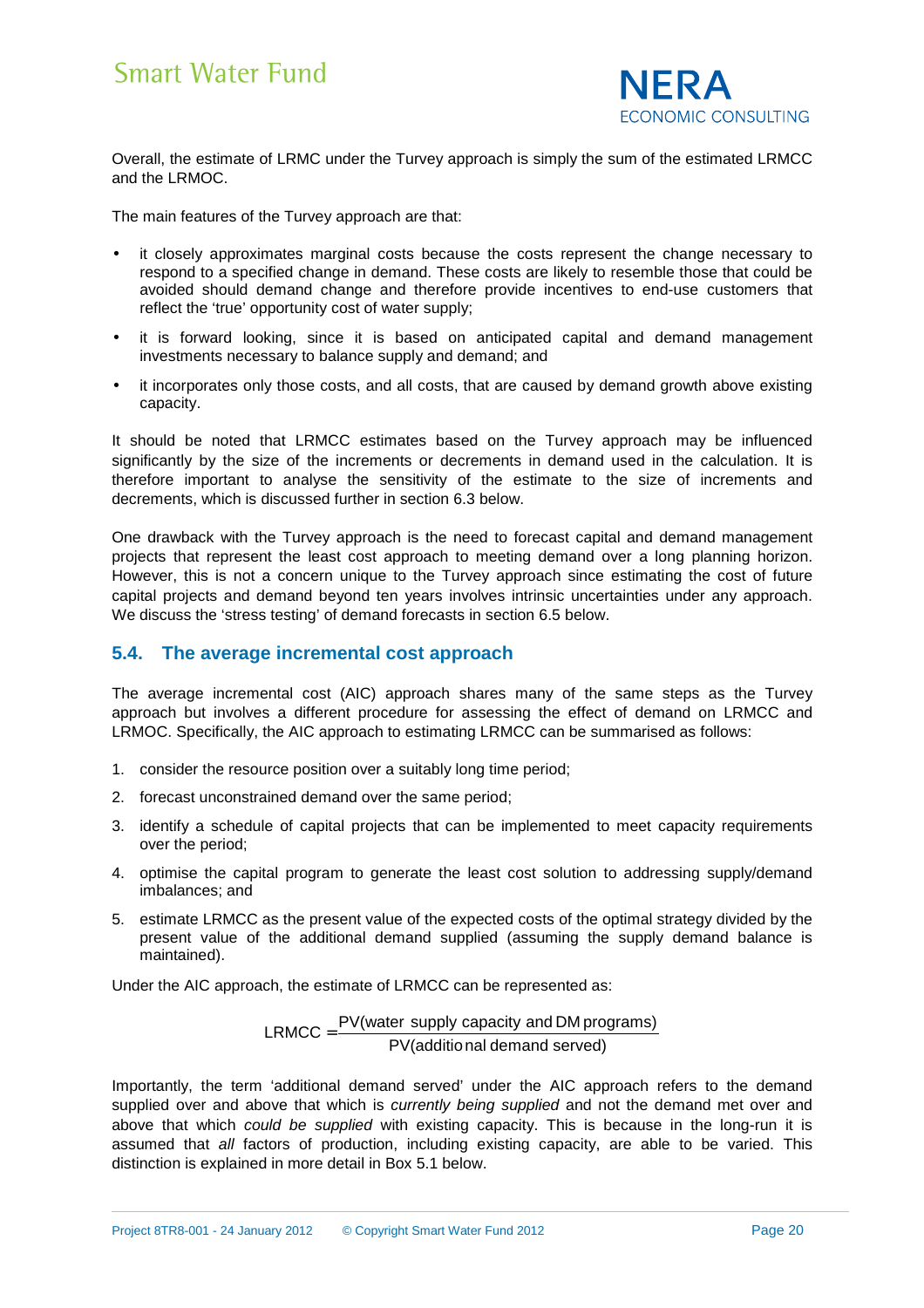Overall, the estimate of LRMC under the Turvey approach is simply the sum of the estimated LRMCC and the LRMOC.

The main features of the Turvey approach are that:

- it closely approximates marginal costs because the costs represent the change necessary to respond to a specified change in demand. These costs are likely to resemble those that could be avoided should demand change and therefore provide incentives to end-use customers that reflect the 'true' opportunity cost of water supply;
- it is forward looking, since it is based on anticipated capital and demand management investments necessary to balance supply and demand; and
- it incorporates only those costs, and all costs, that are caused by demand growth above existing capacity.

It should be noted that LRMCC estimates based on the Turvey approach may be influenced significantly by the size of the increments or decrements in demand used in the calculation. It is therefore important to analyse the sensitivity of the estimate to the size of increments and decrements, which is discussed further in section 6.3 below.

One drawback with the Turvey approach is the need to forecast capital and demand management projects that represent the least cost approach to meeting demand over a long planning horizon. However, this is not a concern unique to the Turvey approach since estimating the cost of future capital projects and demand beyond ten years involves intrinsic uncertainties under any approach. We discuss the 'stress testing' of demand forecasts in section 6.5 below.

## 5.4. The average incremental cost approach

The average incremental cost (AIC) approach shares many of the same steps as the Turvey approach but involves a different procedure for assessing the effect of demand on LRMCC and LRMOC. Specifically, the AIC approach to estimating LRMCC can be summarised as follows:

1. consider the resource position over a suitably long time period;
2. forecast unconstrained demand over the same period;
3. identify a schedule of capital projects that can be implemented to meet capacity requirements over the period;
4. optimise the capital program to generate the least cost solution to addressing supply/demand imbalances; and
5. estimate LRMCC as the present value of the expected costs of the optimal strategy divided by the present value of the additional demand supplied (assuming the supply demand balance is maintained).

Under the AIC approach, the estimate of LRMCC can be represented as:

$$\text{LRMCC} = \frac{\text{PV(water supply capacity and DM programs)}}{\text{PV(additional demand served)}}$$

Importantly, the term 'additional demand served' under the AIC approach refers to the demand supplied over and above that which is *currently being supplied* and not the demand met over and above that which *could be supplied* with existing capacity. This is because in the long-run it is assumed that *all* factors of production, including existing capacity, are able to be varied. This distinction is explained in more detail in Box 5.1 below.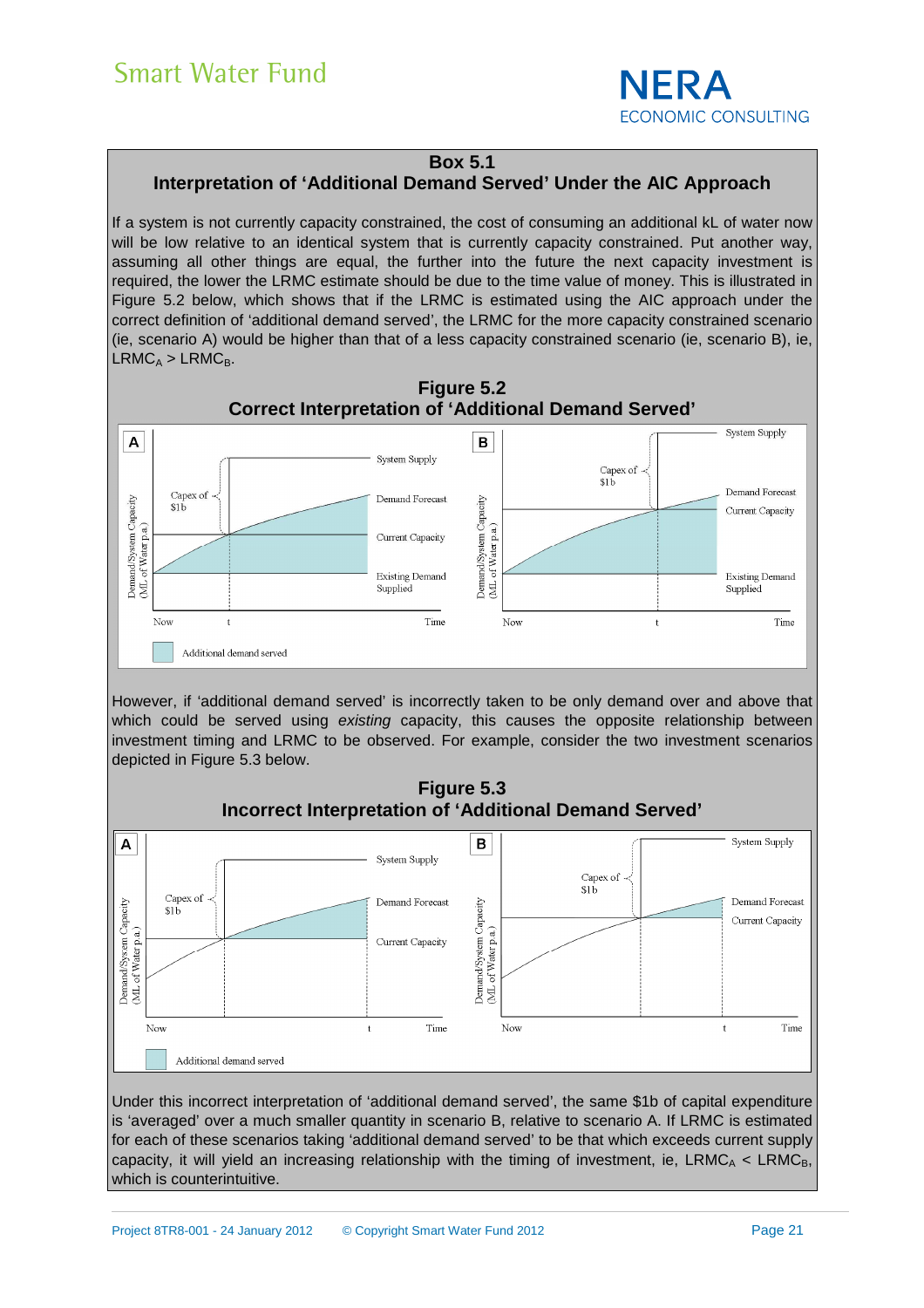**Box 5.1**
**Interpretation of 'Additional Demand Served' Under the AIC Approach**

If a system is not currently capacity constrained, the cost of consuming an additional kL of water now will be low relative to an identical system that is currently capacity constrained. Put another way, assuming all other things are equal, the further into the future the next capacity investment is required, the lower the LRMC estimate should be due to the time value of money. This is illustrated in Figure 5.2 below, which shows that if the LRMC is estimated using the AIC approach under the correct definition of 'additional demand served', the LRMC for the more capacity constrained scenario (ie, scenario A) would be higher than that of a less capacity constrained scenario (ie, scenario B), ie, $LRMC_A > LRMC_B$.

**Figure 5.2**
**Correct Interpretation of 'Additional Demand Served'**

However, if 'additional demand served' is incorrectly taken to be only demand over and above that which could be served using *existing* capacity, this causes the opposite relationship between investment timing and LRMC to be observed. For example, consider the two investment scenarios depicted in Figure 5.3 below.

**Figure 5.3**
**Incorrect Interpretation of 'Additional Demand Served'**

Under this incorrect interpretation of 'additional demand served', the same $1b of capital expenditure is 'averaged' over a much smaller quantity in scenario B, relative to scenario A. If LRMC is estimated for each of these scenarios taking 'additional demand served' to be that which exceeds current supply capacity, it will yield an increasing relationship with the timing of investment, ie, $LRMC_A < LRMC_B$, which is counterintuitive.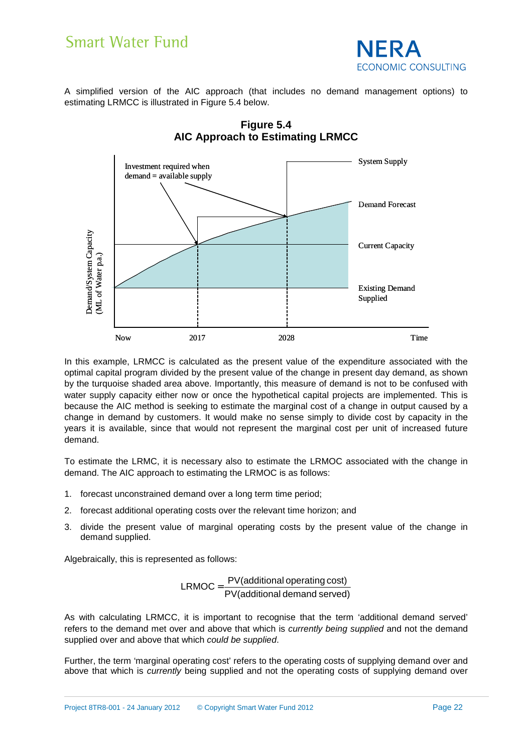A simplified version of the AIC approach (that includes no demand management options) to estimating LRMCC is illustrated in Figure 5.4 below.

**Figure 5.4**
**AIC Approach to Estimating LRMCC**

In this example, LRMCC is calculated as the present value of the expenditure associated with the optimal capital program divided by the present value of the change in present day demand, as shown by the turquoise shaded area above. Importantly, this measure of demand is not to be confused with water supply capacity either now or once the hypothetical capital projects are implemented. This is because the AIC method is seeking to estimate the marginal cost of a change in output caused by a change in demand by customers. It would make no sense simply to divide cost by capacity in the years it is available, since that would not represent the marginal cost per unit of increased future demand.

To estimate the LRMC, it is necessary also to estimate the LRMOC associated with the change in demand. The AIC approach to estimating the LRMOC is as follows:

1. forecast unconstrained demand over a long term time period;
2. forecast additional operating costs over the relevant time horizon; and
3. divide the present value of marginal operating costs by the present value of the change in demand supplied.

Algebraically, this is represented as follows:

$$\text{LRMOC} = \frac{\text{PV(additional operating cost)}}{\text{PV(additional demand served)}}$$

As with calculating LRMCC, it is important to recognise that the term 'additional demand served' refers to the demand met over and above that which is *currently being supplied* and not the demand supplied over and above that which *could be supplied*.

Further, the term 'marginal operating cost' refers to the operating costs of supplying demand over and above that which is *currently* being supplied and not the operating costs of supplying demand over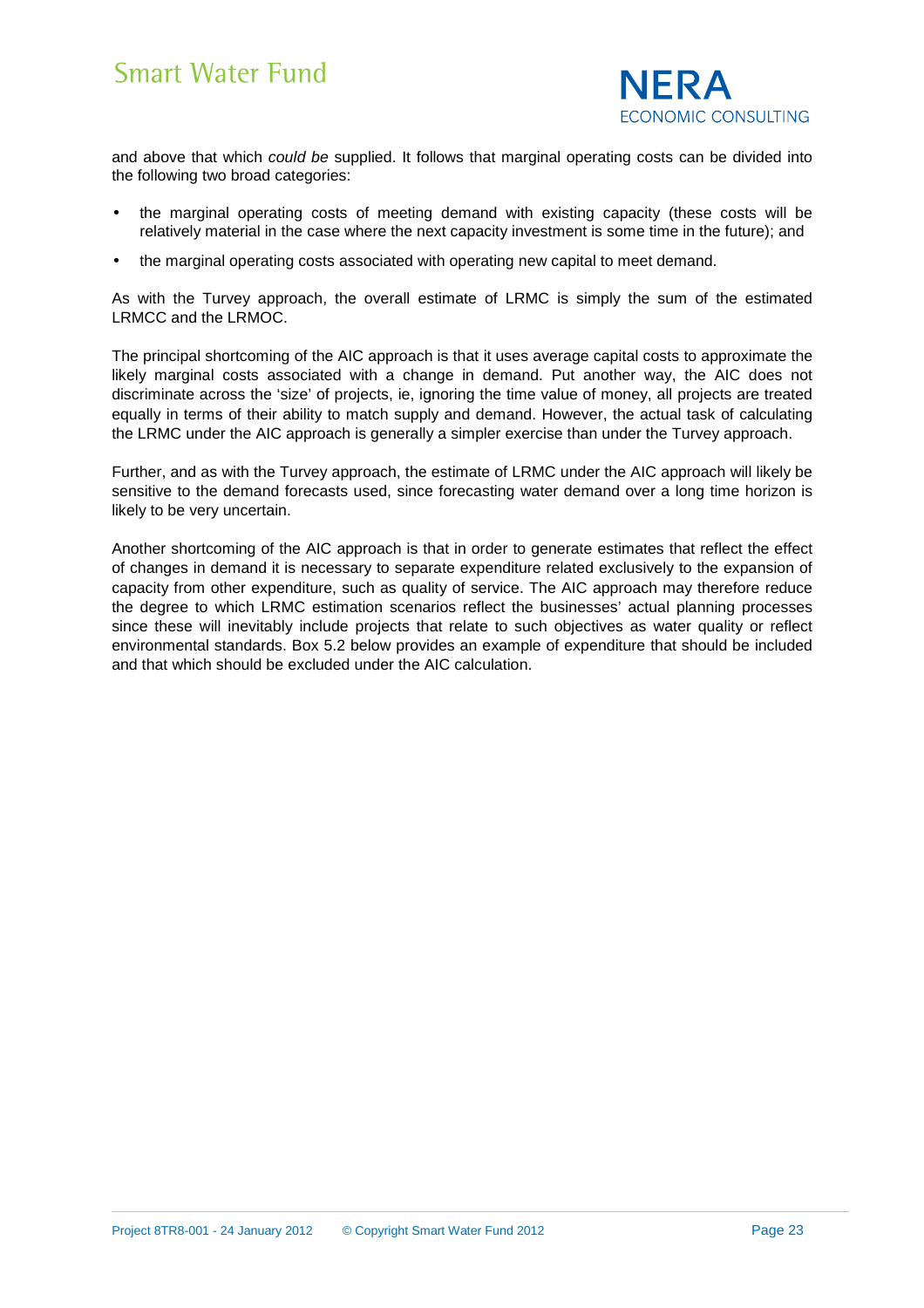and above that which *could be* supplied. It follows that marginal operating costs can be divided into the following two broad categories:

- the marginal operating costs of meeting demand with existing capacity (these costs will be relatively material in the case where the next capacity investment is some time in the future); and
- the marginal operating costs associated with operating new capital to meet demand.

As with the Turvey approach, the overall estimate of LRMC is simply the sum of the estimated LRMCC and the LRMOC.

The principal shortcoming of the AIC approach is that it uses average capital costs to approximate the likely marginal costs associated with a change in demand. Put another way, the AIC does not discriminate across the 'size' of projects, ie, ignoring the time value of money, all projects are treated equally in terms of their ability to match supply and demand. However, the actual task of calculating the LRMC under the AIC approach is generally a simpler exercise than under the Turvey approach.

Further, and as with the Turvey approach, the estimate of LRMC under the AIC approach will likely be sensitive to the demand forecasts used, since forecasting water demand over a long time horizon is likely to be very uncertain.

Another shortcoming of the AIC approach is that in order to generate estimates that reflect the effect of changes in demand it is necessary to separate expenditure related exclusively to the expansion of capacity from other expenditure, such as quality of service. The AIC approach may therefore reduce the degree to which LRMC estimation scenarios reflect the businesses' actual planning processes since these will inevitably include projects that relate to such objectives as water quality or reflect environmental standards. Box 5.2 below provides an example of expenditure that should be included and that which should be excluded under the AIC calculation.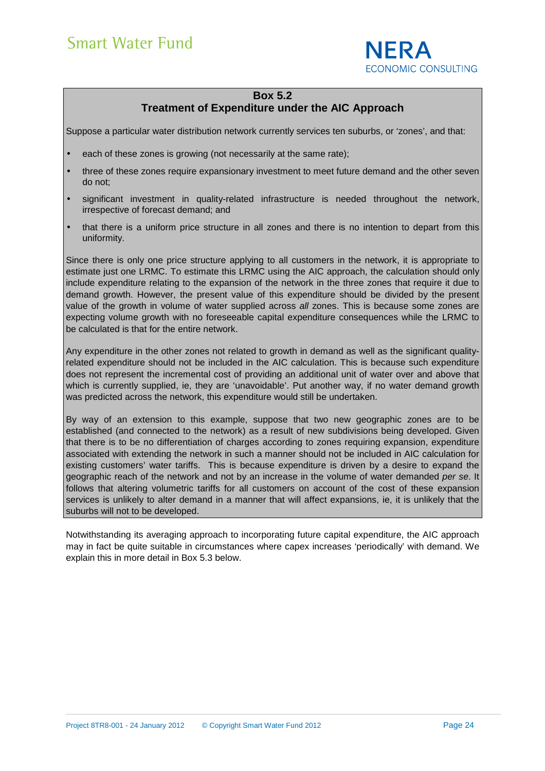**Box 5.2**
**Treatment of Expenditure under the AIC Approach**

Suppose a particular water distribution network currently services ten suburbs, or 'zones', and that:

- each of these zones is growing (not necessarily at the same rate);
- three of these zones require expansionary investment to meet future demand and the other seven do not;
- significant investment in quality-related infrastructure is needed throughout the network, irrespective of forecast demand; and
- that there is a uniform price structure in all zones and there is no intention to depart from this uniformity.

Since there is only one price structure applying to all customers in the network, it is appropriate to estimate just one LRMC. To estimate this LRMC using the AIC approach, the calculation should only include expenditure relating to the expansion of the network in the three zones that require it due to demand growth. However, the present value of this expenditure should be divided by the present value of the growth in volume of water supplied across *all* zones. This is because some zones are expecting volume growth with no foreseeable capital expenditure consequences while the LRMC to be calculated is that for the entire network.

Any expenditure in the other zones not related to growth in demand as well as the significant quality-related expenditure should not be included in the AIC calculation. This is because such expenditure does not represent the incremental cost of providing an additional unit of water over and above that which is currently supplied, ie, they are 'unavoidable'. Put another way, if no water demand growth was predicted across the network, this expenditure would still be undertaken.

By way of an extension to this example, suppose that two new geographic zones are to be established (and connected to the network) as a result of new subdivisions being developed. Given that there is to be no differentiation of charges according to zones requiring expansion, expenditure associated with extending the network in such a manner should not be included in AIC calculation for existing customers' water tariffs. This is because expenditure is driven by a desire to expand the geographic reach of the network and not by an increase in the volume of water demanded *per se*. It follows that altering volumetric tariffs for all customers on account of the cost of these expansion services is unlikely to alter demand in a manner that will affect expansions, ie, it is unlikely that the suburbs will not to be developed.

Notwithstanding its averaging approach to incorporating future capital expenditure, the AIC approach may in fact be quite suitable in circumstances where capex increases 'periodically' with demand. We explain this in more detail in Box 5.3 below.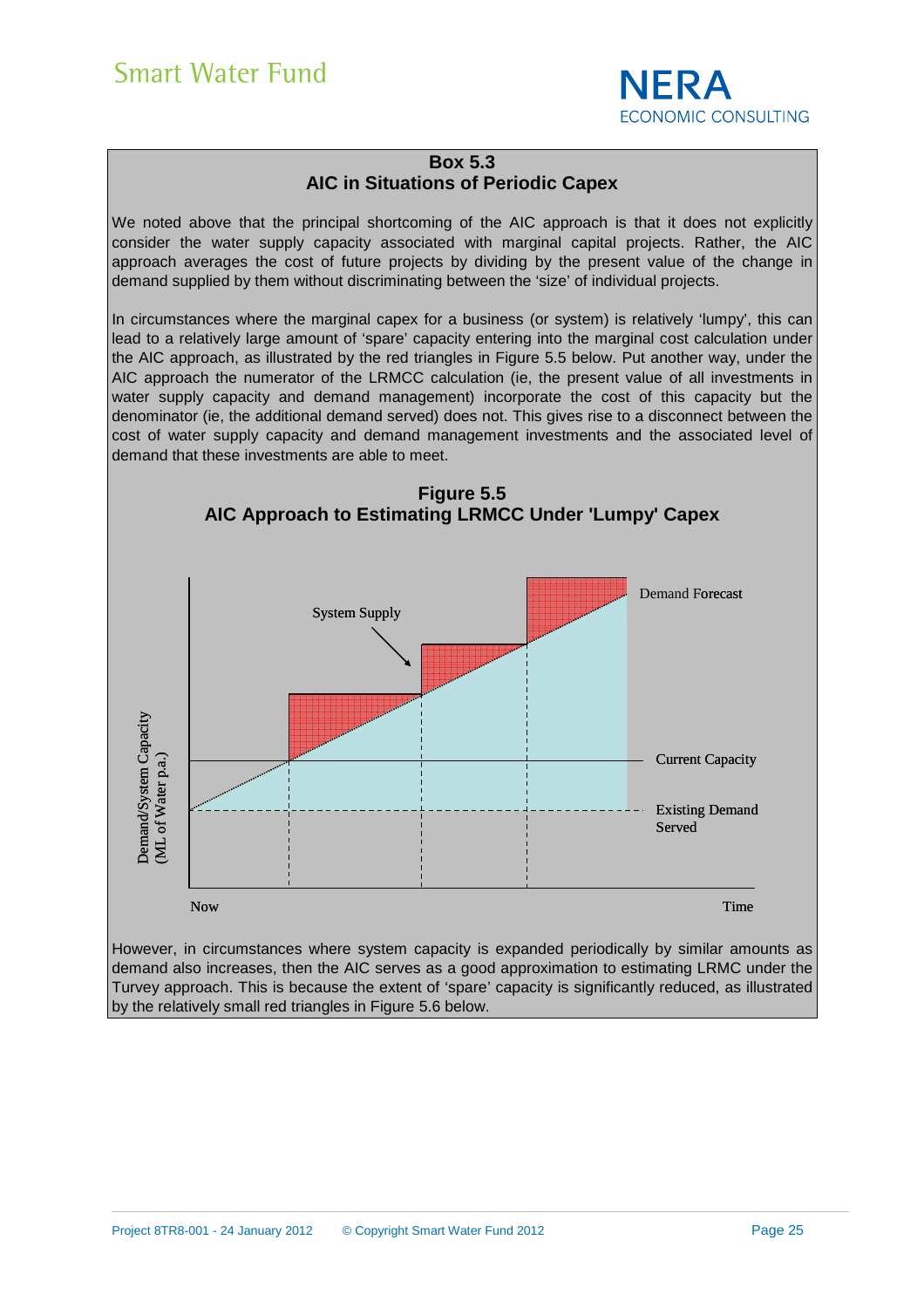**Box 5.3**
**AIC in Situations of Periodic Capex**

We noted above that the principal shortcoming of the AIC approach is that it does not explicitly consider the water supply capacity associated with marginal capital projects. Rather, the AIC approach averages the cost of future projects by dividing by the present value of the change in demand supplied by them without discriminating between the 'size' of individual projects.

In circumstances where the marginal capex for a business (or system) is relatively 'lumpy', this can lead to a relatively large amount of 'spare' capacity entering into the marginal cost calculation under the AIC approach, as illustrated by the red triangles in Figure 5.5 below. Put another way, under the AIC approach the numerator of the LRMCC calculation (ie, the present value of all investments in water supply capacity and demand management) incorporate the cost of this capacity but the denominator (ie, the additional demand served) does not. This gives rise to a disconnect between the cost of water supply capacity and demand management investments and the associated level of demand that these investments are able to meet.

**Figure 5.5**
**AIC Approach to Estimating LRMCC Under 'Lumpy' Capex**

Demand/System Capacity (ML of Water p.a.)

System Supply

Demand Forecast

Current Capacity

Existing Demand Served

Now

Time

However, in circumstances where system capacity is expanded periodically by similar amounts as demand also increases, then the AIC serves as a good approximation to estimating LRMC under the Turvey approach. This is because the extent of 'spare' capacity is significantly reduced, as illustrated by the relatively small red triangles in Figure 5.6 below.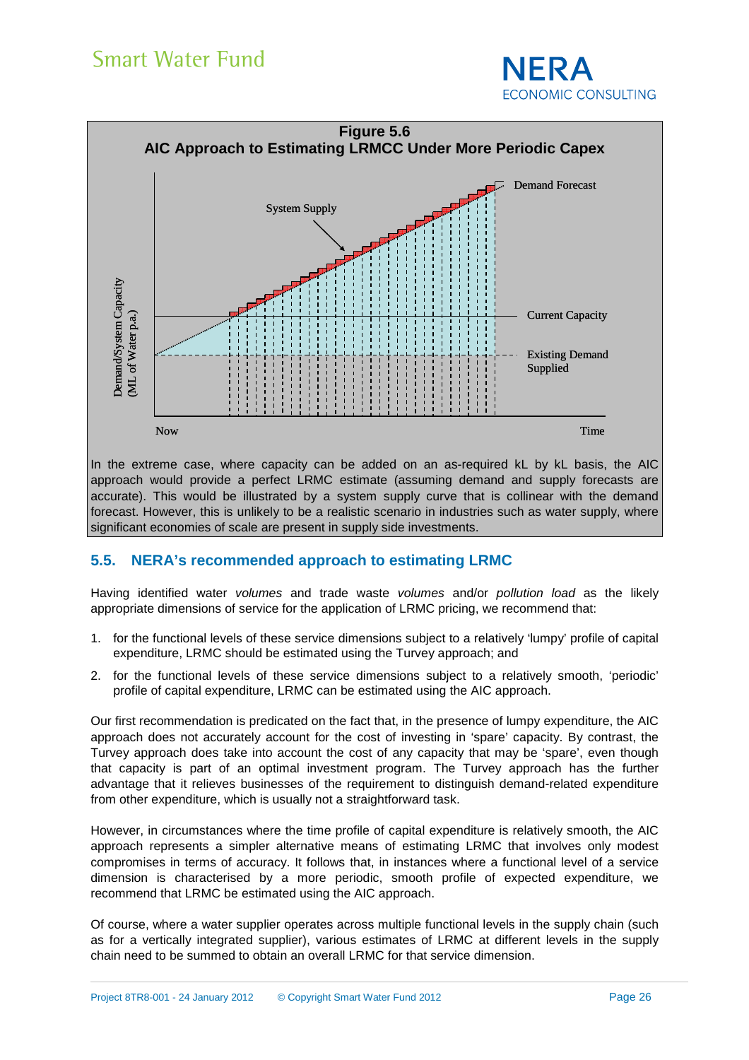**Figure 5.6**
**AIC Approach to Estimating LRMCC Under More Periodic Capex**

In the extreme case, where capacity can be added on an as-required kL by kL basis, the AIC approach would provide a perfect LRMC estimate (assuming demand and supply forecasts are accurate). This would be illustrated by a system supply curve that is collinear with the demand forecast. However, this is unlikely to be a realistic scenario in industries such as water supply, where significant economies of scale are present in supply side investments.

## 5.5. NERA's recommended approach to estimating LRMC

Having identified water *volumes* and trade waste *volumes* and/or *pollution load* as the likely appropriate dimensions of service for the application of LRMC pricing, we recommend that:

1. for the functional levels of these service dimensions subject to a relatively 'lumpy' profile of capital expenditure, LRMC should be estimated using the Turvey approach; and
2. for the functional levels of these service dimensions subject to a relatively smooth, 'periodic' profile of capital expenditure, LRMC can be estimated using the AIC approach.

Our first recommendation is predicated on the fact that, in the presence of lumpy expenditure, the AIC approach does not accurately account for the cost of investing in 'spare' capacity. By contrast, the Turvey approach does take into account the cost of any capacity that may be 'spare', even though that capacity is part of an optimal investment program. The Turvey approach has the further advantage that it relieves businesses of the requirement to distinguish demand-related expenditure from other expenditure, which is usually not a straightforward task.

However, in circumstances where the time profile of capital expenditure is relatively smooth, the AIC approach represents a simpler alternative means of estimating LRMC that involves only modest compromises in terms of accuracy. It follows that, in instances where a functional level of a service dimension is characterised by a more periodic, smooth profile of expected expenditure, we recommend that LRMC be estimated using the AIC approach.

Of course, where a water supplier operates across multiple functional levels in the supply chain (such as for a vertically integrated supplier), various estimates of LRMC at different levels in the supply chain need to be summed to obtain an overall LRMC for that service dimension.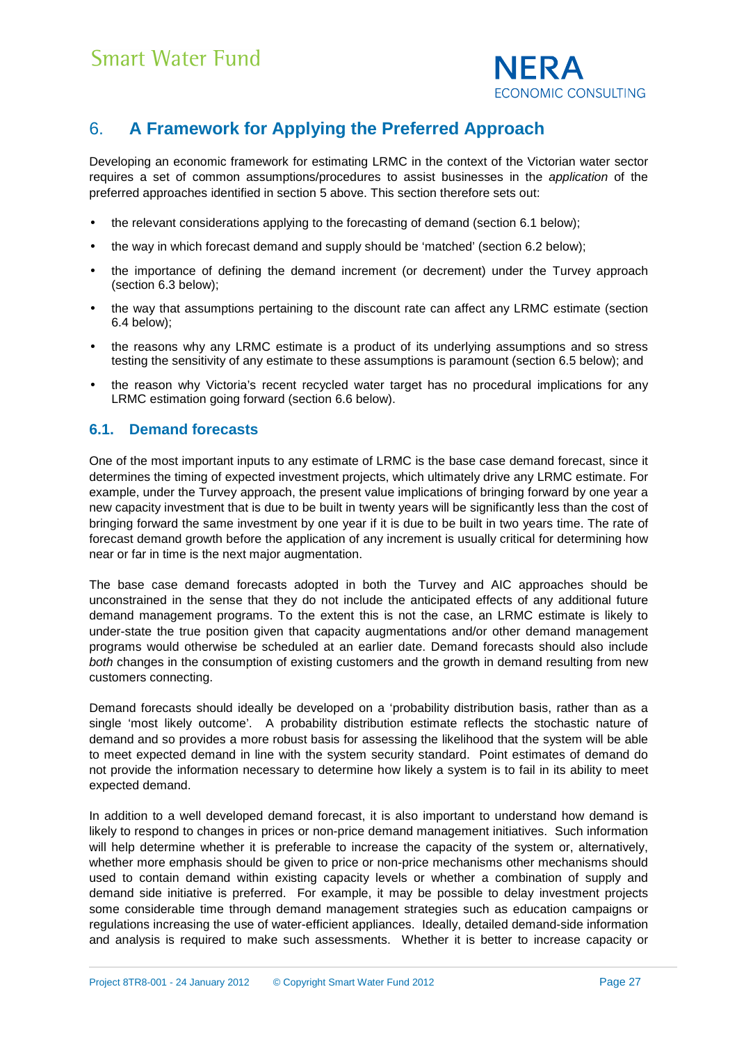# 6. A Framework for Applying the Preferred Approach

Developing an economic framework for estimating LRMC in the context of the Victorian water sector requires a set of common assumptions/procedures to assist businesses in the *application* of the preferred approaches identified in section 5 above. This section therefore sets out:

- the relevant considerations applying to the forecasting of demand (section 6.1 below);
- the way in which forecast demand and supply should be 'matched' (section 6.2 below);
- the importance of defining the demand increment (or decrement) under the Turvey approach (section 6.3 below);
- the way that assumptions pertaining to the discount rate can affect any LRMC estimate (section 6.4 below);
- the reasons why any LRMC estimate is a product of its underlying assumptions and so stress testing the sensitivity of any estimate to these assumptions is paramount (section 6.5 below); and
- the reason why Victoria's recent recycled water target has no procedural implications for any LRMC estimation going forward (section 6.6 below).

## 6.1. Demand forecasts

One of the most important inputs to any estimate of LRMC is the base case demand forecast, since it determines the timing of expected investment projects, which ultimately drive any LRMC estimate. For example, under the Turvey approach, the present value implications of bringing forward by one year a new capacity investment that is due to be built in twenty years will be significantly less than the cost of bringing forward the same investment by one year if it is due to be built in two years time. The rate of forecast demand growth before the application of any increment is usually critical for determining how near or far in time is the next major augmentation.

The base case demand forecasts adopted in both the Turvey and AIC approaches should be unconstrained in the sense that they do not include the anticipated effects of any additional future demand management programs. To the extent this is not the case, an LRMC estimate is likely to under-state the true position given that capacity augmentations and/or other demand management programs would otherwise be scheduled at an earlier date. Demand forecasts should also include *both* changes in the consumption of existing customers and the growth in demand resulting from new customers connecting.

Demand forecasts should ideally be developed on a 'probability distribution basis, rather than as a single 'most likely outcome'. A probability distribution estimate reflects the stochastic nature of demand and so provides a more robust basis for assessing the likelihood that the system will be able to meet expected demand in line with the system security standard. Point estimates of demand do not provide the information necessary to determine how likely a system is to fail in its ability to meet expected demand.

In addition to a well developed demand forecast, it is also important to understand how demand is likely to respond to changes in prices or non-price demand management initiatives. Such information will help determine whether it is preferable to increase the capacity of the system or, alternatively, whether more emphasis should be given to price or non-price mechanisms other mechanisms should used to contain demand within existing capacity levels or whether a combination of supply and demand side initiative is preferred. For example, it may be possible to delay investment projects some considerable time through demand management strategies such as education campaigns or regulations increasing the use of water-efficient appliances. Ideally, detailed demand-side information and analysis is required to make such assessments. Whether it is better to increase capacity or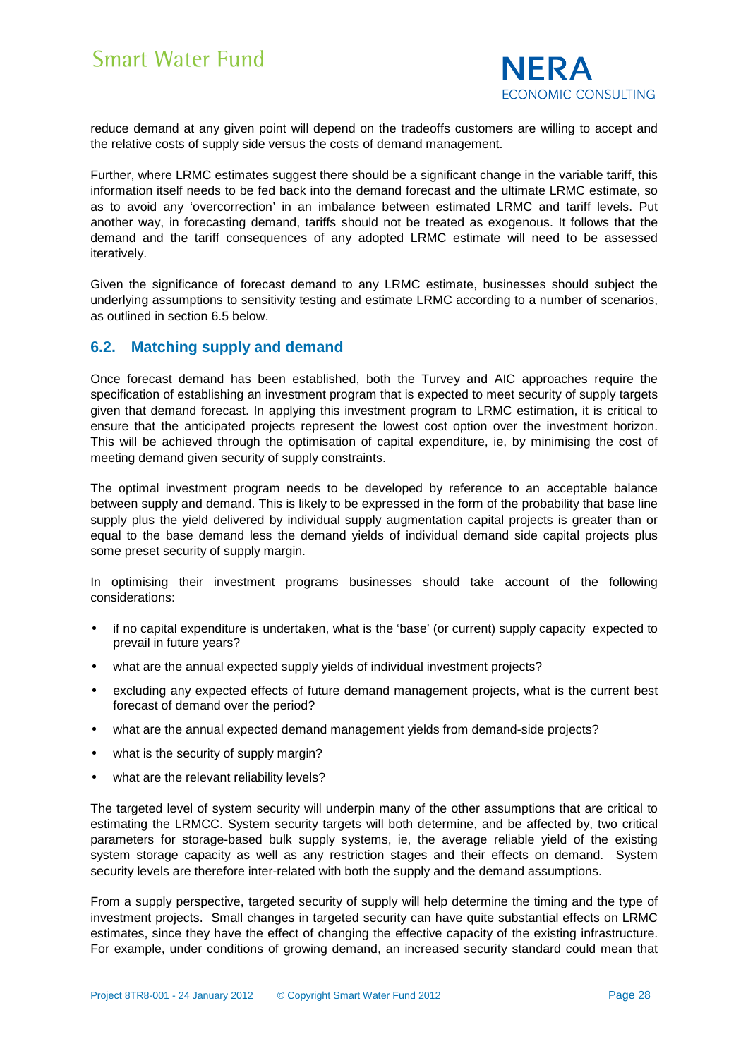reduce demand at any given point will depend on the tradeoffs customers are willing to accept and the relative costs of supply side versus the costs of demand management.

Further, where LRMC estimates suggest there should be a significant change in the variable tariff, this information itself needs to be fed back into the demand forecast and the ultimate LRMC estimate, so as to avoid any 'overcorrection' in an imbalance between estimated LRMC and tariff levels. Put another way, in forecasting demand, tariffs should not be treated as exogenous. It follows that the demand and the tariff consequences of any adopted LRMC estimate will need to be assessed iteratively.

Given the significance of forecast demand to any LRMC estimate, businesses should subject the underlying assumptions to sensitivity testing and estimate LRMC according to a number of scenarios, as outlined in section 6.5 below.

## 6.2. Matching supply and demand

Once forecast demand has been established, both the Turvey and AIC approaches require the specification of establishing an investment program that is expected to meet security of supply targets given that demand forecast. In applying this investment program to LRMC estimation, it is critical to ensure that the anticipated projects represent the lowest cost option over the investment horizon. This will be achieved through the optimisation of capital expenditure, ie, by minimising the cost of meeting demand given security of supply constraints.

The optimal investment program needs to be developed by reference to an acceptable balance between supply and demand. This is likely to be expressed in the form of the probability that base line supply plus the yield delivered by individual supply augmentation capital projects is greater than or equal to the base demand less the demand yields of individual demand side capital projects plus some preset security of supply margin.

In optimising their investment programs businesses should take account of the following considerations:

- if no capital expenditure is undertaken, what is the 'base' (or current) supply capacity expected to prevail in future years?
- what are the annual expected supply yields of individual investment projects?
- excluding any expected effects of future demand management projects, what is the current best forecast of demand over the period?
- what are the annual expected demand management yields from demand-side projects?
- what is the security of supply margin?
- what are the relevant reliability levels?

The targeted level of system security will underpin many of the other assumptions that are critical to estimating the LRMCC. System security targets will both determine, and be affected by, two critical parameters for storage-based bulk supply systems, ie, the average reliable yield of the existing system storage capacity as well as any restriction stages and their effects on demand. System security levels are therefore inter-related with both the supply and the demand assumptions.

From a supply perspective, targeted security of supply will help determine the timing and the type of investment projects. Small changes in targeted security can have quite substantial effects on LRMC estimates, since they have the effect of changing the effective capacity of the existing infrastructure. For example, under conditions of growing demand, an increased security standard could mean that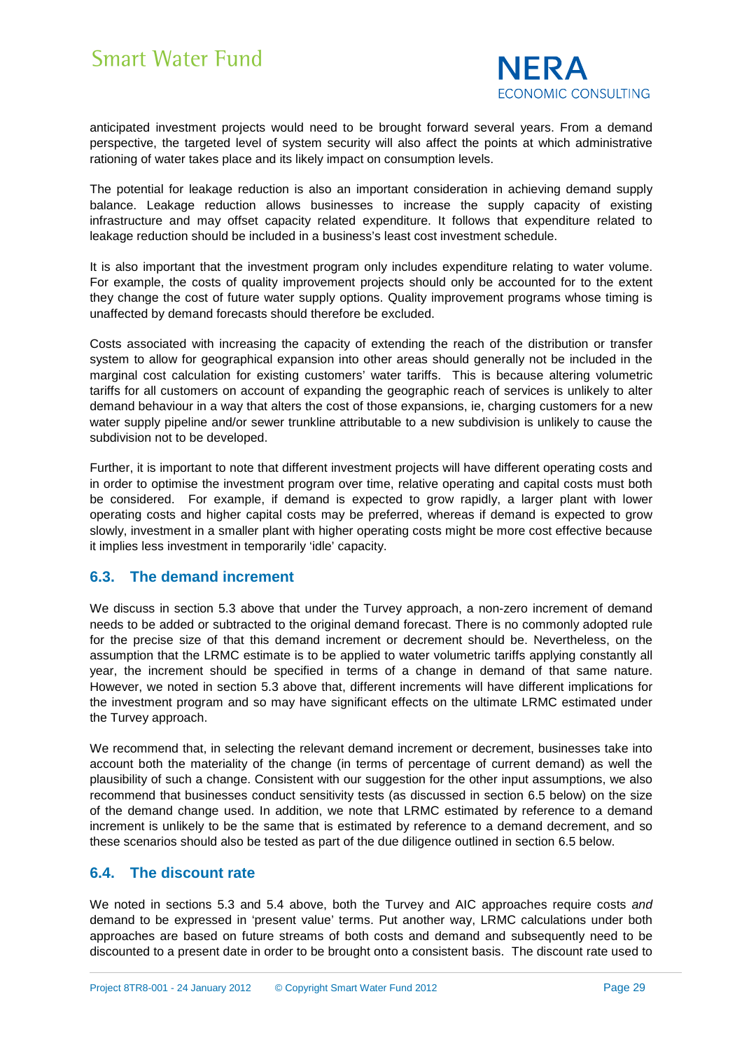anticipated investment projects would need to be brought forward several years. From a demand perspective, the targeted level of system security will also affect the points at which administrative rationing of water takes place and its likely impact on consumption levels.

The potential for leakage reduction is also an important consideration in achieving demand supply balance. Leakage reduction allows businesses to increase the supply capacity of existing infrastructure and may offset capacity related expenditure. It follows that expenditure related to leakage reduction should be included in a business's least cost investment schedule.

It is also important that the investment program only includes expenditure relating to water volume. For example, the costs of quality improvement projects should only be accounted for to the extent they change the cost of future water supply options. Quality improvement programs whose timing is unaffected by demand forecasts should therefore be excluded.

Costs associated with increasing the capacity of extending the reach of the distribution or transfer system to allow for geographical expansion into other areas should generally not be included in the marginal cost calculation for existing customers' water tariffs. This is because altering volumetric tariffs for all customers on account of expanding the geographic reach of services is unlikely to alter demand behaviour in a way that alters the cost of those expansions, ie, charging customers for a new water supply pipeline and/or sewer trunkline attributable to a new subdivision is unlikely to cause the subdivision not to be developed.

Further, it is important to note that different investment projects will have different operating costs and in order to optimise the investment program over time, relative operating and capital costs must both be considered. For example, if demand is expected to grow rapidly, a larger plant with lower operating costs and higher capital costs may be preferred, whereas if demand is expected to grow slowly, investment in a smaller plant with higher operating costs might be more cost effective because it implies less investment in temporarily 'idle' capacity.

## 6.3. The demand increment

We discuss in section 5.3 above that under the Turvey approach, a non-zero increment of demand needs to be added or subtracted to the original demand forecast. There is no commonly adopted rule for the precise size of that this demand increment or decrement should be. Nevertheless, on the assumption that the LRMC estimate is to be applied to water volumetric tariffs applying constantly all year, the increment should be specified in terms of a change in demand of that same nature. However, we noted in section 5.3 above that, different increments will have different implications for the investment program and so may have significant effects on the ultimate LRMC estimated under the Turvey approach.

We recommend that, in selecting the relevant demand increment or decrement, businesses take into account both the materiality of the change (in terms of percentage of current demand) as well the plausibility of such a change. Consistent with our suggestion for the other input assumptions, we also recommend that businesses conduct sensitivity tests (as discussed in section 6.5 below) on the size of the demand change used. In addition, we note that LRMC estimated by reference to a demand increment is unlikely to be the same that is estimated by reference to a demand decrement, and so these scenarios should also be tested as part of the due diligence outlined in section 6.5 below.

## 6.4. The discount rate

We noted in sections 5.3 and 5.4 above, both the Turvey and AIC approaches require costs *and* demand to be expressed in 'present value' terms. Put another way, LRMC calculations under both approaches are based on future streams of both costs and demand and subsequently need to be discounted to a present date in order to be brought onto a consistent basis. The discount rate used to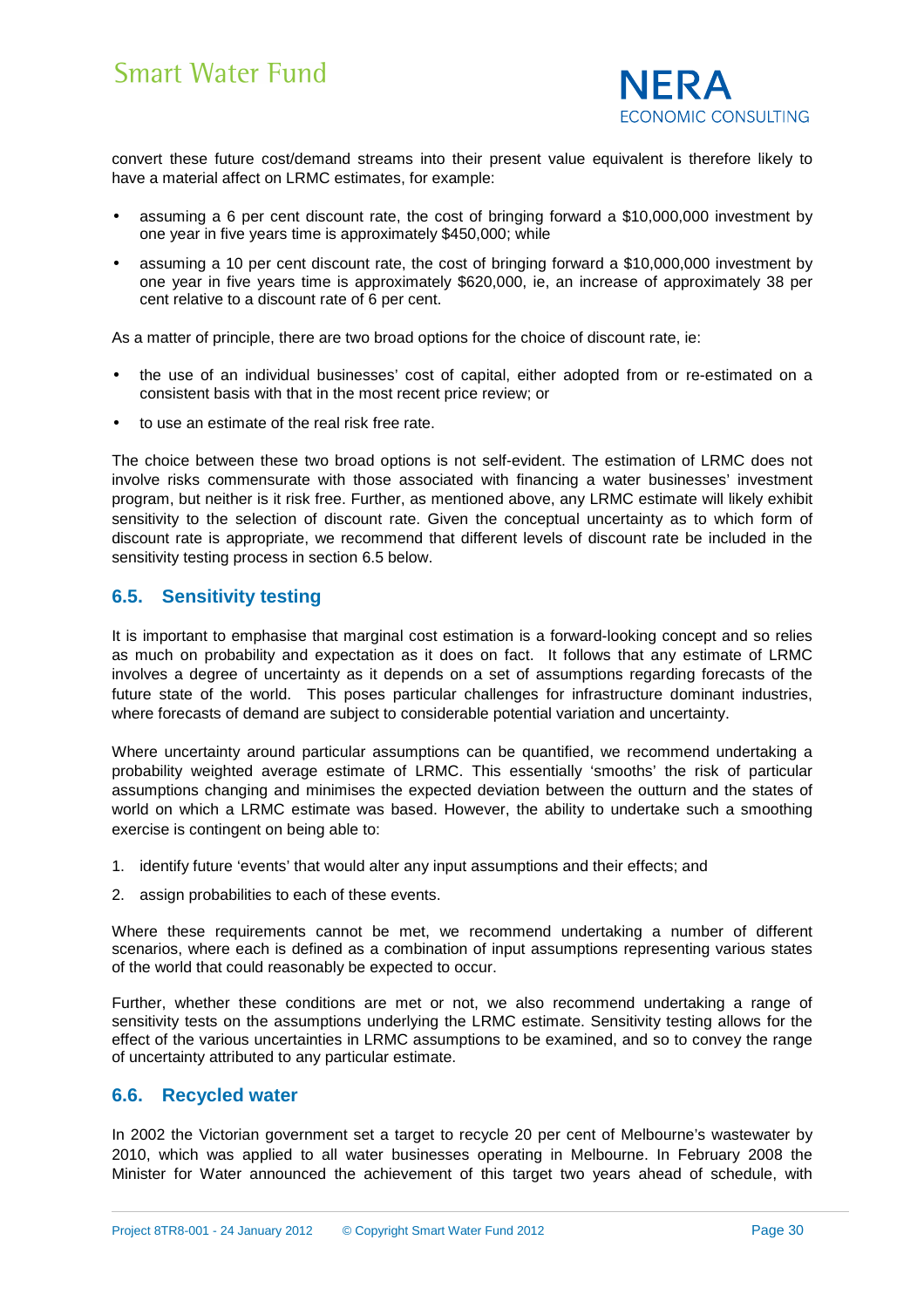convert these future cost/demand streams into their present value equivalent is therefore likely to have a material affect on LRMC estimates, for example:

- assuming a 6 per cent discount rate, the cost of bringing forward a $10,000,000 investment by one year in five years time is approximately $450,000; while
- assuming a 10 per cent discount rate, the cost of bringing forward a $10,000,000 investment by one year in five years time is approximately $620,000, ie, an increase of approximately 38 per cent relative to a discount rate of 6 per cent.

As a matter of principle, there are two broad options for the choice of discount rate, ie:

- the use of an individual businesses' cost of capital, either adopted from or re-estimated on a consistent basis with that in the most recent price review; or
- to use an estimate of the real risk free rate.

The choice between these two broad options is not self-evident. The estimation of LRMC does not involve risks commensurate with those associated with financing a water businesses' investment program, but neither is it risk free. Further, as mentioned above, any LRMC estimate will likely exhibit sensitivity to the selection of discount rate. Given the conceptual uncertainty as to which form of discount rate is appropriate, we recommend that different levels of discount rate be included in the sensitivity testing process in section 6.5 below.

## 6.5. Sensitivity testing

It is important to emphasise that marginal cost estimation is a forward-looking concept and so relies as much on probability and expectation as it does on fact. It follows that any estimate of LRMC involves a degree of uncertainty as it depends on a set of assumptions regarding forecasts of the future state of the world. This poses particular challenges for infrastructure dominant industries, where forecasts of demand are subject to considerable potential variation and uncertainty.

Where uncertainty around particular assumptions can be quantified, we recommend undertaking a probability weighted average estimate of LRMC. This essentially 'smooths' the risk of particular assumptions changing and minimises the expected deviation between the outturn and the states of world on which a LRMC estimate was based. However, the ability to undertake such a smoothing exercise is contingent on being able to:

1. identify future 'events' that would alter any input assumptions and their effects; and
2. assign probabilities to each of these events.

Where these requirements cannot be met, we recommend undertaking a number of different scenarios, where each is defined as a combination of input assumptions representing various states of the world that could reasonably be expected to occur.

Further, whether these conditions are met or not, we also recommend undertaking a range of sensitivity tests on the assumptions underlying the LRMC estimate. Sensitivity testing allows for the effect of the various uncertainties in LRMC assumptions to be examined, and so to convey the range of uncertainty attributed to any particular estimate.

## 6.6. Recycled water

In 2002 the Victorian government set a target to recycle 20 per cent of Melbourne's wastewater by 2010, which was applied to all water businesses operating in Melbourne. In February 2008 the Minister for Water announced the achievement of this target two years ahead of schedule, with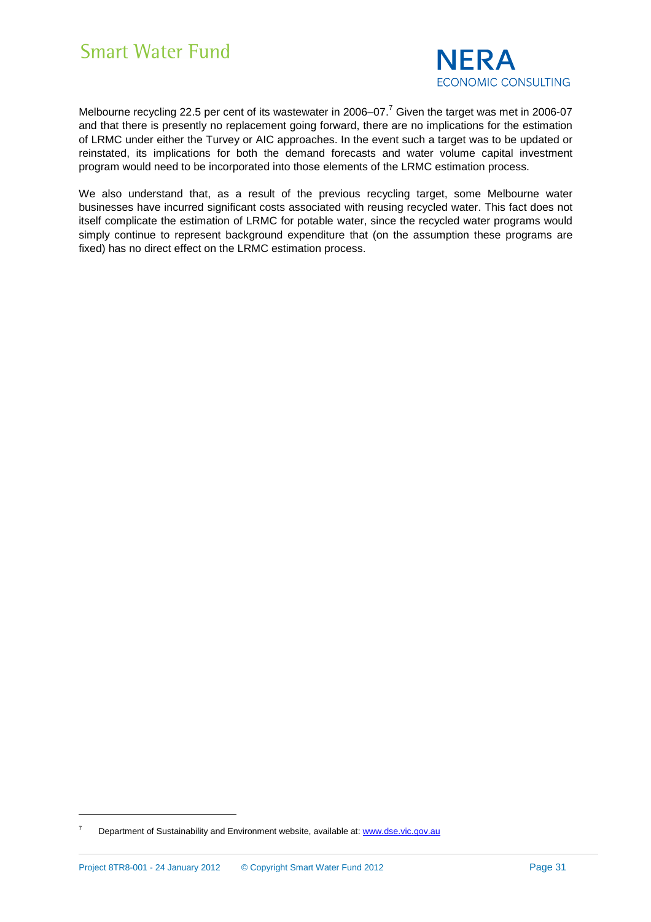Melbourne recycling 22.5 per cent of its wastewater in 2006–07.[7] Given the target was met in 2006-07 and that there is presently no replacement going forward, there are no implications for the estimation of LRMC under either the Turvey or AIC approaches. In the event such a target was to be updated or reinstated, its implications for both the demand forecasts and water volume capital investment program would need to be incorporated into those elements of the LRMC estimation process.

We also understand that, as a result of the previous recycling target, some Melbourne water businesses have incurred significant costs associated with reusing recycled water. This fact does not itself complicate the estimation of LRMC for potable water, since the recycled water programs would simply continue to represent background expenditure that (on the assumption these programs are fixed) has no direct effect on the LRMC estimation process.

---

[7] Department of Sustainability and Environment website, available at: www.dse.vic.gov.au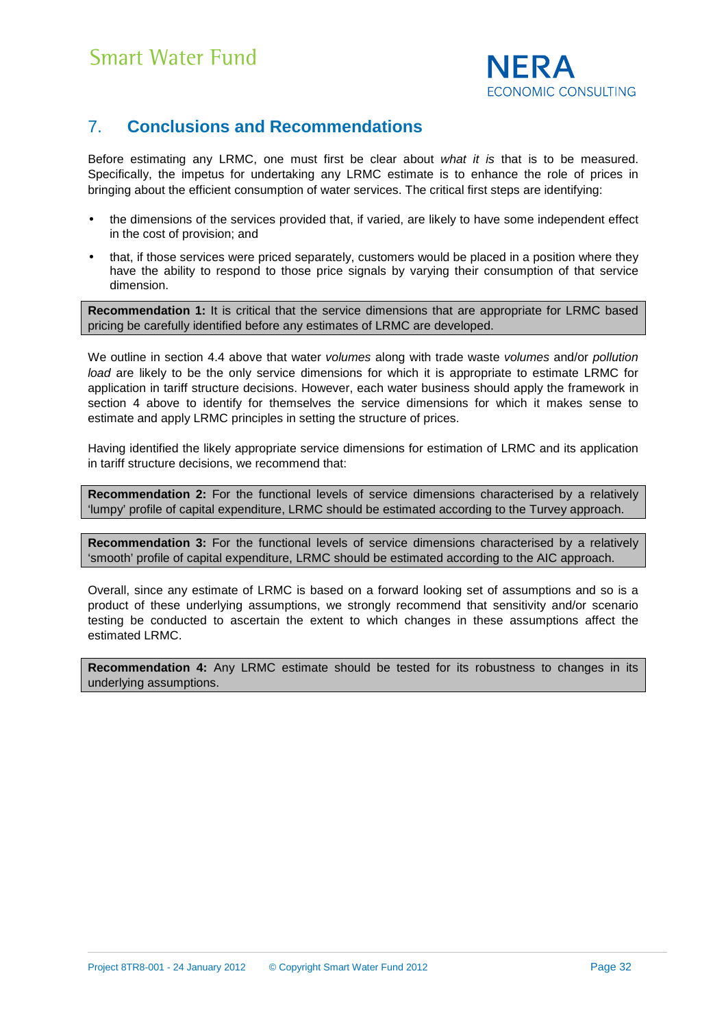## 7. Conclusions and Recommendations

Before estimating any LRMC, one must first be clear about *what it is* that is to be measured. Specifically, the impetus for undertaking any LRMC estimate is to enhance the role of prices in bringing about the efficient consumption of water services. The critical first steps are identifying:

- the dimensions of the services provided that, if varied, are likely to have some independent effect in the cost of provision; and
- that, if those services were priced separately, customers would be placed in a position where they have the ability to respond to those price signals by varying their consumption of that service dimension.

**Recommendation 1:** It is critical that the service dimensions that are appropriate for LRMC based pricing be carefully identified before any estimates of LRMC are developed.

We outline in section 4.4 above that water *volumes* along with trade waste *volumes* and/or *pollution load* are likely to be the only service dimensions for which it is appropriate to estimate LRMC for application in tariff structure decisions. However, each water business should apply the framework in section 4 above to identify for themselves the service dimensions for which it makes sense to estimate and apply LRMC principles in setting the structure of prices.

Having identified the likely appropriate service dimensions for estimation of LRMC and its application in tariff structure decisions, we recommend that:

**Recommendation 2:** For the functional levels of service dimensions characterised by a relatively 'lumpy' profile of capital expenditure, LRMC should be estimated according to the Turvey approach.

**Recommendation 3:** For the functional levels of service dimensions characterised by a relatively 'smooth' profile of capital expenditure, LRMC should be estimated according to the AIC approach.

Overall, since any estimate of LRMC is based on a forward looking set of assumptions and so is a product of these underlying assumptions, we strongly recommend that sensitivity and/or scenario testing be conducted to ascertain the extent to which changes in these assumptions affect the estimated LRMC.

**Recommendation 4:** Any LRMC estimate should be tested for its robustness to changes in its underlying assumptions.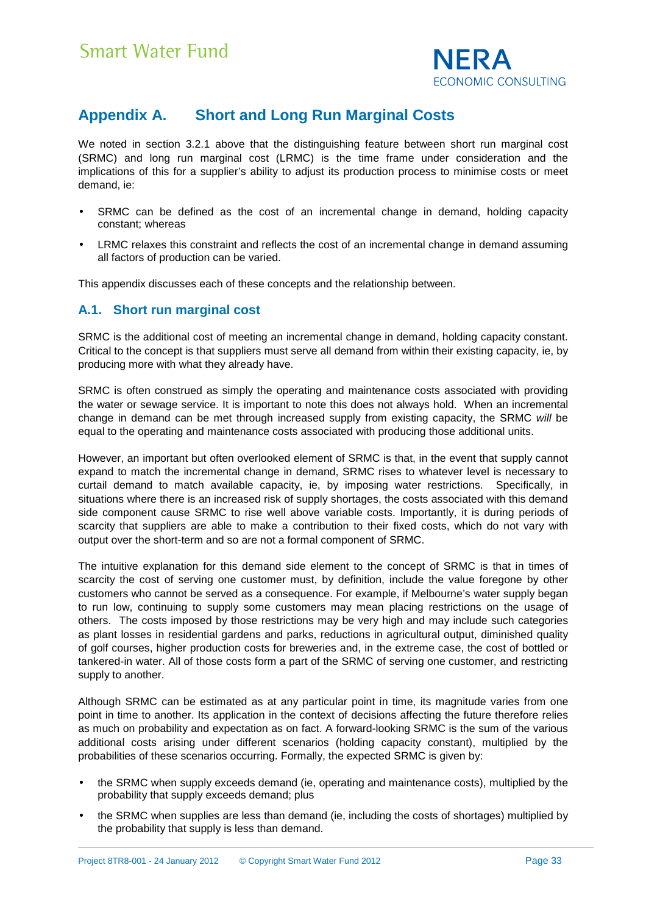# Appendix A. Short and Long Run Marginal Costs

We noted in section 3.2.1 above that the distinguishing feature between short run marginal cost (SRMC) and long run marginal cost (LRMC) is the time frame under consideration and the implications of this for a supplier's ability to adjust its production process to minimise costs or meet demand, ie:

- SRMC can be defined as the cost of an incremental change in demand, holding capacity constant; whereas
- LRMC relaxes this constraint and reflects the cost of an incremental change in demand assuming all factors of production can be varied.

This appendix discusses each of these concepts and the relationship between.

## A.1. Short run marginal cost

SRMC is the additional cost of meeting an incremental change in demand, holding capacity constant. Critical to the concept is that suppliers must serve all demand from within their existing capacity, ie, by producing more with what they already have.

SRMC is often construed as simply the operating and maintenance costs associated with providing the water or sewage service. It is important to note this does not always hold. When an incremental change in demand can be met through increased supply from existing capacity, the SRMC *will* be equal to the operating and maintenance costs associated with producing those additional units.

However, an important but often overlooked element of SRMC is that, in the event that supply cannot expand to match the incremental change in demand, SRMC rises to whatever level is necessary to curtail demand to match available capacity, ie, by imposing water restrictions. Specifically, in situations where there is an increased risk of supply shortages, the costs associated with this demand side component cause SRMC to rise well above variable costs. Importantly, it is during periods of scarcity that suppliers are able to make a contribution to their fixed costs, which do not vary with output over the short-term and so are not a formal component of SRMC.

The intuitive explanation for this demand side element to the concept of SRMC is that in times of scarcity the cost of serving one customer must, by definition, include the value foregone by other customers who cannot be served as a consequence. For example, if Melbourne's water supply began to run low, continuing to supply some customers may mean placing restrictions on the usage of others. The costs imposed by those restrictions may be very high and may include such categories as plant losses in residential gardens and parks, reductions in agricultural output, diminished quality of golf courses, higher production costs for breweries and, in the extreme case, the cost of bottled or tankered-in water. All of those costs form a part of the SRMC of serving one customer, and restricting supply to another.

Although SRMC can be estimated as at any particular point in time, its magnitude varies from one point in time to another. Its application in the context of decisions affecting the future therefore relies as much on probability and expectation as on fact. A forward-looking SRMC is the sum of the various additional costs arising under different scenarios (holding capacity constant), multiplied by the probabilities of these scenarios occurring. Formally, the expected SRMC is given by:

- the SRMC when supply exceeds demand (ie, operating and maintenance costs), multiplied by the probability that supply exceeds demand; plus
- the SRMC when supplies are less than demand (ie, including the costs of shortages) multiplied by the probability that supply is less than demand.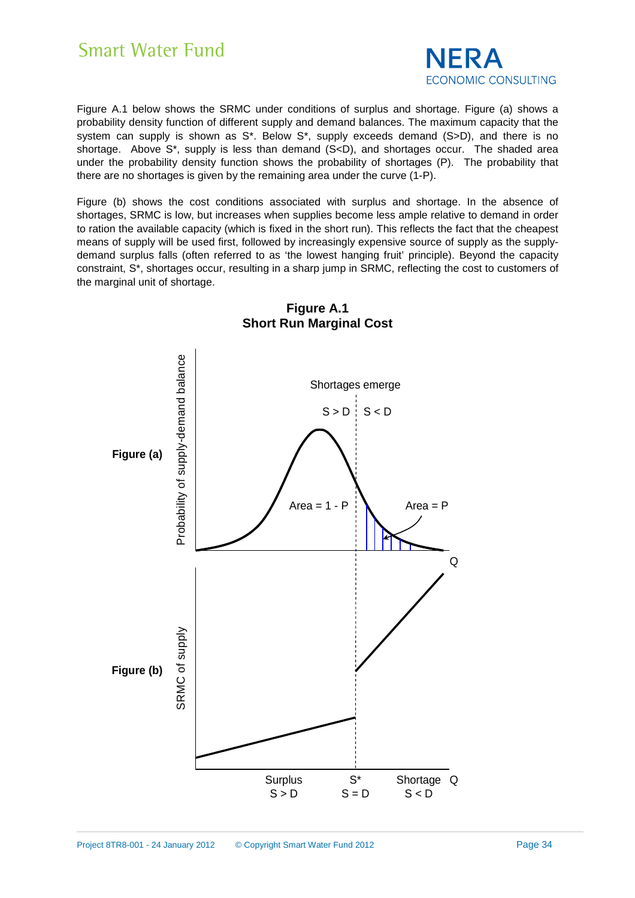Figure A.1 below shows the SRMC under conditions of surplus and shortage. Figure (a) shows a probability density function of different supply and demand balances. The maximum capacity that the system can supply is shown as S*. Below S*, supply exceeds demand (S>D), and there is no shortage. Above S*, supply is less than demand (S<D), and shortages occur. The shaded area under the probability density function shows the probability of shortages (P). The probability that there are no shortages is given by the remaining area under the curve (1-P).

Figure (b) shows the cost conditions associated with surplus and shortage. In the absence of shortages, SRMC is low, but increases when supplies become less ample relative to demand in order to ration the available capacity (which is fixed in the short run). This reflects the fact that the cheapest means of supply will be used first, followed by increasingly expensive source of supply as the supply-demand surplus falls (often referred to as 'the lowest hanging fruit' principle). Beyond the capacity constraint, S*, shortages occur, resulting in a sharp jump in SRMC, reflecting the cost to customers of the marginal unit of shortage.

**Figure A.1**
**Short Run Marginal Cost**

**Figure (a)** — Probability of supply-demand balance

Shortages emerge

S > D | S < D

Area = 1 - P

Area = P

Q

**Figure (b)** — SRMC of supply

| Surplus | S* | Shortage | Q |
|---|---|---|---|
| S > D | S = D | S < D | |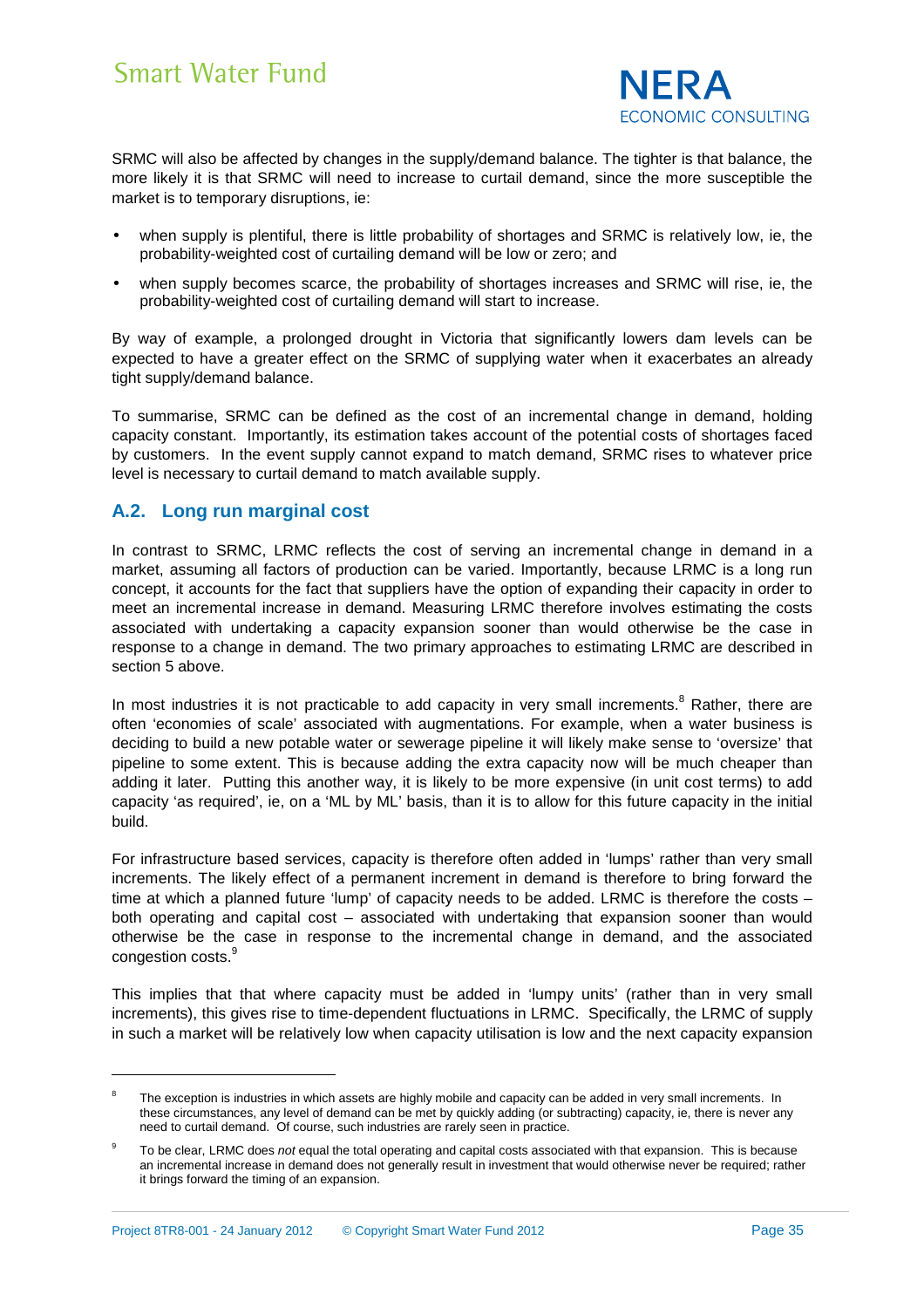SRMC will also be affected by changes in the supply/demand balance. The tighter is that balance, the more likely it is that SRMC will need to increase to curtail demand, since the more susceptible the market is to temporary disruptions, ie:

- when supply is plentiful, there is little probability of shortages and SRMC is relatively low, ie, the probability-weighted cost of curtailing demand will be low or zero; and
- when supply becomes scarce, the probability of shortages increases and SRMC will rise, ie, the probability-weighted cost of curtailing demand will start to increase.

By way of example, a prolonged drought in Victoria that significantly lowers dam levels can be expected to have a greater effect on the SRMC of supplying water when it exacerbates an already tight supply/demand balance.

To summarise, SRMC can be defined as the cost of an incremental change in demand, holding capacity constant. Importantly, its estimation takes account of the potential costs of shortages faced by customers. In the event supply cannot expand to match demand, SRMC rises to whatever price level is necessary to curtail demand to match available supply.

## A.2. Long run marginal cost

In contrast to SRMC, LRMC reflects the cost of serving an incremental change in demand in a market, assuming all factors of production can be varied. Importantly, because LRMC is a long run concept, it accounts for the fact that suppliers have the option of expanding their capacity in order to meet an incremental increase in demand. Measuring LRMC therefore involves estimating the costs associated with undertaking a capacity expansion sooner than would otherwise be the case in response to a change in demand. The two primary approaches to estimating LRMC are described in section 5 above.

In most industries it is not practicable to add capacity in very small increments.[8] Rather, there are often 'economies of scale' associated with augmentations. For example, when a water business is deciding to build a new potable water or sewerage pipeline it will likely make sense to 'oversize' that pipeline to some extent. This is because adding the extra capacity now will be much cheaper than adding it later. Putting this another way, it is likely to be more expensive (in unit cost terms) to add capacity 'as required', ie, on a 'ML by ML' basis, than it is to allow for this future capacity in the initial build.

For infrastructure based services, capacity is therefore often added in 'lumps' rather than very small increments. The likely effect of a permanent increment in demand is therefore to bring forward the time at which a planned future 'lump' of capacity needs to be added. LRMC is therefore the costs – both operating and capital cost – associated with undertaking that expansion sooner than would otherwise be the case in response to the incremental change in demand, and the associated congestion costs.[9]

This implies that that where capacity must be added in 'lumpy units' (rather than in very small increments), this gives rise to time-dependent fluctuations in LRMC. Specifically, the LRMC of supply in such a market will be relatively low when capacity utilisation is low and the next capacity expansion

---

[8] The exception is industries in which assets are highly mobile and capacity can be added in very small increments. In these circumstances, any level of demand can be met by quickly adding (or subtracting) capacity, ie, there is never any need to curtail demand. Of course, such industries are rarely seen in practice.

[9] To be clear, LRMC does *not* equal the total operating and capital costs associated with that expansion. This is because an incremental increase in demand does not generally result in investment that would otherwise never be required; rather it brings forward the timing of an expansion.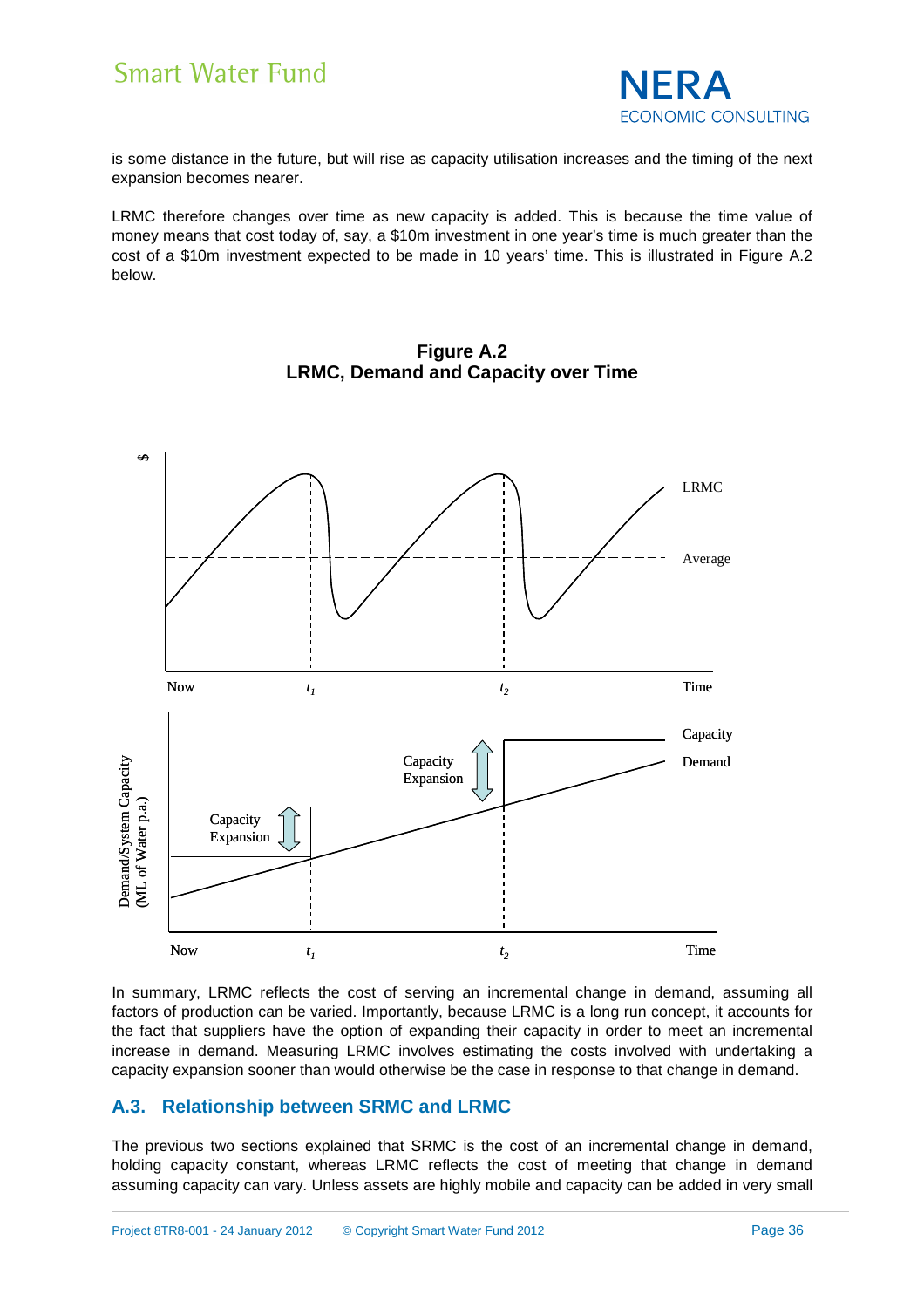is some distance in the future, but will rise as capacity utilisation increases and the timing of the next expansion becomes nearer.

LRMC therefore changes over time as new capacity is added. This is because the time value of money means that cost today of, say, a $10m investment in one year's time is much greater than the cost of a $10m investment expected to be made in 10 years' time. This is illustrated in Figure A.2 below.

**Figure A.2**
**LRMC, Demand and Capacity over Time**

In summary, LRMC reflects the cost of serving an incremental change in demand, assuming all factors of production can be varied. Importantly, because LRMC is a long run concept, it accounts for the fact that suppliers have the option of expanding their capacity in order to meet an incremental increase in demand. Measuring LRMC involves estimating the costs involved with undertaking a capacity expansion sooner than would otherwise be the case in response to that change in demand.

## A.3. Relationship between SRMC and LRMC

The previous two sections explained that SRMC is the cost of an incremental change in demand, holding capacity constant, whereas LRMC reflects the cost of meeting that change in demand assuming capacity can vary. Unless assets are highly mobile and capacity can be added in very small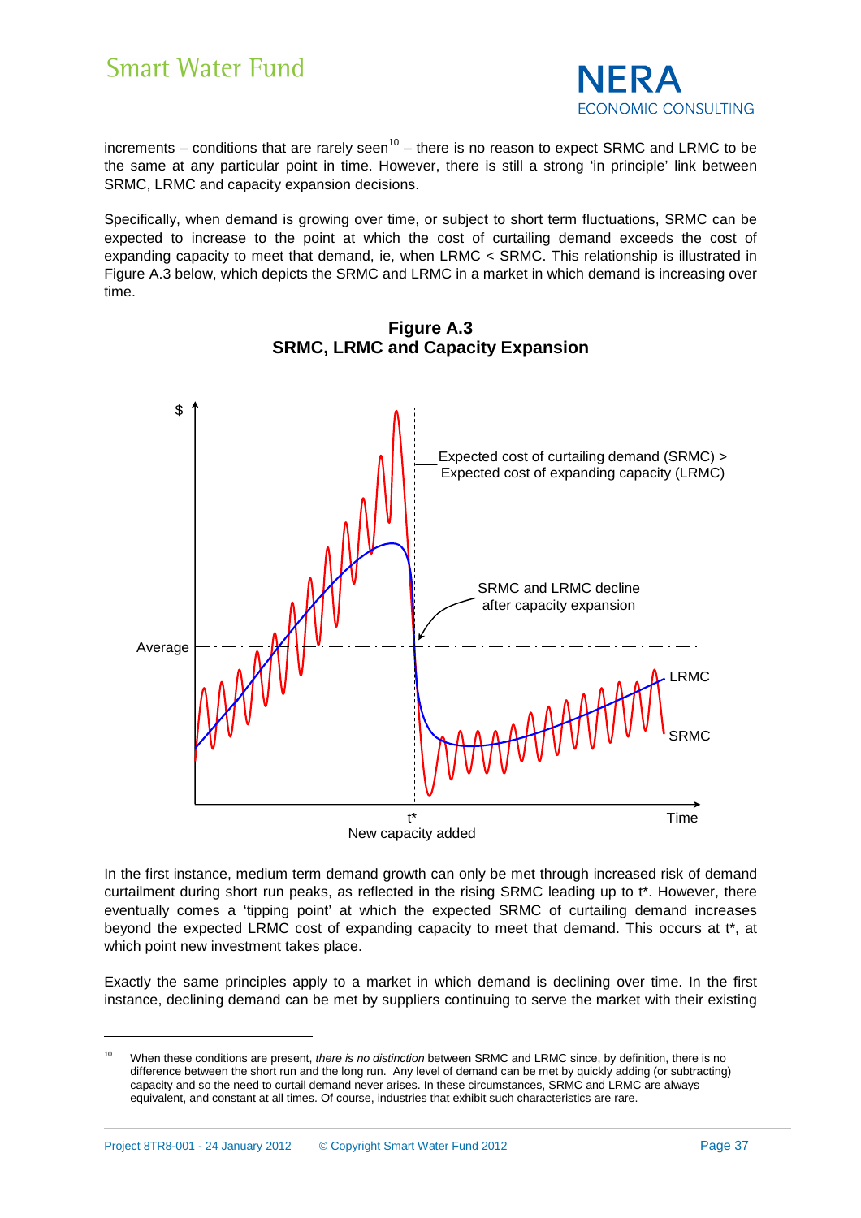increments – conditions that are rarely seen[10] – there is no reason to expect SRMC and LRMC to be the same at any particular point in time. However, there is still a strong 'in principle' link between SRMC, LRMC and capacity expansion decisions.

Specifically, when demand is growing over time, or subject to short term fluctuations, SRMC can be expected to increase to the point at which the cost of curtailing demand exceeds the cost of expanding capacity to meet that demand, ie, when LRMC < SRMC. This relationship is illustrated in Figure A.3 below, which depicts the SRMC and LRMC in a market in which demand is increasing over time.

**Figure A.3**
**SRMC, LRMC and Capacity Expansion**

$
Expected cost of curtailing demand (SRMC) > Expected cost of expanding capacity (LRMC)
SRMC and LRMC decline after capacity expansion
Average
LRMC
SRMC
t*
New capacity added
Time

In the first instance, medium term demand growth can only be met through increased risk of demand curtailment during short run peaks, as reflected in the rising SRMC leading up to t*. However, there eventually comes a 'tipping point' at which the expected SRMC of curtailing demand increases beyond the expected LRMC cost of expanding capacity to meet that demand. This occurs at t*, at which point new investment takes place.

Exactly the same principles apply to a market in which demand is declining over time. In the first instance, declining demand can be met by suppliers continuing to serve the market with their existing

---

[10] When these conditions are present, *there is no distinction* between SRMC and LRMC since, by definition, there is no difference between the short run and the long run. Any level of demand can be met by quickly adding (or subtracting) capacity and so the need to curtail demand never arises. In these circumstances, SRMC and LRMC are always equivalent, and constant at all times. Of course, industries that exhibit such characteristics are rare.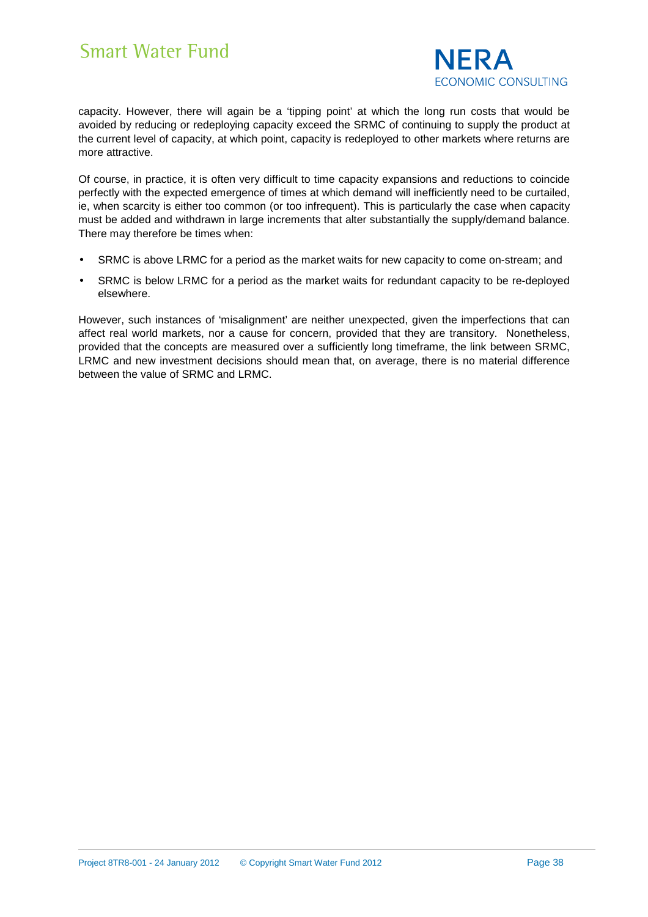capacity. However, there will again be a 'tipping point' at which the long run costs that would be avoided by reducing or redeploying capacity exceed the SRMC of continuing to supply the product at the current level of capacity, at which point, capacity is redeployed to other markets where returns are more attractive.

Of course, in practice, it is often very difficult to time capacity expansions and reductions to coincide perfectly with the expected emergence of times at which demand will inefficiently need to be curtailed, ie, when scarcity is either too common (or too infrequent). This is particularly the case when capacity must be added and withdrawn in large increments that alter substantially the supply/demand balance. There may therefore be times when:

- SRMC is above LRMC for a period as the market waits for new capacity to come on-stream; and
- SRMC is below LRMC for a period as the market waits for redundant capacity to be re-deployed elsewhere.

However, such instances of 'misalignment' are neither unexpected, given the imperfections that can affect real world markets, nor a cause for concern, provided that they are transitory. Nonetheless, provided that the concepts are measured over a sufficiently long timeframe, the link between SRMC, LRMC and new investment decisions should mean that, on average, there is no material difference between the value of SRMC and LRMC.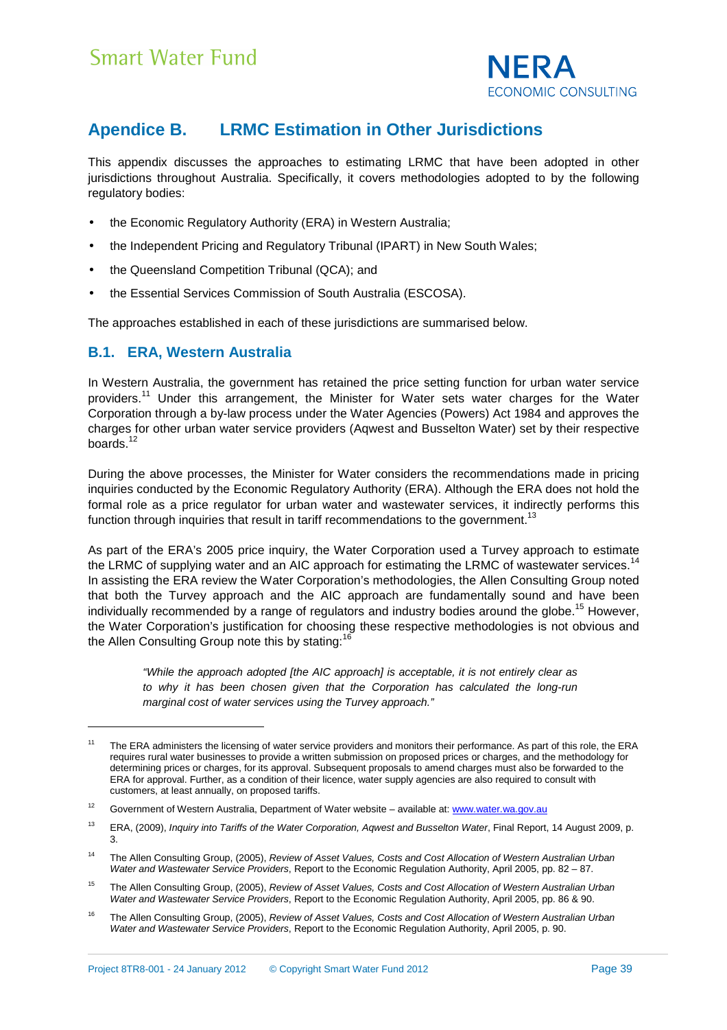# Apendice B. LRMC Estimation in Other Jurisdictions

This appendix discusses the approaches to estimating LRMC that have been adopted in other jurisdictions throughout Australia. Specifically, it covers methodologies adopted to by the following regulatory bodies:

- the Economic Regulatory Authority (ERA) in Western Australia;
- the Independent Pricing and Regulatory Tribunal (IPART) in New South Wales;
- the Queensland Competition Tribunal (QCA); and
- the Essential Services Commission of South Australia (ESCOSA).

The approaches established in each of these jurisdictions are summarised below.

## B.1. ERA, Western Australia

In Western Australia, the government has retained the price setting function for urban water service providers.[11] Under this arrangement, the Minister for Water sets water charges for the Water Corporation through a by-law process under the Water Agencies (Powers) Act 1984 and approves the charges for other urban water service providers (Aqwest and Busselton Water) set by their respective boards.[12]

During the above processes, the Minister for Water considers the recommendations made in pricing inquiries conducted by the Economic Regulatory Authority (ERA). Although the ERA does not hold the formal role as a price regulator for urban water and wastewater services, it indirectly performs this function through inquiries that result in tariff recommendations to the government.[13]

As part of the ERA's 2005 price inquiry, the Water Corporation used a Turvey approach to estimate the LRMC of supplying water and an AIC approach for estimating the LRMC of wastewater services.[14] In assisting the ERA review the Water Corporation's methodologies, the Allen Consulting Group noted that both the Turvey approach and the AIC approach are fundamentally sound and have been individually recommended by a range of regulators and industry bodies around the globe.[15] However, the Water Corporation's justification for choosing these respective methodologies is not obvious and the Allen Consulting Group note this by stating:[16]

> *"While the approach adopted [the AIC approach] is acceptable, it is not entirely clear as to why it has been chosen given that the Corporation has calculated the long-run marginal cost of water services using the Turvey approach."*

---

[11] The ERA administers the licensing of water service providers and monitors their performance. As part of this role, the ERA requires rural water businesses to provide a written submission on proposed prices or charges, and the methodology for determining prices or charges, for its approval. Subsequent proposals to amend charges must also be forwarded to the ERA for approval. Further, as a condition of their licence, water supply agencies are also required to consult with customers, at least annually, on proposed tariffs.

[12] Government of Western Australia, Department of Water website – available at: www.water.wa.gov.au

[13] ERA, (2009), *Inquiry into Tariffs of the Water Corporation, Aqwest and Busselton Water*, Final Report, 14 August 2009, p. 3.

[14] The Allen Consulting Group, (2005), *Review of Asset Values, Costs and Cost Allocation of Western Australian Urban Water and Wastewater Service Providers*, Report to the Economic Regulation Authority, April 2005, pp. 82 – 87.

[15] The Allen Consulting Group, (2005), *Review of Asset Values, Costs and Cost Allocation of Western Australian Urban Water and Wastewater Service Providers*, Report to the Economic Regulation Authority, April 2005, pp. 86 & 90.

[16] The Allen Consulting Group, (2005), *Review of Asset Values, Costs and Cost Allocation of Western Australian Urban Water and Wastewater Service Providers*, Report to the Economic Regulation Authority, April 2005, p. 90.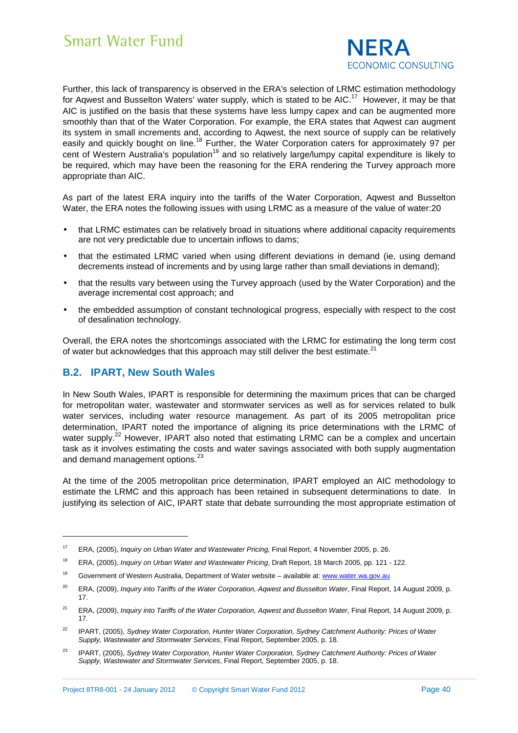Further, this lack of transparency is observed in the ERA's selection of LRMC estimation methodology for Aqwest and Busselton Waters' water supply, which is stated to be AIC.[17] However, it may be that AIC is justified on the basis that these systems have less lumpy capex and can be augmented more smoothly than that of the Water Corporation. For example, the ERA states that Aqwest can augment its system in small increments and, according to Aqwest, the next source of supply can be relatively easily and quickly bought on line.[18] Further, the Water Corporation caters for approximately 97 per cent of Western Australia's population[19] and so relatively large/lumpy capital expenditure is likely to be required, which may have been the reasoning for the ERA rendering the Turvey approach more appropriate than AIC.

As part of the latest ERA inquiry into the tariffs of the Water Corporation, Aqwest and Busselton Water, the ERA notes the following issues with using LRMC as a measure of the value of water:20

- that LRMC estimates can be relatively broad in situations where additional capacity requirements are not very predictable due to uncertain inflows to dams;
- that the estimated LRMC varied when using different deviations in demand (ie, using demand decrements instead of increments and by using large rather than small deviations in demand);
- that the results vary between using the Turvey approach (used by the Water Corporation) and the average incremental cost approach; and
- the embedded assumption of constant technological progress, especially with respect to the cost of desalination technology.

Overall, the ERA notes the shortcomings associated with the LRMC for estimating the long term cost of water but acknowledges that this approach may still deliver the best estimate.[21]

## B.2. IPART, New South Wales

In New South Wales, IPART is responsible for determining the maximum prices that can be charged for metropolitan water, wastewater and stormwater services as well as for services related to bulk water services, including water resource management. As part of its 2005 metropolitan price determination, IPART noted the importance of aligning its price determinations with the LRMC of water supply.[22] However, IPART also noted that estimating LRMC can be a complex and uncertain task as it involves estimating the costs and water savings associated with both supply augmentation and demand management options.[23]

At the time of the 2005 metropolitan price determination, IPART employed an AIC methodology to estimate the LRMC and this approach has been retained in subsequent determinations to date. In justifying its selection of AIC, IPART state that debate surrounding the most appropriate estimation of

---

[17] ERA, (2005), *Inquiry on Urban Water and Wastewater Pricing,* Final Report, 4 November 2005, p. 26.

[18] ERA, (2005), *Inquiry on Urban Water and Wastewater Pricing*, Draft Report, 18 March 2005, pp. 121 - 122.

[19] Government of Western Australia, Department of Water website – available at: www.water.wa.gov.au

[20] ERA, (2009), *Inquiry into Tariffs of the Water Corporation, Aqwest and Busselton Water*, Final Report, 14 August 2009, p. 17.

[21] ERA, (2009), *Inquiry into Tariffs of the Water Corporation, Aqwest and Busselton Water*, Final Report, 14 August 2009, p. 17.

[22] IPART, (2005), *Sydney Water Corporation, Hunter Water Corporation, Sydney Catchment Authority: Prices of Water Supply, Wastewater and Stormwater Services*, Final Report, September 2005, p. 18.

[23] IPART, (2005), *Sydney Water Corporation, Hunter Water Corporation, Sydney Catchment Authority: Prices of Water Supply, Wastewater and Stormwater Services*, Final Report, September 2005, p. 18.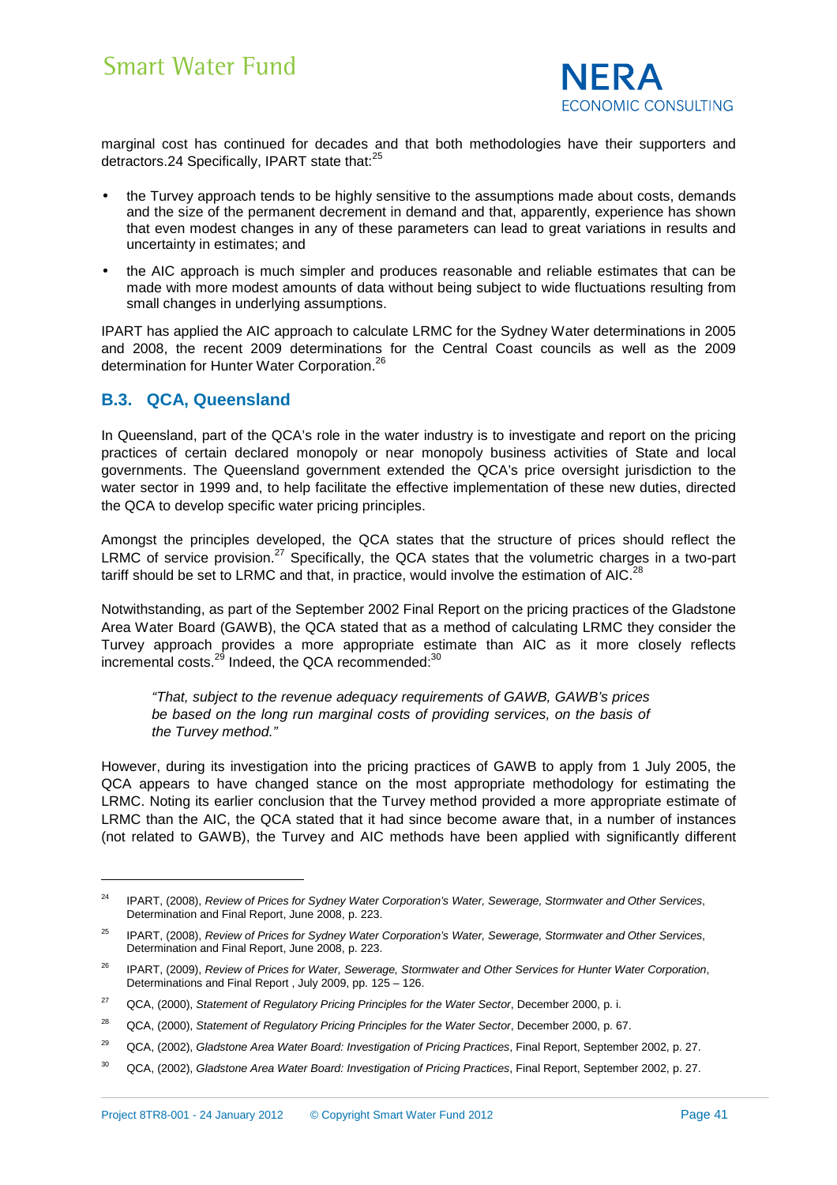marginal cost has continued for decades and that both methodologies have their supporters and detractors.24 Specifically, IPART state that:[25]

- the Turvey approach tends to be highly sensitive to the assumptions made about costs, demands and the size of the permanent decrement in demand and that, apparently, experience has shown that even modest changes in any of these parameters can lead to great variations in results and uncertainty in estimates; and
- the AIC approach is much simpler and produces reasonable and reliable estimates that can be made with more modest amounts of data without being subject to wide fluctuations resulting from small changes in underlying assumptions.

IPART has applied the AIC approach to calculate LRMC for the Sydney Water determinations in 2005 and 2008, the recent 2009 determinations for the Central Coast councils as well as the 2009 determination for Hunter Water Corporation.[26]

## B.3. QCA, Queensland

In Queensland, part of the QCA's role in the water industry is to investigate and report on the pricing practices of certain declared monopoly or near monopoly business activities of State and local governments. The Queensland government extended the QCA's price oversight jurisdiction to the water sector in 1999 and, to help facilitate the effective implementation of these new duties, directed the QCA to develop specific water pricing principles.

Amongst the principles developed, the QCA states that the structure of prices should reflect the LRMC of service provision.[27] Specifically, the QCA states that the volumetric charges in a two-part tariff should be set to LRMC and that, in practice, would involve the estimation of AIC.[28]

Notwithstanding, as part of the September 2002 Final Report on the pricing practices of the Gladstone Area Water Board (GAWB), the QCA stated that as a method of calculating LRMC they consider the Turvey approach provides a more appropriate estimate than AIC as it more closely reflects incremental costs.[29] Indeed, the QCA recommended:[30]

> *"That, subject to the revenue adequacy requirements of GAWB, GAWB's prices be based on the long run marginal costs of providing services, on the basis of the Turvey method."*

However, during its investigation into the pricing practices of GAWB to apply from 1 July 2005, the QCA appears to have changed stance on the most appropriate methodology for estimating the LRMC. Noting its earlier conclusion that the Turvey method provided a more appropriate estimate of LRMC than the AIC, the QCA stated that it had since become aware that, in a number of instances (not related to GAWB), the Turvey and AIC methods have been applied with significantly different

---

[24] IPART, (2008), *Review of Prices for Sydney Water Corporation's Water, Sewerage, Stormwater and Other Services*, Determination and Final Report, June 2008, p. 223.

[25] IPART, (2008), *Review of Prices for Sydney Water Corporation's Water, Sewerage, Stormwater and Other Services*, Determination and Final Report, June 2008, p. 223.

[26] IPART, (2009), *Review of Prices for Water, Sewerage, Stormwater and Other Services for Hunter Water Corporation*, Determinations and Final Report , July 2009, pp. 125 – 126.

[27] QCA, (2000), *Statement of Regulatory Pricing Principles for the Water Sector*, December 2000, p. i.

[28] QCA, (2000), *Statement of Regulatory Pricing Principles for the Water Sector*, December 2000, p. 67.

[29] QCA, (2002), *Gladstone Area Water Board: Investigation of Pricing Practices*, Final Report, September 2002, p. 27.

[30] QCA, (2002), *Gladstone Area Water Board: Investigation of Pricing Practices*, Final Report, September 2002, p. 27.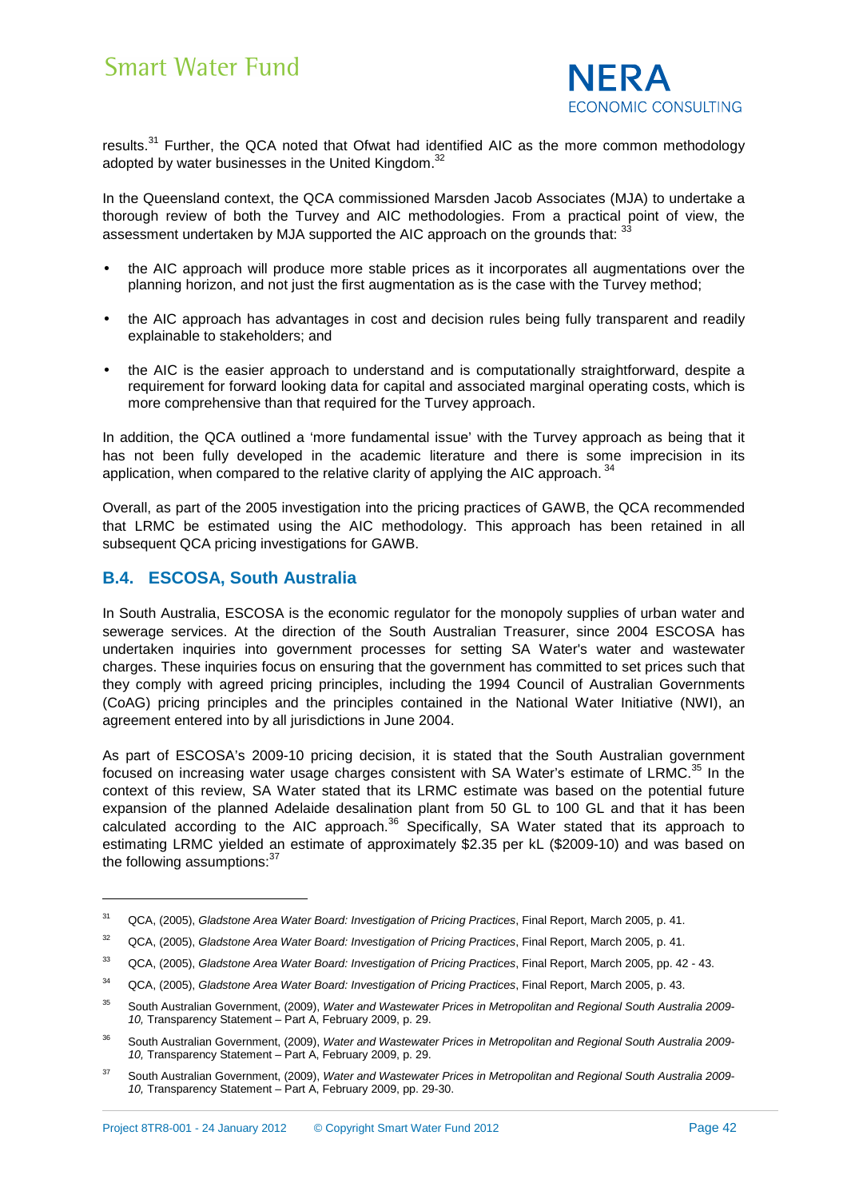results.[31] Further, the QCA noted that Ofwat had identified AIC as the more common methodology adopted by water businesses in the United Kingdom.[32]

In the Queensland context, the QCA commissioned Marsden Jacob Associates (MJA) to undertake a thorough review of both the Turvey and AIC methodologies. From a practical point of view, the assessment undertaken by MJA supported the AIC approach on the grounds that: [33]

- the AIC approach will produce more stable prices as it incorporates all augmentations over the planning horizon, and not just the first augmentation as is the case with the Turvey method;
- the AIC approach has advantages in cost and decision rules being fully transparent and readily explainable to stakeholders; and
- the AIC is the easier approach to understand and is computationally straightforward, despite a requirement for forward looking data for capital and associated marginal operating costs, which is more comprehensive than that required for the Turvey approach.

In addition, the QCA outlined a 'more fundamental issue' with the Turvey approach as being that it has not been fully developed in the academic literature and there is some imprecision in its application, when compared to the relative clarity of applying the AIC approach. [34]

Overall, as part of the 2005 investigation into the pricing practices of GAWB, the QCA recommended that LRMC be estimated using the AIC methodology. This approach has been retained in all subsequent QCA pricing investigations for GAWB.

## B.4. ESCOSA, South Australia

In South Australia, ESCOSA is the economic regulator for the monopoly supplies of urban water and sewerage services. At the direction of the South Australian Treasurer, since 2004 ESCOSA has undertaken inquiries into government processes for setting SA Water's water and wastewater charges. These inquiries focus on ensuring that the government has committed to set prices such that they comply with agreed pricing principles, including the 1994 Council of Australian Governments (CoAG) pricing principles and the principles contained in the National Water Initiative (NWI), an agreement entered into by all jurisdictions in June 2004.

As part of ESCOSA's 2009-10 pricing decision, it is stated that the South Australian government focused on increasing water usage charges consistent with SA Water's estimate of LRMC.[35] In the context of this review, SA Water stated that its LRMC estimate was based on the potential future expansion of the planned Adelaide desalination plant from 50 GL to 100 GL and that it has been calculated according to the AIC approach.[36] Specifically, SA Water stated that its approach to estimating LRMC yielded an estimate of approximately \$2.35 per kL (\$2009-10) and was based on the following assumptions:[37]

---

[31] QCA, (2005), *Gladstone Area Water Board: Investigation of Pricing Practices*, Final Report, March 2005, p. 41.

[32] QCA, (2005), *Gladstone Area Water Board: Investigation of Pricing Practices*, Final Report, March 2005, p. 41.

[33] QCA, (2005), *Gladstone Area Water Board: Investigation of Pricing Practices*, Final Report, March 2005, pp. 42 - 43.

[34] QCA, (2005), *Gladstone Area Water Board: Investigation of Pricing Practices*, Final Report, March 2005, p. 43.

[35] South Australian Government, (2009), *Water and Wastewater Prices in Metropolitan and Regional South Australia 2009-10,* Transparency Statement – Part A, February 2009, p. 29.

[36] South Australian Government, (2009), *Water and Wastewater Prices in Metropolitan and Regional South Australia 2009-10,* Transparency Statement – Part A, February 2009, p. 29.

[37] South Australian Government, (2009), *Water and Wastewater Prices in Metropolitan and Regional South Australia 2009-10,* Transparency Statement – Part A, February 2009, pp. 29-30.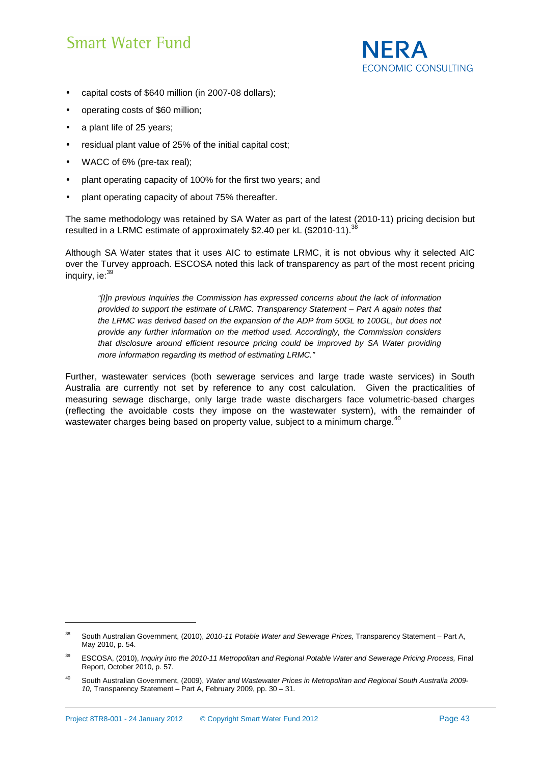- capital costs of $640 million (in 2007-08 dollars);
- operating costs of $60 million;
- a plant life of 25 years;
- residual plant value of 25% of the initial capital cost;
- WACC of 6% (pre-tax real);
- plant operating capacity of 100% for the first two years; and
- plant operating capacity of about 75% thereafter.

The same methodology was retained by SA Water as part of the latest (2010-11) pricing decision but resulted in a LRMC estimate of approximately $2.40 per kL ($2010-11).[38]

Although SA Water states that it uses AIC to estimate LRMC, it is not obvious why it selected AIC over the Turvey approach. ESCOSA noted this lack of transparency as part of the most recent pricing inquiry, ie:[39]

> *"[I]n previous Inquiries the Commission has expressed concerns about the lack of information provided to support the estimate of LRMC. Transparency Statement – Part A again notes that the LRMC was derived based on the expansion of the ADP from 50GL to 100GL, but does not provide any further information on the method used. Accordingly, the Commission considers that disclosure around efficient resource pricing could be improved by SA Water providing more information regarding its method of estimating LRMC."*

Further, wastewater services (both sewerage services and large trade waste services) in South Australia are currently not set by reference to any cost calculation. Given the practicalities of measuring sewage discharge, only large trade waste dischargers face volumetric-based charges (reflecting the avoidable costs they impose on the wastewater system), with the remainder of wastewater charges being based on property value, subject to a minimum charge.[40]

---

[38] South Australian Government, (2010), *2010-11 Potable Water and Sewerage Prices,* Transparency Statement – Part A, May 2010, p. 54.

[39] ESCOSA, (2010), *Inquiry into the 2010-11 Metropolitan and Regional Potable Water and Sewerage Pricing Process,* Final Report, October 2010, p. 57.

[40] South Australian Government, (2009), *Water and Wastewater Prices in Metropolitan and Regional South Australia 2009-10,* Transparency Statement – Part A, February 2009, pp. 30 – 31.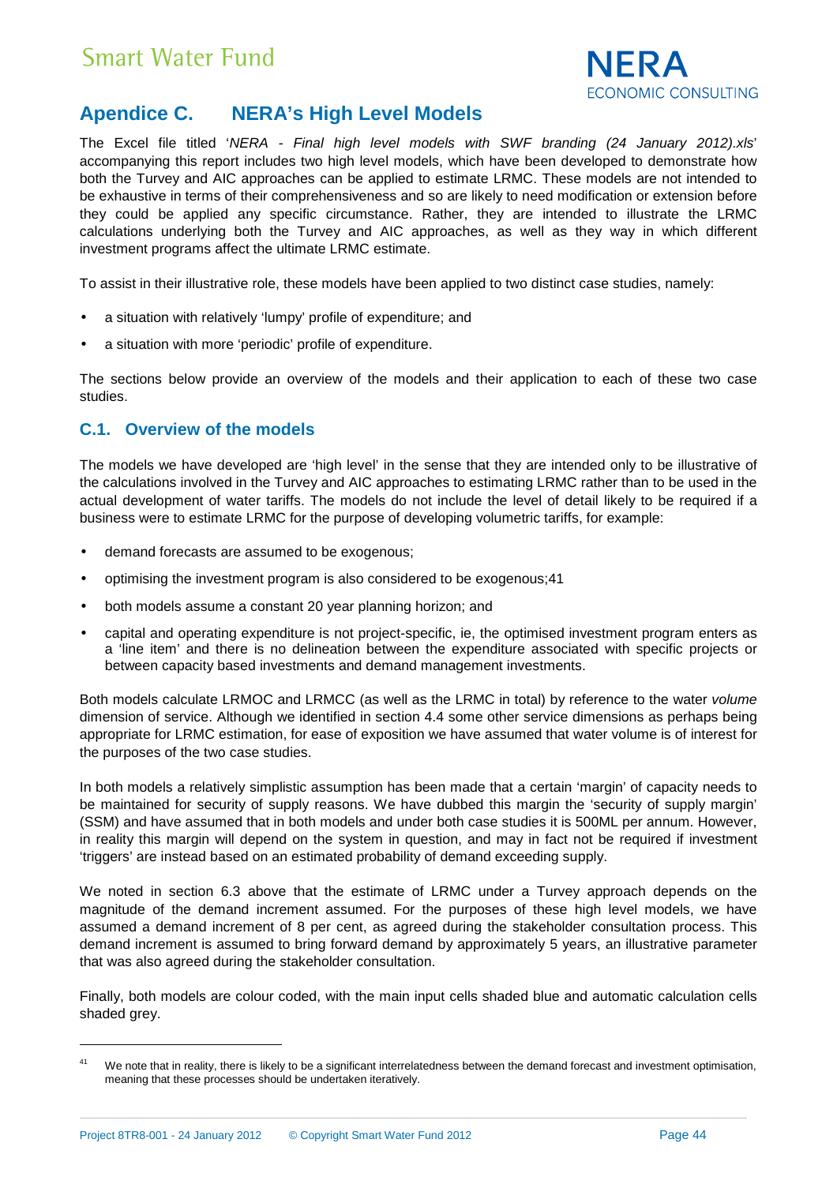# Apendice C. NERA's High Level Models

The Excel file titled '*NERA - Final high level models with SWF branding (24 January 2012).xls*' accompanying this report includes two high level models, which have been developed to demonstrate how both the Turvey and AIC approaches can be applied to estimate LRMC. These models are not intended to be exhaustive in terms of their comprehensiveness and so are likely to need modification or extension before they could be applied any specific circumstance. Rather, they are intended to illustrate the LRMC calculations underlying both the Turvey and AIC approaches, as well as they way in which different investment programs affect the ultimate LRMC estimate.

To assist in their illustrative role, these models have been applied to two distinct case studies, namely:

- a situation with relatively 'lumpy' profile of expenditure; and
- a situation with more 'periodic' profile of expenditure.

The sections below provide an overview of the models and their application to each of these two case studies.

## C.1. Overview of the models

The models we have developed are 'high level' in the sense that they are intended only to be illustrative of the calculations involved in the Turvey and AIC approaches to estimating LRMC rather than to be used in the actual development of water tariffs. The models do not include the level of detail likely to be required if a business were to estimate LRMC for the purpose of developing volumetric tariffs, for example:

- demand forecasts are assumed to be exogenous;
- optimising the investment program is also considered to be exogenous;[41]
- both models assume a constant 20 year planning horizon; and
- capital and operating expenditure is not project-specific, ie, the optimised investment program enters as a 'line item' and there is no delineation between the expenditure associated with specific projects or between capacity based investments and demand management investments.

Both models calculate LRMOC and LRMCC (as well as the LRMC in total) by reference to the water *volume* dimension of service. Although we identified in section 4.4 some other service dimensions as perhaps being appropriate for LRMC estimation, for ease of exposition we have assumed that water volume is of interest for the purposes of the two case studies.

In both models a relatively simplistic assumption has been made that a certain 'margin' of capacity needs to be maintained for security of supply reasons. We have dubbed this margin the 'security of supply margin' (SSM) and have assumed that in both models and under both case studies it is 500ML per annum. However, in reality this margin will depend on the system in question, and may in fact not be required if investment 'triggers' are instead based on an estimated probability of demand exceeding supply.

We noted in section 6.3 above that the estimate of LRMC under a Turvey approach depends on the magnitude of the demand increment assumed. For the purposes of these high level models, we have assumed a demand increment of 8 per cent, as agreed during the stakeholder consultation process. This demand increment is assumed to bring forward demand by approximately 5 years, an illustrative parameter that was also agreed during the stakeholder consultation.

Finally, both models are colour coded, with the main input cells shaded blue and automatic calculation cells shaded grey.

---

[41] We note that in reality, there is likely to be a significant interrelatedness between the demand forecast and investment optimisation, meaning that these processes should be undertaken iteratively.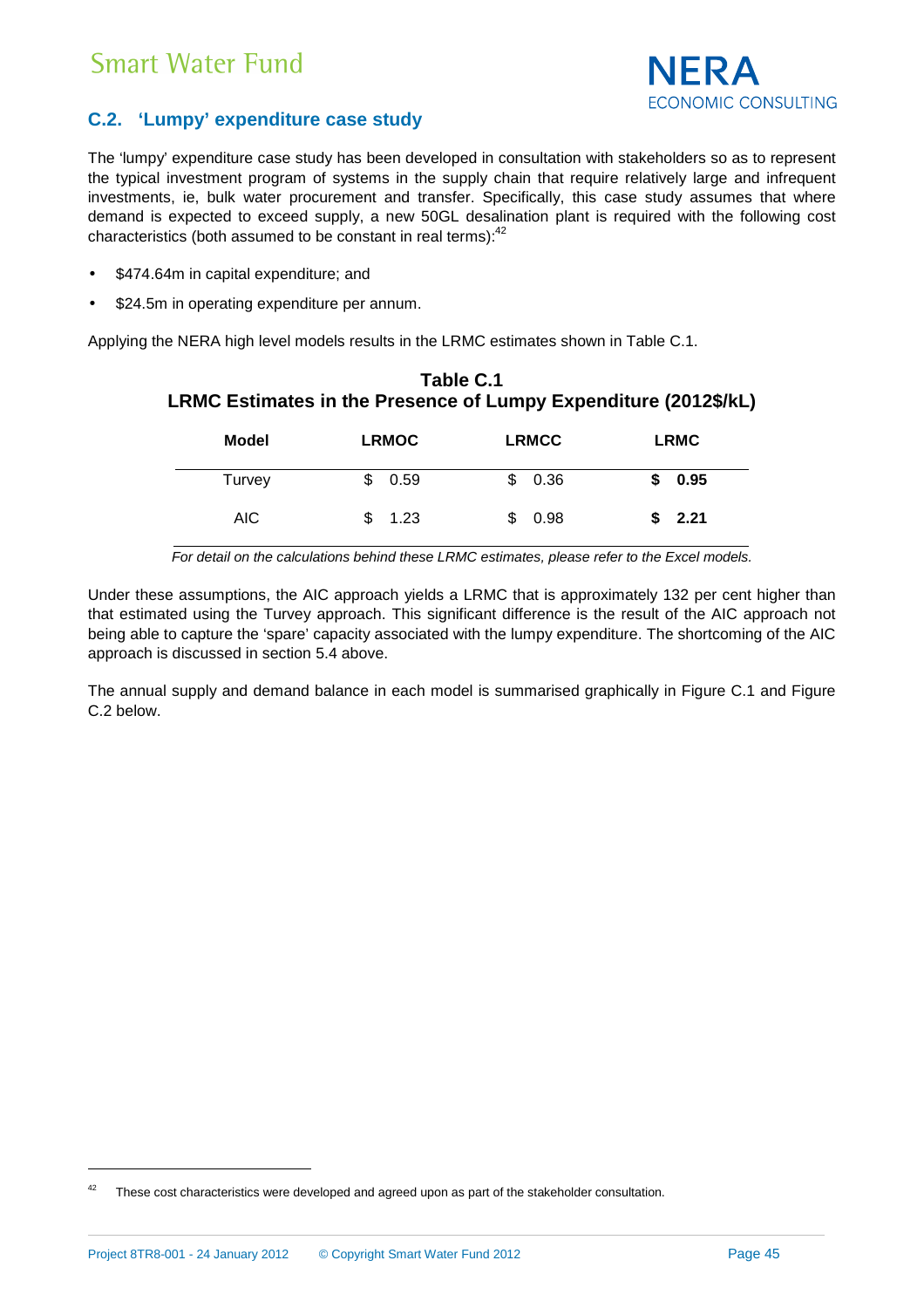## C.2. 'Lumpy' expenditure case study

The 'lumpy' expenditure case study has been developed in consultation with stakeholders so as to represent the typical investment program of systems in the supply chain that require relatively large and infrequent investments, ie, bulk water procurement and transfer. Specifically, this case study assumes that where demand is expected to exceed supply, a new 50GL desalination plant is required with the following cost characteristics (both assumed to be constant in real terms):[42]

- $474.64m in capital expenditure; and
- $24.5m in operating expenditure per annum.

Applying the NERA high level models results in the LRMC estimates shown in Table C.1.

**Table C.1**
**LRMC Estimates in the Presence of Lumpy Expenditure (2012$/kL)**

| Model | LRMOC | LRMCC | LRMC |
|---|---|---|---|
| Turvey | $ 0.59 | $ 0.36 | **$ 0.95** |
| AIC | $ 1.23 | $ 0.98 | **$ 2.21** |

*For detail on the calculations behind these LRMC estimates, please refer to the Excel models.*

Under these assumptions, the AIC approach yields a LRMC that is approximately 132 per cent higher than that estimated using the Turvey approach. This significant difference is the result of the AIC approach not being able to capture the 'spare' capacity associated with the lumpy expenditure. The shortcoming of the AIC approach is discussed in section 5.4 above.

The annual supply and demand balance in each model is summarised graphically in Figure C.1 and Figure C.2 below.

[42] These cost characteristics were developed and agreed upon as part of the stakeholder consultation.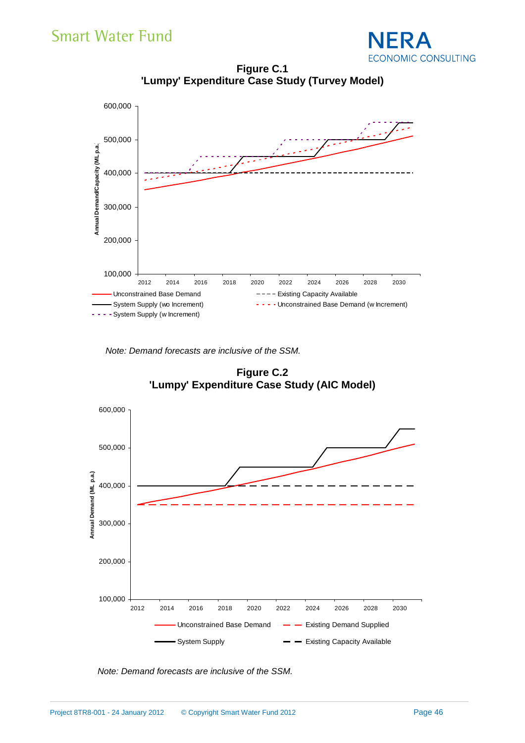**Figure C.1**
**'Lumpy' Expenditure Case Study (Turvey Model)**

*Note: Demand forecasts are inclusive of the SSM.*

**Figure C.2**
**'Lumpy' Expenditure Case Study (AIC Model)**

*Note: Demand forecasts are inclusive of the SSM.*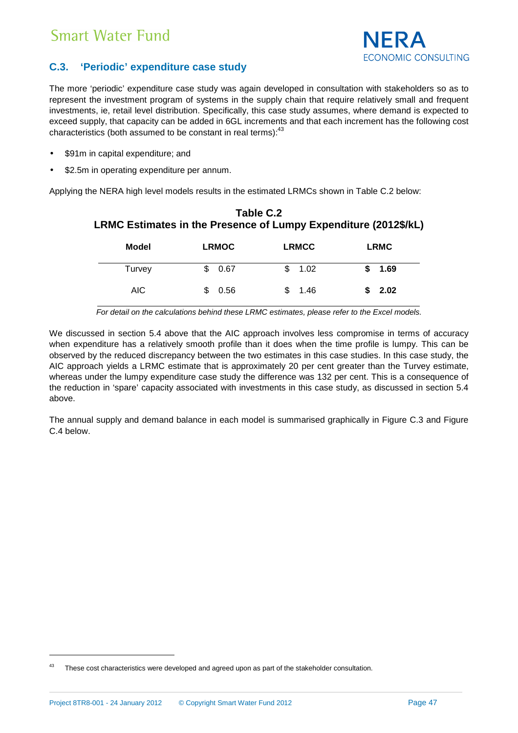## C.3. 'Periodic' expenditure case study

The more 'periodic' expenditure case study was again developed in consultation with stakeholders so as to represent the investment program of systems in the supply chain that require relatively small and frequent investments, ie, retail level distribution. Specifically, this case study assumes, where demand is expected to exceed supply, that capacity can be added in 6GL increments and that each increment has the following cost characteristics (both assumed to be constant in real terms):[43]

- \$91m in capital expenditure; and
- \$2.5m in operating expenditure per annum.

Applying the NERA high level models results in the estimated LRMCs shown in Table C.2 below:

**Table C.2**
**LRMC Estimates in the Presence of Lumpy Expenditure (2012\$/kL)**

| Model | LRMOC | LRMCC | LRMC |
|---|---|---|---|
| Turvey | \$ 0.67 | \$ 1.02 | **\$ 1.69** |
| AIC | \$ 0.56 | \$ 1.46 | **\$ 2.02** |

*For detail on the calculations behind these LRMC estimates, please refer to the Excel models.*

We discussed in section 5.4 above that the AIC approach involves less compromise in terms of accuracy when expenditure has a relatively smooth profile than it does when the time profile is lumpy. This can be observed by the reduced discrepancy between the two estimates in this case studies. In this case study, the AIC approach yields a LRMC estimate that is approximately 20 per cent greater than the Turvey estimate, whereas under the lumpy expenditure case study the difference was 132 per cent. This is a consequence of the reduction in 'spare' capacity associated with investments in this case study, as discussed in section 5.4 above.

The annual supply and demand balance in each model is summarised graphically in Figure C.3 and Figure C.4 below.

[43] These cost characteristics were developed and agreed upon as part of the stakeholder consultation.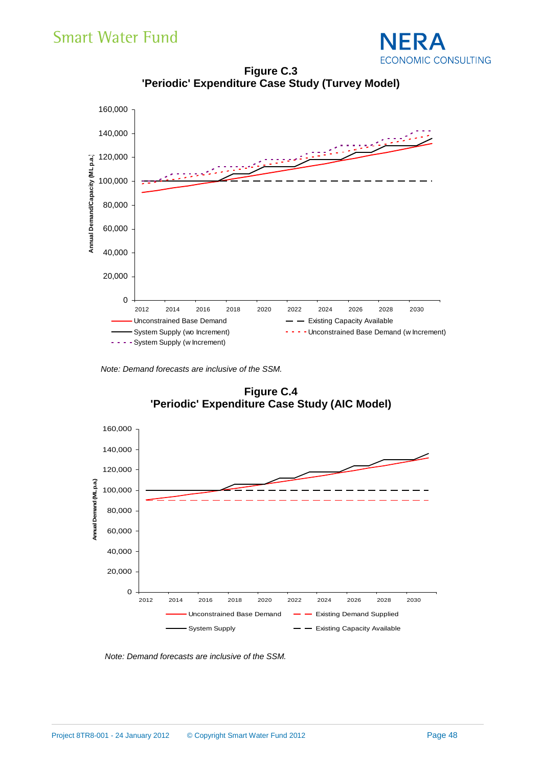**Figure C.3**
**'Periodic' Expenditure Case Study (Turvey Model)**

Annual Demand/Capacity (ML p.a.)

160,000
140,000
120,000
100,000
80,000
60,000
40,000
20,000
0

2012 2014 2016 2018 2020 2022 2024 2026 2028 2030

Unconstrained Base Demand
Existing Capacity Available
System Supply (wo Increment)
Unconstrained Base Demand (w Increment)
System Supply (w Increment)

*Note: Demand forecasts are inclusive of the SSM.*

**Figure C.4**
**'Periodic' Expenditure Case Study (AIC Model)**

Annual Demand (ML p.a.)

160,000
140,000
120,000
100,000
80,000
60,000
40,000
20,000
0

2012 2014 2016 2018 2020 2022 2024 2026 2028 2030

Unconstrained Base Demand
Existing Demand Supplied
System Supply
Existing Capacity Available

*Note: Demand forecasts are inclusive of the SSM.*